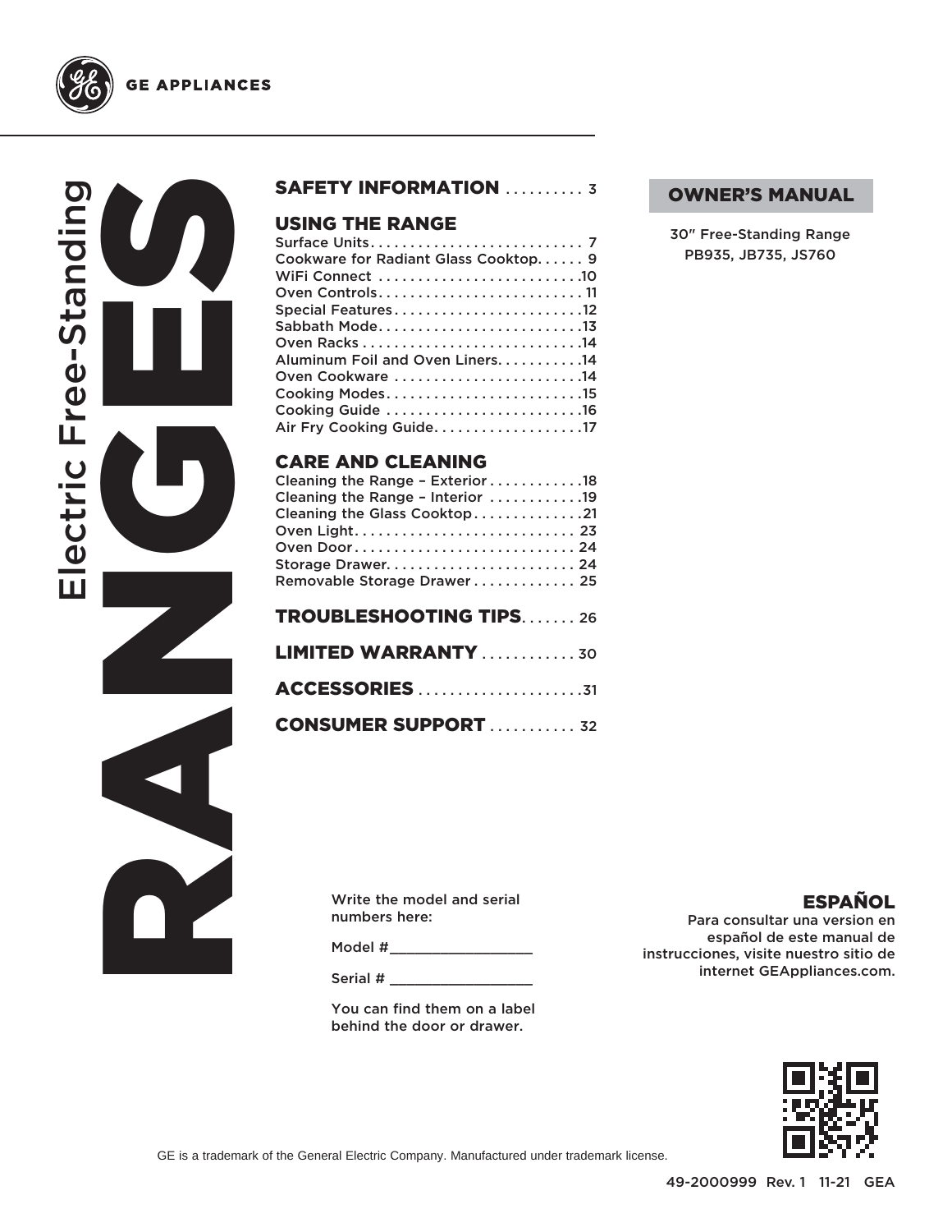GE APPLIANCES

# Electric Free-Standing RANGES

## OWNER'S MANUAL

30″ Free-Standing Range
PB935, JB735, JS760

**SAFETY INFORMATION** . . . . . . . . . . 3

**USING THE RANGE**

- Surface Units. . . . . . . . . . . . . . . . . . . . . . . . . . . 7
- Cookware for Radiant Glass Cooktop. . . . . . 9
- WiFi Connect . . . . . . . . . . . . . . . . . . . . . . . . .10
- Oven Controls. . . . . . . . . . . . . . . . . . . . . . . . . . 11
- Special Features. . . . . . . . . . . . . . . . . . . . . . . .12
- Sabbath Mode. . . . . . . . . . . . . . . . . . . . . . . . . .13
- Oven Racks . . . . . . . . . . . . . . . . . . . . . . . . . . . .14
- Aluminum Foil and Oven Liners. . . . . . . . . . .14
- Oven Cookware . . . . . . . . . . . . . . . . . . . . . . . .14
- Cooking Modes. . . . . . . . . . . . . . . . . . . . . . . . .15
- Cooking Guide . . . . . . . . . . . . . . . . . . . . . . . . .16
- Air Fry Cooking Guide. . . . . . . . . . . . . . . . . . .17

**CARE AND CLEANING**

- Cleaning the Range – Exterior . . . . . . . . . . . .18
- Cleaning the Range – Interior . . . . . . . . . . . .19
- Cleaning the Glass Cooktop. . . . . . . . . . . . . .21
- Oven Light. . . . . . . . . . . . . . . . . . . . . . . . . . . . 23
- Oven Door . . . . . . . . . . . . . . . . . . . . . . . . . . . . 24
- Storage Drawer. . . . . . . . . . . . . . . . . . . . . . . . 24
- Removable Storage Drawer . . . . . . . . . . . . . 25

**TROUBLESHOOTING TIPS**. . . . . . . 26

**LIMITED WARRANTY** . . . . . . . . . . . 30

**ACCESSORIES** . . . . . . . . . . . . . . . . . . . . .31

**CONSUMER SUPPORT** . . . . . . . . . . . 32

Write the model and serial numbers here:

Model # _________________

Serial # _________________

You can find them on a label behind the door or drawer.

## ESPAÑOL

Para consultar una version en español de este manual de instrucciones, visite nuestro sitio de internet GEAppliances.com.

GE is a trademark of the General Electric Company. Manufactured under trademark license.

49-2000999 Rev. 1 11-21 GEA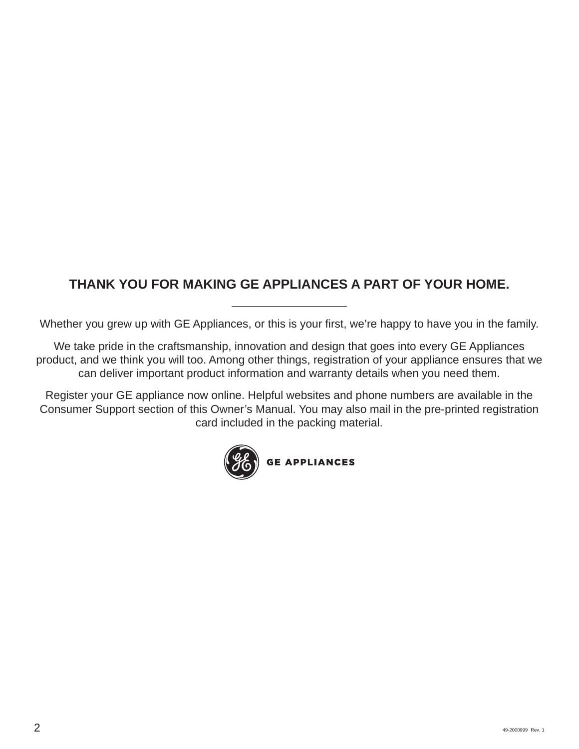## THANK YOU FOR MAKING GE APPLIANCES A PART OF YOUR HOME.

---

Whether you grew up with GE Appliances, or this is your first, we're happy to have you in the family.

We take pride in the craftsmanship, innovation and design that goes into every GE Appliances product, and we think you will too. Among other things, registration of your appliance ensures that we can deliver important product information and warranty details when you need them.

Register your GE appliance now online. Helpful websites and phone numbers are available in the Consumer Support section of this Owner's Manual. You may also mail in the pre-printed registration card included in the packing material.

GE APPLIANCES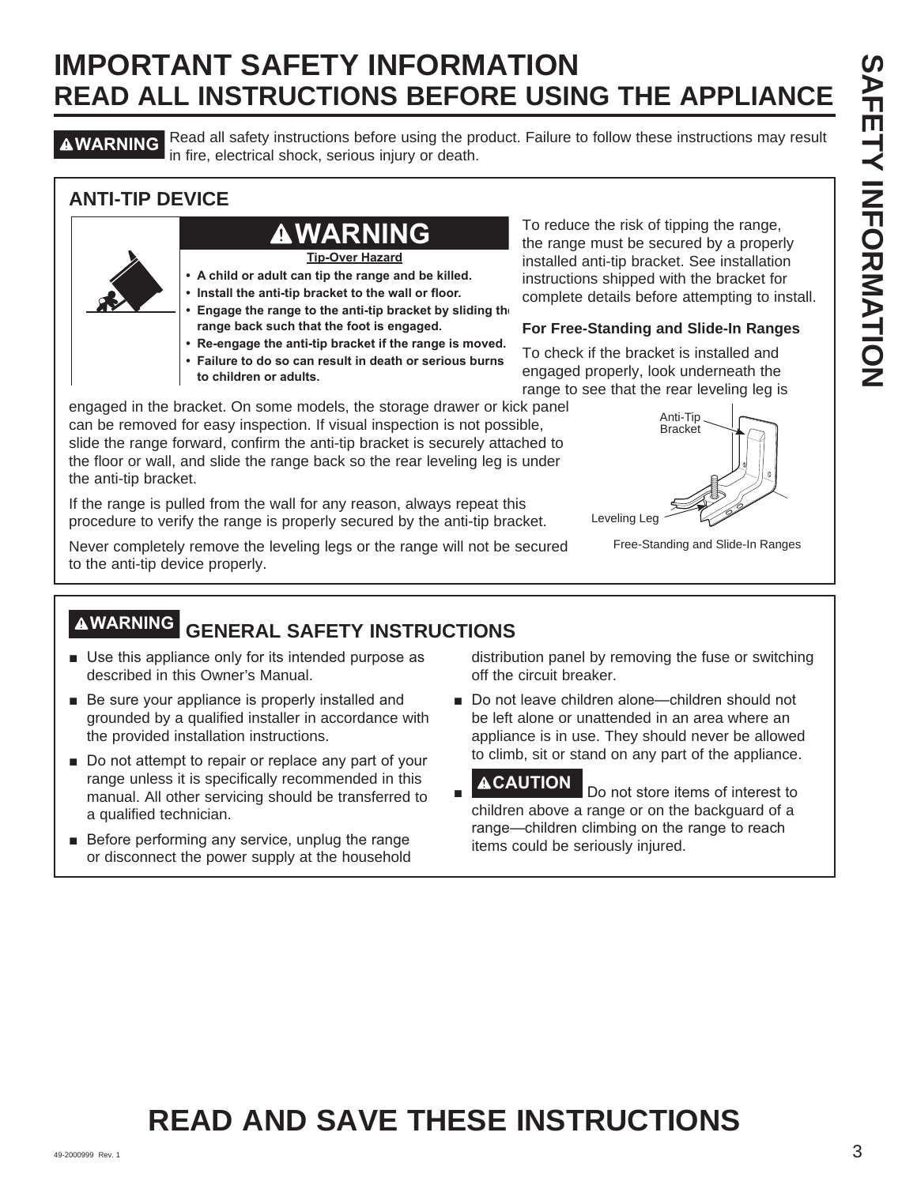# IMPORTANT SAFETY INFORMATION
## READ ALL INSTRUCTIONS BEFORE USING THE APPLIANCE

**⚠WARNING** Read all safety instructions before using the product. Failure to follow these instructions may result in fire, electrical shock, serious injury or death.

### ANTI-TIP DEVICE

**⚠WARNING**

**Tip-Over Hazard**

- **A child or adult can tip the range and be killed.**
- **Install the anti-tip bracket to the wall or floor.**
- **Engage the range to the anti-tip bracket by sliding the range back such that the foot is engaged.**
- **Re-engage the anti-tip bracket if the range is moved.**
- **Failure to do so can result in death or serious burns to children or adults.**

To reduce the risk of tipping the range, the range must be secured by a properly installed anti-tip bracket. See installation instructions shipped with the bracket for complete details before attempting to install.

**For Free-Standing and Slide-In Ranges**

To check if the bracket is installed and engaged properly, look underneath the range to see that the rear leveling leg is engaged in the bracket. On some models, the storage drawer or kick panel can be removed for easy inspection. If visual inspection is not possible, slide the range forward, confirm the anti-tip bracket is securely attached to the floor or wall, and slide the range back so the rear leveling leg is under the anti-tip bracket.

If the range is pulled from the wall for any reason, always repeat this procedure to verify the range is properly secured by the anti-tip bracket.

Never completely remove the leveling legs or the range will not be secured to the anti-tip device properly.

Anti-Tip Bracket

Leveling Leg

Free-Standing and Slide-In Ranges

### ⚠WARNING GENERAL SAFETY INSTRUCTIONS

- Use this appliance only for its intended purpose as described in this Owner's Manual.
- Be sure your appliance is properly installed and grounded by a qualified installer in accordance with the provided installation instructions.
- Do not attempt to repair or replace any part of your range unless it is specifically recommended in this manual. All other servicing should be transferred to a qualified technician.
- Before performing any service, unplug the range or disconnect the power supply at the household distribution panel by removing the fuse or switching off the circuit breaker.
- Do not leave children alone—children should not be left alone or unattended in an area where an appliance is in use. They should never be allowed to climb, sit or stand on any part of the appliance.
- **⚠CAUTION** Do not store items of interest to children above a range or on the backguard of a range—children climbing on the range to reach items could be seriously injured.

# READ AND SAVE THESE INSTRUCTIONS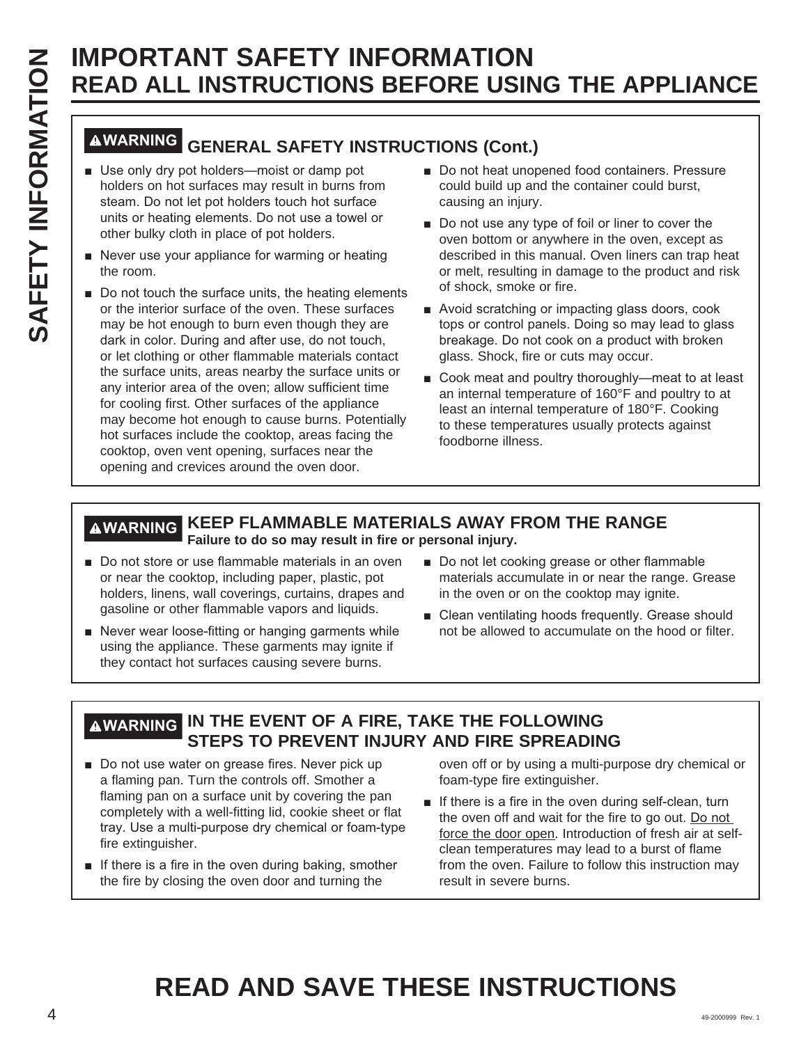# IMPORTANT SAFETY INFORMATION
# READ ALL INSTRUCTIONS BEFORE USING THE APPLIANCE

## ⚠WARNING GENERAL SAFETY INSTRUCTIONS (Cont.)

- Use only dry pot holders—moist or damp pot holders on hot surfaces may result in burns from steam. Do not let pot holders touch hot surface units or heating elements. Do not use a towel or other bulky cloth in place of pot holders.
- Never use your appliance for warming or heating the room.
- Do not touch the surface units, the heating elements or the interior surface of the oven. These surfaces may be hot enough to burn even though they are dark in color. During and after use, do not touch, or let clothing or other flammable materials contact the surface units, areas nearby the surface units or any interior area of the oven; allow sufficient time for cooling first. Other surfaces of the appliance may become hot enough to cause burns. Potentially hot surfaces include the cooktop, areas facing the cooktop, oven vent opening, surfaces near the opening and crevices around the oven door.
- Do not heat unopened food containers. Pressure could build up and the container could burst, causing an injury.
- Do not use any type of foil or liner to cover the oven bottom or anywhere in the oven, except as described in this manual. Oven liners can trap heat or melt, resulting in damage to the product and risk of shock, smoke or fire.
- Avoid scratching or impacting glass doors, cook tops or control panels. Doing so may lead to glass breakage. Do not cook on a product with broken glass. Shock, fire or cuts may occur.
- Cook meat and poultry thoroughly—meat to at least an internal temperature of 160°F and poultry to at least an internal temperature of 180°F. Cooking to these temperatures usually protects against foodborne illness.

## ⚠WARNING KEEP FLAMMABLE MATERIALS AWAY FROM THE RANGE

**Failure to do so may result in fire or personal injury.**

- Do not store or use flammable materials in an oven or near the cooktop, including paper, plastic, pot holders, linens, wall coverings, curtains, drapes and gasoline or other flammable vapors and liquids.
- Never wear loose-fitting or hanging garments while using the appliance. These garments may ignite if they contact hot surfaces causing severe burns.
- Do not let cooking grease or other flammable materials accumulate in or near the range. Grease in the oven or on the cooktop may ignite.
- Clean ventilating hoods frequently. Grease should not be allowed to accumulate on the hood or filter.

## ⚠WARNING IN THE EVENT OF A FIRE, TAKE THE FOLLOWING STEPS TO PREVENT INJURY AND FIRE SPREADING

- Do not use water on grease fires. Never pick up a flaming pan. Turn the controls off. Smother a flaming pan on a surface unit by covering the pan completely with a well-fitting lid, cookie sheet or flat tray. Use a multi-purpose dry chemical or foam-type fire extinguisher.
- If there is a fire in the oven during baking, smother the fire by closing the oven door and turning the oven off or by using a multi-purpose dry chemical or foam-type fire extinguisher.
- If there is a fire in the oven during self-clean, turn the oven off and wait for the fire to go out. Do not force the door open. Introduction of fresh air at self-clean temperatures may lead to a burst of flame from the oven. Failure to follow this instruction may result in severe burns.

# READ AND SAVE THESE INSTRUCTIONS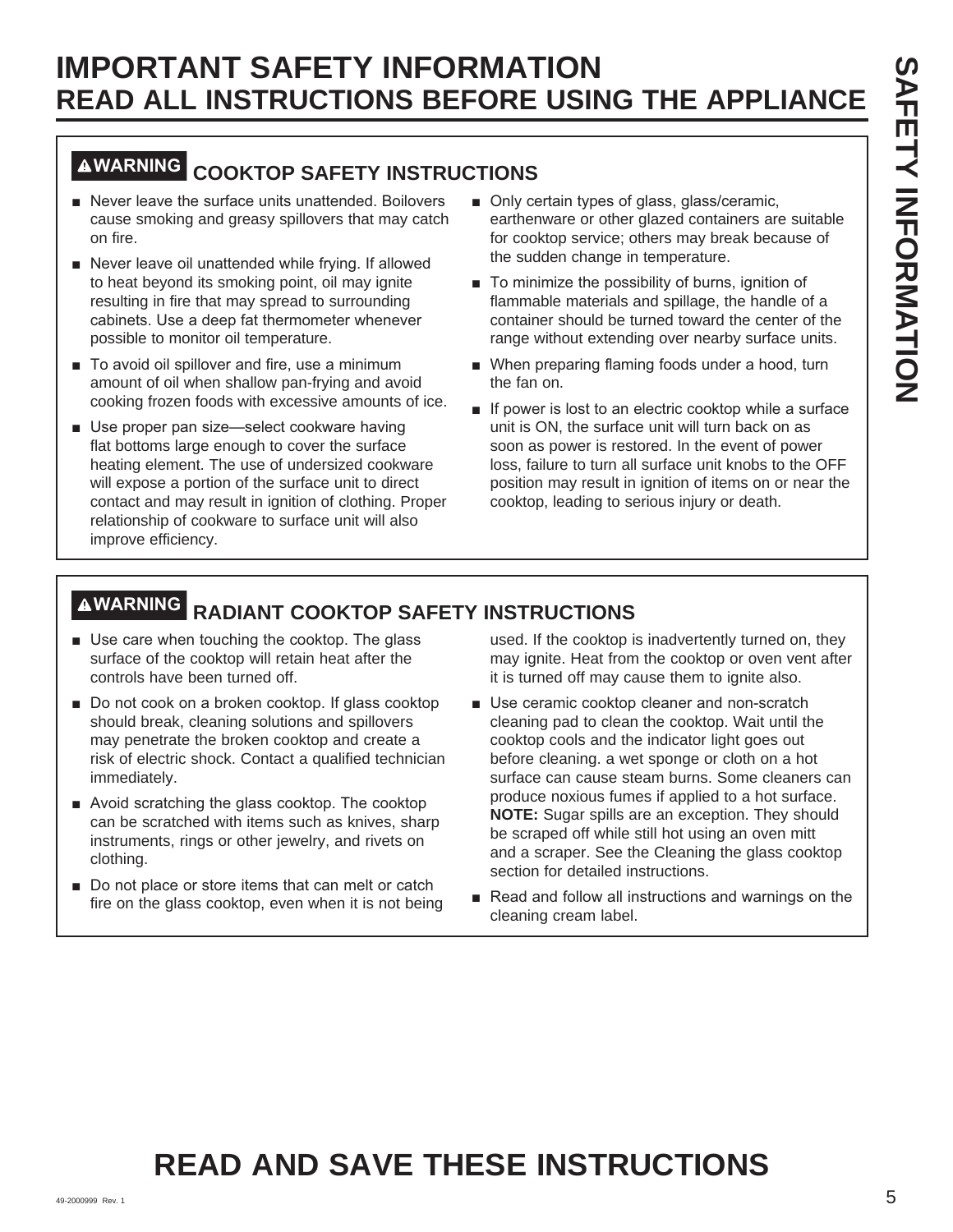# IMPORTANT SAFETY INFORMATION
## READ ALL INSTRUCTIONS BEFORE USING THE APPLIANCE

### ⚠WARNING COOKTOP SAFETY INSTRUCTIONS

- Never leave the surface units unattended. Boilovers cause smoking and greasy spillovers that may catch on fire.
- Never leave oil unattended while frying. If allowed to heat beyond its smoking point, oil may ignite resulting in fire that may spread to surrounding cabinets. Use a deep fat thermometer whenever possible to monitor oil temperature.
- To avoid oil spillover and fire, use a minimum amount of oil when shallow pan-frying and avoid cooking frozen foods with excessive amounts of ice.
- Use proper pan size—select cookware having flat bottoms large enough to cover the surface heating element. The use of undersized cookware will expose a portion of the surface unit to direct contact and may result in ignition of clothing. Proper relationship of cookware to surface unit will also improve efficiency.
- Only certain types of glass, glass/ceramic, earthenware or other glazed containers are suitable for cooktop service; others may break because of the sudden change in temperature.
- To minimize the possibility of burns, ignition of flammable materials and spillage, the handle of a container should be turned toward the center of the range without extending over nearby surface units.
- When preparing flaming foods under a hood, turn the fan on.
- If power is lost to an electric cooktop while a surface unit is ON, the surface unit will turn back on as soon as power is restored. In the event of power loss, failure to turn all surface unit knobs to the OFF position may result in ignition of items on or near the cooktop, leading to serious injury or death.

### ⚠WARNING RADIANT COOKTOP SAFETY INSTRUCTIONS

- Use care when touching the cooktop. The glass surface of the cooktop will retain heat after the controls have been turned off.
- Do not cook on a broken cooktop. If glass cooktop should break, cleaning solutions and spillovers may penetrate the broken cooktop and create a risk of electric shock. Contact a qualified technician immediately.
- Avoid scratching the glass cooktop. The cooktop can be scratched with items such as knives, sharp instruments, rings or other jewelry, and rivets on clothing.
- Do not place or store items that can melt or catch fire on the glass cooktop, even when it is not being used. If the cooktop is inadvertently turned on, they may ignite. Heat from the cooktop or oven vent after it is turned off may cause them to ignite also.
- Use ceramic cooktop cleaner and non-scratch cleaning pad to clean the cooktop. Wait until the cooktop cools and the indicator light goes out before cleaning. a wet sponge or cloth on a hot surface can cause steam burns. Some cleaners can produce noxious fumes if applied to a hot surface. **NOTE:** Sugar spills are an exception. They should be scraped off while still hot using an oven mitt and a scraper. See the Cleaning the glass cooktop section for detailed instructions.
- Read and follow all instructions and warnings on the cleaning cream label.

## READ AND SAVE THESE INSTRUCTIONS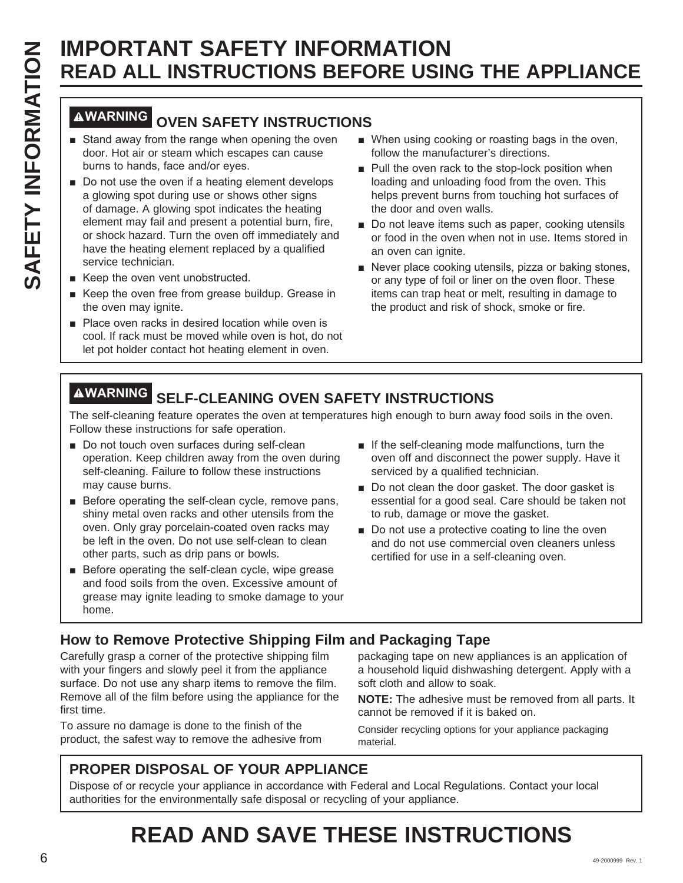# IMPORTANT SAFETY INFORMATION
## READ ALL INSTRUCTIONS BEFORE USING THE APPLIANCE

### ⚠WARNING OVEN SAFETY INSTRUCTIONS

- Stand away from the range when opening the oven door. Hot air or steam which escapes can cause burns to hands, face and/or eyes.
- Do not use the oven if a heating element develops a glowing spot during use or shows other signs of damage. A glowing spot indicates the heating element may fail and present a potential burn, fire, or shock hazard. Turn the oven off immediately and have the heating element replaced by a qualified service technician.
- Keep the oven vent unobstructed.
- Keep the oven free from grease buildup. Grease in the oven may ignite.
- Place oven racks in desired location while oven is cool. If rack must be moved while oven is hot, do not let pot holder contact hot heating element in oven.
- When using cooking or roasting bags in the oven, follow the manufacturer's directions.
- Pull the oven rack to the stop-lock position when loading and unloading food from the oven. This helps prevent burns from touching hot surfaces of the door and oven walls.
- Do not leave items such as paper, cooking utensils or food in the oven when not in use. Items stored in an oven can ignite.
- Never place cooking utensils, pizza or baking stones, or any type of foil or liner on the oven floor. These items can trap heat or melt, resulting in damage to the product and risk of shock, smoke or fire.

### ⚠WARNING SELF-CLEANING OVEN SAFETY INSTRUCTIONS

The self-cleaning feature operates the oven at temperatures high enough to burn away food soils in the oven. Follow these instructions for safe operation.

- Do not touch oven surfaces during self-clean operation. Keep children away from the oven during self-cleaning. Failure to follow these instructions may cause burns.
- Before operating the self-clean cycle, remove pans, shiny metal oven racks and other utensils from the oven. Only gray porcelain-coated oven racks may be left in the oven. Do not use self-clean to clean other parts, such as drip pans or bowls.
- Before operating the self-clean cycle, wipe grease and food soils from the oven. Excessive amount of grease may ignite leading to smoke damage to your home.
- If the self-cleaning mode malfunctions, turn the oven off and disconnect the power supply. Have it serviced by a qualified technician.
- Do not clean the door gasket. The door gasket is essential for a good seal. Care should be taken not to rub, damage or move the gasket.
- Do not use a protective coating to line the oven and do not use commercial oven cleaners unless certified for use in a self-cleaning oven.

### How to Remove Protective Shipping Film and Packaging Tape

Carefully grasp a corner of the protective shipping film with your fingers and slowly peel it from the appliance surface. Do not use any sharp items to remove the film. Remove all of the film before using the appliance for the first time.

To assure no damage is done to the finish of the product, the safest way to remove the adhesive from packaging tape on new appliances is an application of a household liquid dishwashing detergent. Apply with a soft cloth and allow to soak.

**NOTE:** The adhesive must be removed from all parts. It cannot be removed if it is baked on.

Consider recycling options for your appliance packaging material.

### PROPER DISPOSAL OF YOUR APPLIANCE

Dispose of or recycle your appliance in accordance with Federal and Local Regulations. Contact your local authorities for the environmentally safe disposal or recycling of your appliance.

## READ AND SAVE THESE INSTRUCTIONS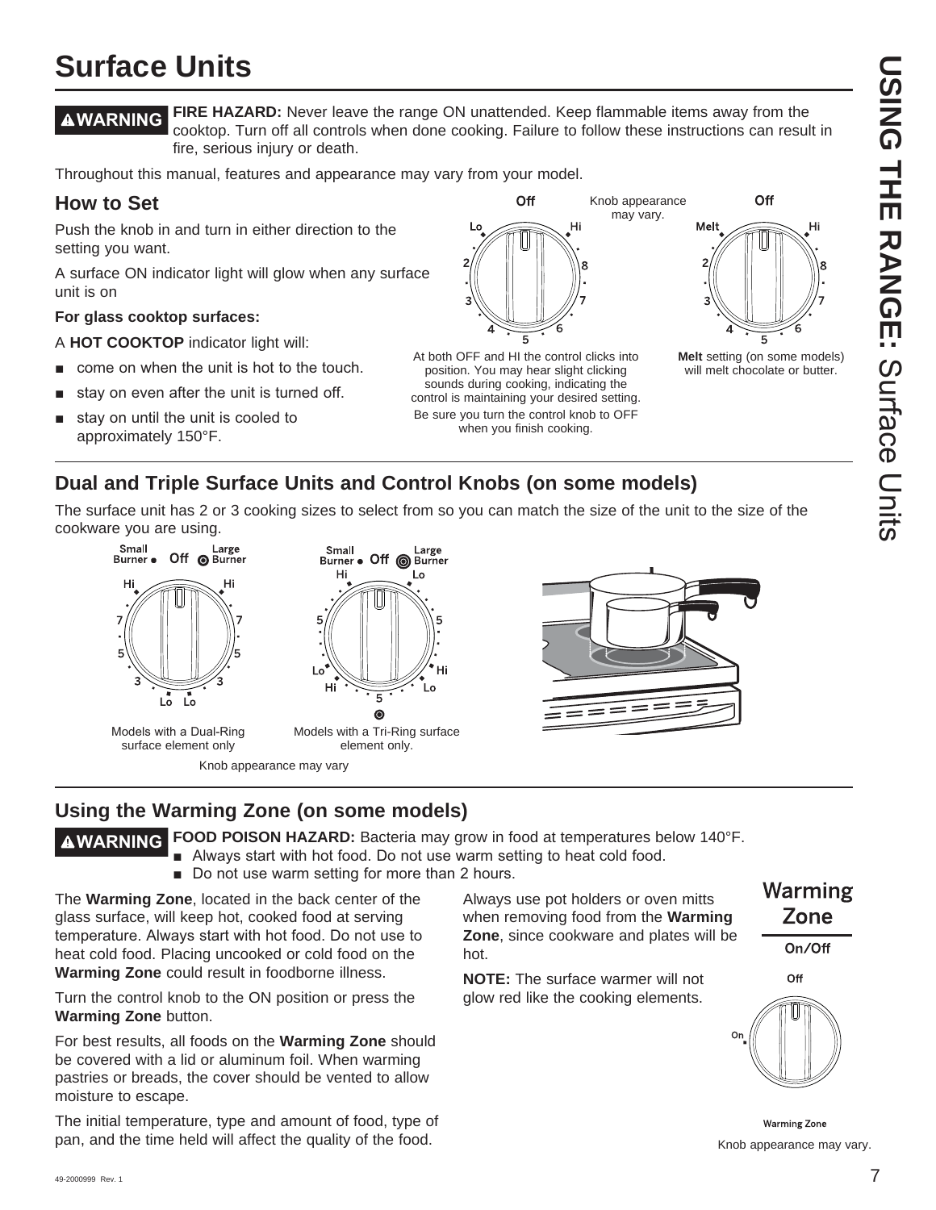# Surface Units

**⚠WARNING** **FIRE HAZARD:** Never leave the range ON unattended. Keep flammable items away from the cooktop. Turn off all controls when done cooking. Failure to follow these instructions can result in fire, serious injury or death.

Throughout this manual, features and appearance may vary from your model.

## How to Set

Push the knob in and turn in either direction to the setting you want.

A surface ON indicator light will glow when any surface unit is on

**For glass cooktop surfaces:**

A **HOT COOKTOP** indicator light will:

- come on when the unit is hot to the touch.
- stay on even after the unit is turned off.
- stay on until the unit is cooled to approximately 150°F.

Knob appearance may vary.

At both OFF and HI the control clicks into position. You may hear slight clicking sounds during cooking, indicating the control is maintaining your desired setting.

Be sure you turn the control knob to OFF when you finish cooking.

**Melt** setting (on some models) will melt chocolate or butter.

## Dual and Triple Surface Units and Control Knobs (on some models)

The surface unit has 2 or 3 cooking sizes to select from so you can match the size of the unit to the size of the cookware you are using.

Models with a Dual-Ring surface element only

Models with a Tri-Ring surface element only.

Knob appearance may vary

## Using the Warming Zone (on some models)

**⚠WARNING** **FOOD POISON HAZARD:** Bacteria may grow in food at temperatures below 140°F.

- Always start with hot food. Do not use warm setting to heat cold food.
- Do not use warm setting for more than 2 hours.

The **Warming Zone**, located in the back center of the glass surface, will keep hot, cooked food at serving temperature. Always start with hot food. Do not use to heat cold food. Placing uncooked or cold food on the **Warming Zone** could result in foodborne illness.

Turn the control knob to the ON position or press the **Warming Zone** button.

For best results, all foods on the **Warming Zone** should be covered with a lid or aluminum foil. When warming pastries or breads, the cover should be vented to allow moisture to escape.

The initial temperature, type and amount of food, type of pan, and the time held will affect the quality of the food.

Always use pot holders or oven mitts when removing food from the **Warming Zone**, since cookware and plates will be hot.

**NOTE:** The surface warmer will not glow red like the cooking elements.

Warming Zone On/Off

Knob appearance may vary.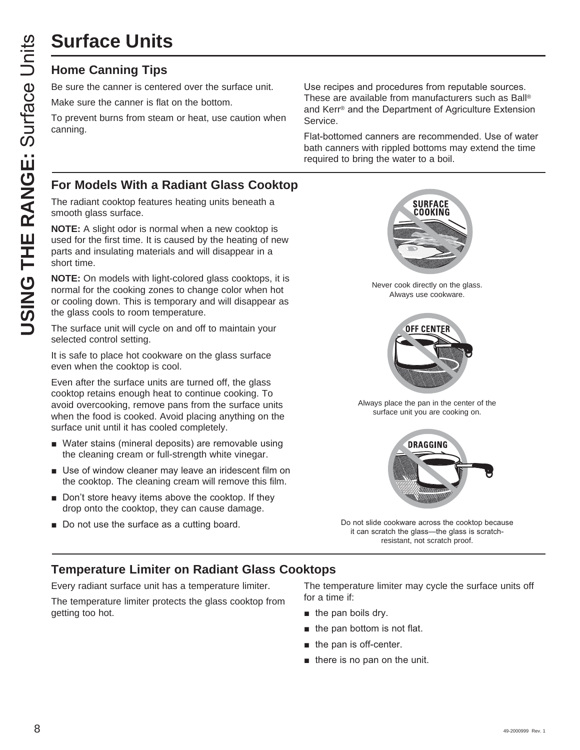# Surface Units

## Home Canning Tips

Be sure the canner is centered over the surface unit.

Make sure the canner is flat on the bottom.

To prevent burns from steam or heat, use caution when canning.

Use recipes and procedures from reputable sources. These are available from manufacturers such as Ball® and Kerr® and the Department of Agriculture Extension Service.

Flat-bottomed canners are recommended. Use of water bath canners with rippled bottoms may extend the time required to bring the water to a boil.

## For Models With a Radiant Glass Cooktop

The radiant cooktop features heating units beneath a smooth glass surface.

**NOTE:** A slight odor is normal when a new cooktop is used for the first time. It is caused by the heating of new parts and insulating materials and will disappear in a short time.

**NOTE:** On models with light-colored glass cooktops, it is normal for the cooking zones to change color when hot or cooling down. This is temporary and will disappear as the glass cools to room temperature.

The surface unit will cycle on and off to maintain your selected control setting.

It is safe to place hot cookware on the glass surface even when the cooktop is cool.

Even after the surface units are turned off, the glass cooktop retains enough heat to continue cooking. To avoid overcooking, remove pans from the surface units when the food is cooked. Avoid placing anything on the surface unit until it has cooled completely.

- Water stains (mineral deposits) are removable using the cleaning cream or full-strength white vinegar.
- Use of window cleaner may leave an iridescent film on the cooktop. The cleaning cream will remove this film.
- Don't store heavy items above the cooktop. If they drop onto the cooktop, they can cause damage.
- Do not use the surface as a cutting board.

SURFACE COOKING

Never cook directly on the glass. Always use cookware.

OFF CENTER

Always place the pan in the center of the surface unit you are cooking on.

DRAGGING

Do not slide cookware across the cooktop because it can scratch the glass—the glass is scratch-resistant, not scratch proof.

## Temperature Limiter on Radiant Glass Cooktops

Every radiant surface unit has a temperature limiter.

The temperature limiter protects the glass cooktop from getting too hot.

The temperature limiter may cycle the surface units off for a time if:

- the pan boils dry.
- the pan bottom is not flat.
- the pan is off-center.
- there is no pan on the unit.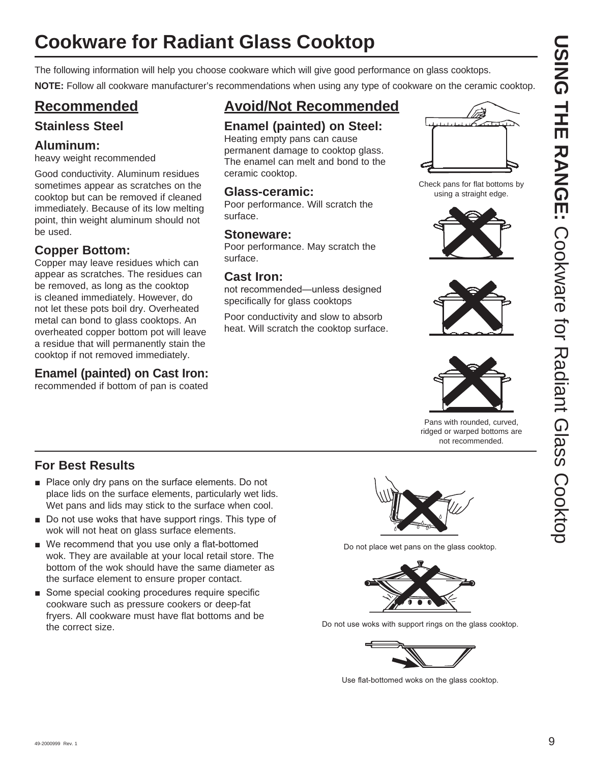# Cookware for Radiant Glass Cooktop

The following information will help you choose cookware which will give good performance on glass cooktops.

**NOTE:** Follow all cookware manufacturer's recommendations when using any type of cookware on the ceramic cooktop.

## Recommended

### Stainless Steel

### Aluminum:

heavy weight recommended

Good conductivity. Aluminum residues sometimes appear as scratches on the cooktop but can be removed if cleaned immediately. Because of its low melting point, thin weight aluminum should not be used.

### Copper Bottom:

Copper may leave residues which can appear as scratches. The residues can be removed, as long as the cooktop is cleaned immediately. However, do not let these pots boil dry. Overheated metal can bond to glass cooktops. An overheated copper bottom pot will leave a residue that will permanently stain the cooktop if not removed immediately.

### Enamel (painted) on Cast Iron:

recommended if bottom of pan is coated

## Avoid/Not Recommended

### Enamel (painted) on Steel:

Heating empty pans can cause permanent damage to cooktop glass. The enamel can melt and bond to the ceramic cooktop.

### Glass-ceramic:

Poor performance. Will scratch the surface.

### Stoneware:

Poor performance. May scratch the surface.

### Cast Iron:

not recommended—unless designed specifically for glass cooktops

Poor conductivity and slow to absorb heat. Will scratch the cooktop surface.

Check pans for flat bottoms by using a straight edge.

Pans with rounded, curved, ridged or warped bottoms are not recommended.

## For Best Results

- Place only dry pans on the surface elements. Do not place lids on the surface elements, particularly wet lids. Wet pans and lids may stick to the surface when cool.
- Do not use woks that have support rings. This type of wok will not heat on glass surface elements.
- We recommend that you use only a flat-bottomed wok. They are available at your local retail store. The bottom of the wok should have the same diameter as the surface element to ensure proper contact.
- Some special cooking procedures require specific cookware such as pressure cookers or deep-fat fryers. All cookware must have flat bottoms and be the correct size.

Do not place wet pans on the glass cooktop.

Do not use woks with support rings on the glass cooktop.

Use flat-bottomed woks on the glass cooktop.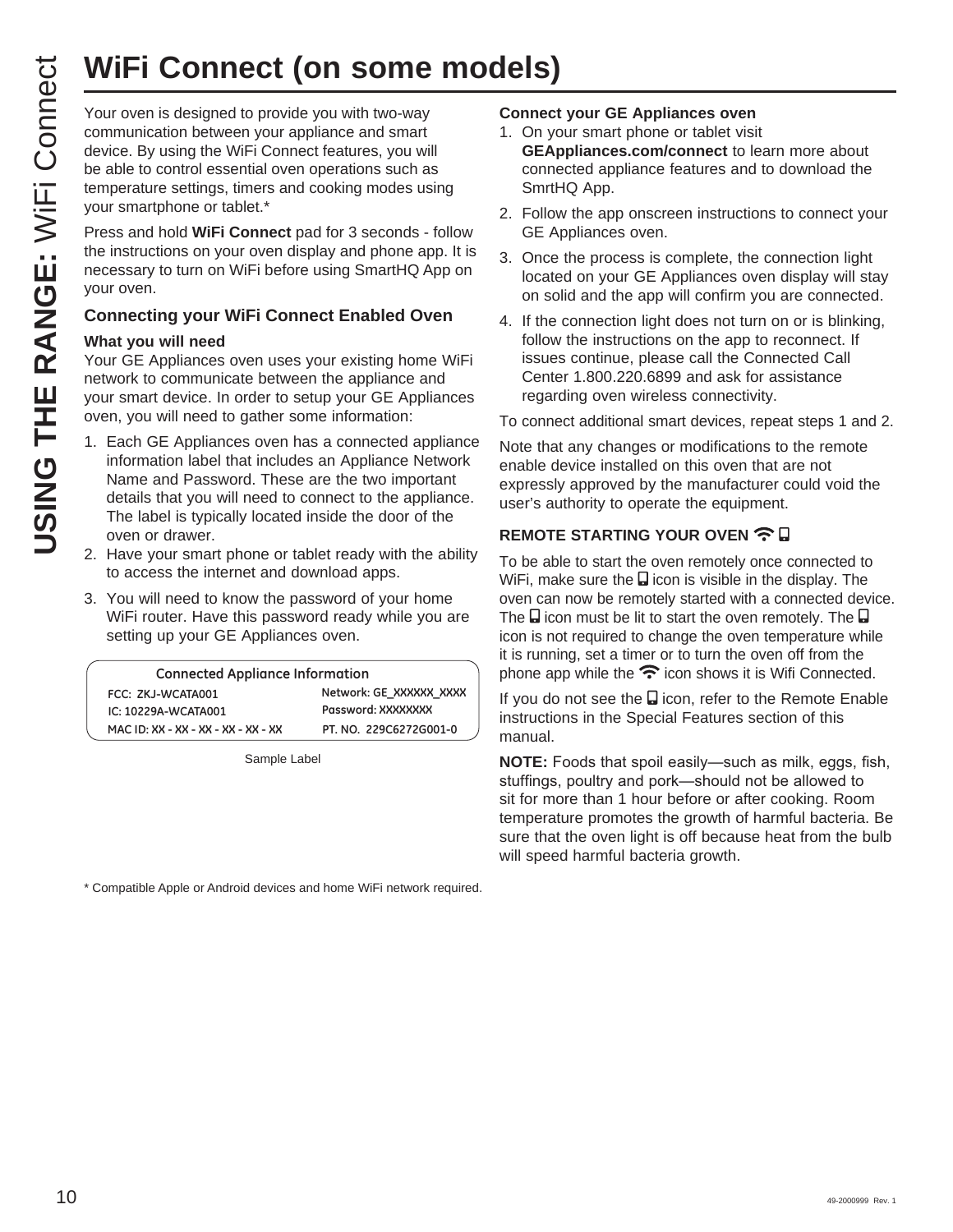# WiFi Connect (on some models)

Your oven is designed to provide you with two-way communication between your appliance and smart device. By using the WiFi Connect features, you will be able to control essential oven operations such as temperature settings, timers and cooking modes using your smartphone or tablet.*

Press and hold **WiFi Connect** pad for 3 seconds - follow the instructions on your oven display and phone app. It is necessary to turn on WiFi before using SmartHQ App on your oven.

### Connecting your WiFi Connect Enabled Oven

**What you will need**

Your GE Appliances oven uses your existing home WiFi network to communicate between the appliance and your smart device. In order to setup your GE Appliances oven, you will need to gather some information:

1. Each GE Appliances oven has a connected appliance information label that includes an Appliance Network Name and Password. These are the two important details that you will need to connect to the appliance. The label is typically located inside the door of the oven or drawer.
2. Have your smart phone or tablet ready with the ability to access the internet and download apps.
3. You will need to know the password of your home WiFi router. Have this password ready while you are setting up your GE Appliances oven.

| Connected Appliance Information | |
|---|---|
| FCC: ZKJ-WCATA001 | Network: GE_XXXXXX_XXXX |
| IC: 10229A-WCATA001 | Password: XXXXXXXX |
| MAC ID: XX - XX - XX - XX - XX - XX | PT. NO. 229C6272G001-0 |

Sample Label

**Connect your GE Appliances oven**

1. On your smart phone or tablet visit **GEAppliances.com/connect** to learn more about connected appliance features and to download the SmrtHQ App.
2. Follow the app onscreen instructions to connect your GE Appliances oven.
3. Once the process is complete, the connection light located on your GE Appliances oven display will stay on solid and the app will confirm you are connected.
4. If the connection light does not turn on or is blinking, follow the instructions on the app to reconnect. If issues continue, please call the Connected Call Center 1.800.220.6899 and ask for assistance regarding oven wireless connectivity.

To connect additional smart devices, repeat steps 1 and 2.

Note that any changes or modifications to the remote enable device installed on this oven that are not expressly approved by the manufacturer could void the user's authority to operate the equipment.

### REMOTE STARTING YOUR OVEN

To be able to start the oven remotely once connected to WiFi, make sure the icon is visible in the display. The oven can now be remotely started with a connected device. The icon must be lit to start the oven remotely. The icon is not required to change the oven temperature while it is running, set a timer or to turn the oven off from the phone app while the icon shows it is Wifi Connected.

If you do not see the icon, refer to the Remote Enable instructions in the Special Features section of this manual.

**NOTE:** Foods that spoil easily—such as milk, eggs, fish, stuffings, poultry and pork—should not be allowed to sit for more than 1 hour before or after cooking. Room temperature promotes the growth of harmful bacteria. Be sure that the oven light is off because heat from the bulb will speed harmful bacteria growth.

* Compatible Apple or Android devices and home WiFi network required.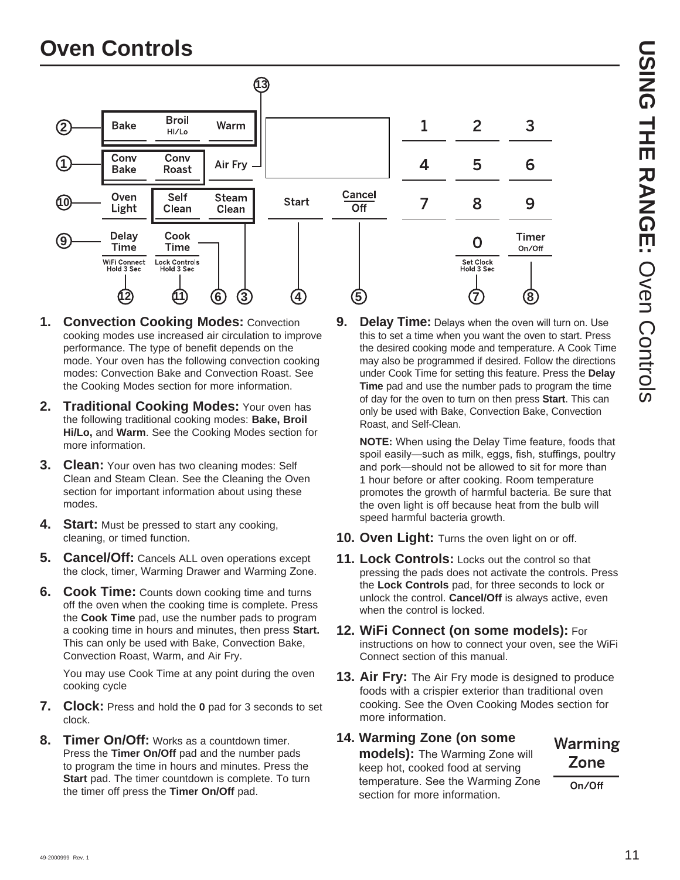# Oven Controls

1. **Convection Cooking Modes:** Convection cooking modes use increased air circulation to improve performance. The type of benefit depends on the mode. Your oven has the following convection cooking modes: Convection Bake and Convection Roast. See the Cooking Modes section for more information.

2. **Traditional Cooking Modes:** Your oven has the following traditional cooking modes: **Bake, Broil Hi/Lo,** and **Warm**. See the Cooking Modes section for more information.

3. **Clean:** Your oven has two cleaning modes: Self Clean and Steam Clean. See the Cleaning the Oven section for important information about using these modes.

4. **Start:** Must be pressed to start any cooking, cleaning, or timed function.

5. **Cancel/Off:** Cancels ALL oven operations except the clock, timer, Warming Drawer and Warming Zone.

6. **Cook Time:** Counts down cooking time and turns off the oven when the cooking time is complete. Press the **Cook Time** pad, use the number pads to program a cooking time in hours and minutes, then press **Start.** This can only be used with Bake, Convection Bake, Convection Roast, Warm, and Air Fry.

   You may use Cook Time at any point during the oven cooking cycle

7. **Clock:** Press and hold the **0** pad for 3 seconds to set clock.

8. **Timer On/Off:** Works as a countdown timer. Press the **Timer On/Off** pad and the number pads to program the time in hours and minutes. Press the **Start** pad. The timer countdown is complete. To turn the timer off press the **Timer On/Off** pad.

9. **Delay Time:** Delays when the oven will turn on. Use this to set a time when you want the oven to start. Press the desired cooking mode and temperature. A Cook Time may also be programmed if desired. Follow the directions under Cook Time for setting this feature. Press the **Delay Time** pad and use the number pads to program the time of day for the oven to turn on then press **Start**. This can only be used with Bake, Convection Bake, Convection Roast, and Self-Clean.

   **NOTE:** When using the Delay Time feature, foods that spoil easily—such as milk, eggs, fish, stuffings, poultry and pork—should not be allowed to sit for more than 1 hour before or after cooking. Room temperature promotes the growth of harmful bacteria. Be sure that the oven light is off because heat from the bulb will speed harmful bacteria growth.

10. **Oven Light:** Turns the oven light on or off.

11. **Lock Controls:** Locks out the control so that pressing the pads does not activate the controls. Press the **Lock Controls** pad, for three seconds to lock or unlock the control. **Cancel/Off** is always active, even when the control is locked.

12. **WiFi Connect (on some models):** For instructions on how to connect your oven, see the WiFi Connect section of this manual.

13. **Air Fry:** The Air Fry mode is designed to produce foods with a crispier exterior than traditional oven cooking. See the Oven Cooking Modes section for more information.

14. **Warming Zone (on some models):** The Warming Zone will keep hot, cooked food at serving temperature. See the Warming Zone section for more information.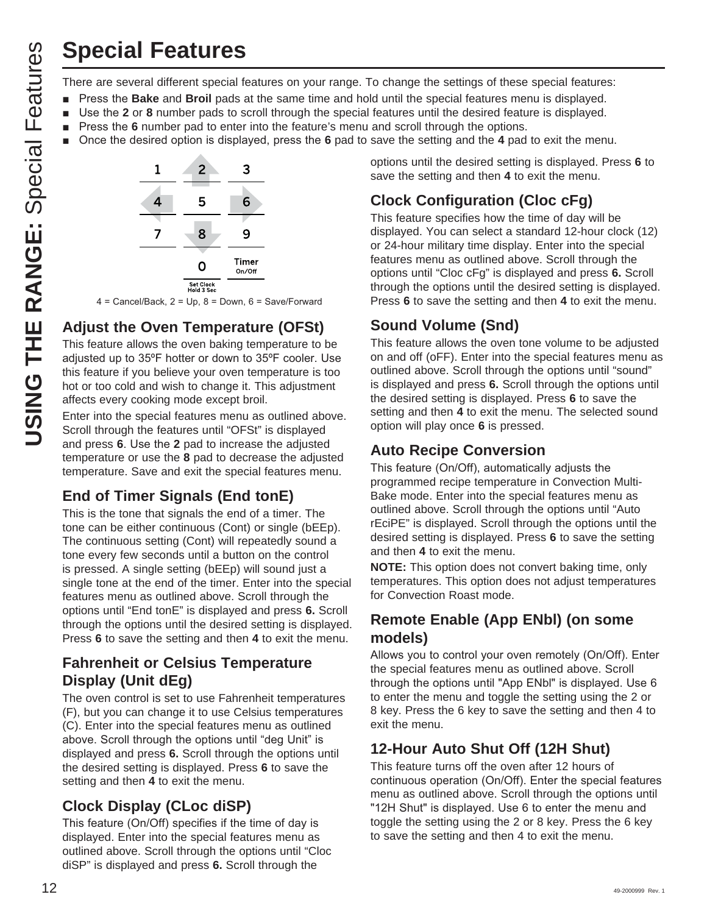# Special Features

There are several different special features on your range. To change the settings of these special features:

- Press the **Bake** and **Broil** pads at the same time and hold until the special features menu is displayed.
- Use the **2** or **8** number pads to scroll through the special features until the desired feature is displayed.
- Press the **6** number pad to enter into the feature's menu and scroll through the options.
- Once the desired option is displayed, press the **6** pad to save the setting and the **4** pad to exit the menu.

| 1 | 2 | 3 |
|---|---|---|
| 4 | 5 | 6 |
| 7 | 8 | 9 |
| | 0 (Set Clock Hold 3 Sec) | Timer On/Off |

4 = Cancel/Back, 2 = Up, 8 = Down, 6 = Save/Forward

## Adjust the Oven Temperature (OFSt)

This feature allows the oven baking temperature to be adjusted up to 35ºF hotter or down to 35ºF cooler. Use this feature if you believe your oven temperature is too hot or too cold and wish to change it. This adjustment affects every cooking mode except broil.

Enter into the special features menu as outlined above. Scroll through the features until "OFSt" is displayed and press **6**. Use the **2** pad to increase the adjusted temperature or use the **8** pad to decrease the adjusted temperature. Save and exit the special features menu.

## End of Timer Signals (End tonE)

This is the tone that signals the end of a timer. The tone can be either continuous (Cont) or single (bEEp). The continuous setting (Cont) will repeatedly sound a tone every few seconds until a button on the control is pressed. A single setting (bEEp) will sound just a single tone at the end of the timer. Enter into the special features menu as outlined above. Scroll through the options until "End tonE" is displayed and press **6.** Scroll through the options until the desired setting is displayed. Press **6** to save the setting and then **4** to exit the menu.

## Fahrenheit or Celsius Temperature Display (Unit dEg)

The oven control is set to use Fahrenheit temperatures (F), but you can change it to use Celsius temperatures (C). Enter into the special features menu as outlined above. Scroll through the options until "deg Unit" is displayed and press **6.** Scroll through the options until the desired setting is displayed. Press **6** to save the setting and then **4** to exit the menu.

## Clock Display (CLoc diSP)

This feature (On/Off) specifies if the time of day is displayed. Enter into the special features menu as outlined above. Scroll through the options until "Cloc diSP" is displayed and press **6.** Scroll through the options until the desired setting is displayed. Press **6** to save the setting and then **4** to exit the menu.

## Clock Configuration (Cloc cFg)

This feature specifies how the time of day will be displayed. You can select a standard 12-hour clock (12) or 24-hour military time display. Enter into the special features menu as outlined above. Scroll through the options until "Cloc cFg" is displayed and press **6.** Scroll through the options until the desired setting is displayed. Press **6** to save the setting and then **4** to exit the menu.

## Sound Volume (Snd)

This feature allows the oven tone volume to be adjusted on and off (oFF). Enter into the special features menu as outlined above. Scroll through the options until "sound" is displayed and press **6.** Scroll through the options until the desired setting is displayed. Press **6** to save the setting and then **4** to exit the menu. The selected sound option will play once **6** is pressed.

## Auto Recipe Conversion

This feature (On/Off), automatically adjusts the programmed recipe temperature in Convection Multi-Bake mode. Enter into the special features menu as outlined above. Scroll through the options until "Auto rEciPE" is displayed. Scroll through the options until the desired setting is displayed. Press **6** to save the setting and then **4** to exit the menu.

**NOTE:** This option does not convert baking time, only temperatures. This option does not adjust temperatures for Convection Roast mode.

## Remote Enable (App ENbl) (on some models)

Allows you to control your oven remotely (On/Off). Enter the special features menu as outlined above. Scroll through the options until "App ENbl" is displayed. Use 6 to enter the menu and toggle the setting using the 2 or 8 key. Press the 6 key to save the setting and then 4 to exit the menu.

## 12-Hour Auto Shut Off (12H Shut)

This feature turns off the oven after 12 hours of continuous operation (On/Off). Enter the special features menu as outlined above. Scroll through the options until "12H Shut" is displayed. Use 6 to enter the menu and toggle the setting using the 2 or 8 key. Press the 6 key to save the setting and then 4 to exit the menu.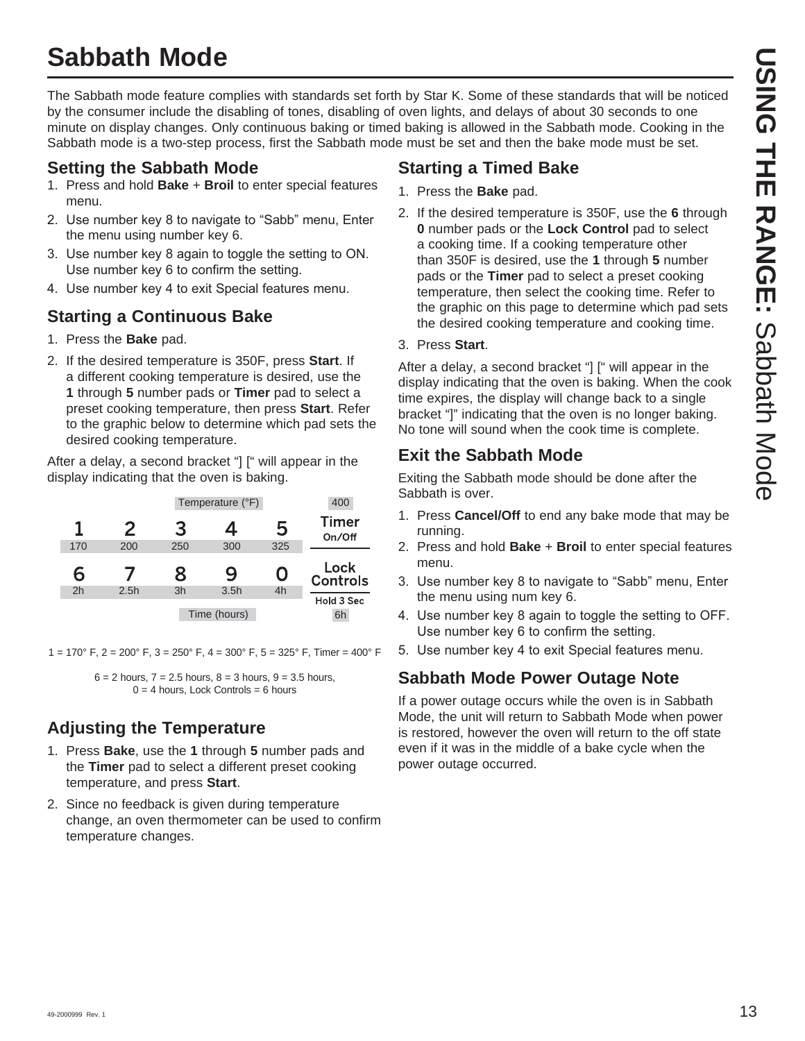# Sabbath Mode

The Sabbath mode feature complies with standards set forth by Star K. Some of these standards that will be noticed by the consumer include the disabling of tones, disabling of oven lights, and delays of about 30 seconds to one minute on display changes. Only continuous baking or timed baking is allowed in the Sabbath mode. Cooking in the Sabbath mode is a two-step process, first the Sabbath mode must be set and then the bake mode must be set.

## Setting the Sabbath Mode

1. Press and hold **Bake** + **Broil** to enter special features menu.
2. Use number key 8 to navigate to "Sabb" menu, Enter the menu using number key 6.
3. Use number key 8 again to toggle the setting to ON. Use number key 6 to confirm the setting.
4. Use number key 4 to exit Special features menu.

## Starting a Continuous Bake

1. Press the **Bake** pad.
2. If the desired temperature is 350F, press **Start**. If a different cooking temperature is desired, use the **1** through **5** number pads or **Timer** pad to select a preset cooking temperature, then press **Start**. Refer to the graphic below to determine which pad sets the desired cooking temperature.

After a delay, a second bracket "] [" will appear in the display indicating that the oven is baking.

| | | Temperature (°F) | | | 400 |
|---|---|---|---|---|---|
| 1 | 2 | 3 | 4 | 5 | Timer On/Off |
| 170 | 200 | 250 | 300 | 325 | |
| 6 | 7 | 8 | 9 | 0 | Lock Controls Hold 3 Sec |
| 2h | 2.5h | 3h | 3.5h | 4h | |
| | | Time (hours) | | | 6h |

1 = 170° F, 2 = 200° F, 3 = 250° F, 4 = 300° F, 5 = 325° F, Timer = 400° F

6 = 2 hours, 7 = 2.5 hours, 8 = 3 hours, 9 = 3.5 hours, 0 = 4 hours, Lock Controls = 6 hours

## Adjusting the Temperature

1. Press **Bake**, use the **1** through **5** number pads and the **Timer** pad to select a different preset cooking temperature, and press **Start**.
2. Since no feedback is given during temperature change, an oven thermometer can be used to confirm temperature changes.

## Starting a Timed Bake

1. Press the **Bake** pad.
2. If the desired temperature is 350F, use the **6** through **0** number pads or the **Lock Control** pad to select a cooking time. If a cooking temperature other than 350F is desired, use the **1** through **5** number pads or the **Timer** pad to select a preset cooking temperature, then select the cooking time. Refer to the graphic on this page to determine which pad sets the desired cooking temperature and cooking time.
3. Press **Start**.

After a delay, a second bracket "] [" will appear in the display indicating that the oven is baking. When the cook time expires, the display will change back to a single bracket "]" indicating that the oven is no longer baking. No tone will sound when the cook time is complete.

## Exit the Sabbath Mode

Exiting the Sabbath mode should be done after the Sabbath is over.

1. Press **Cancel/Off** to end any bake mode that may be running.
2. Press and hold **Bake** + **Broil** to enter special features menu.
3. Use number key 8 to navigate to "Sabb" menu, Enter the menu using num key 6.
4. Use number key 8 again to toggle the setting to OFF. Use number key 6 to confirm the setting.
5. Use number key 4 to exit Special features menu.

## Sabbath Mode Power Outage Note

If a power outage occurs while the oven is in Sabbath Mode, the unit will return to Sabbath Mode when power is restored, however the oven will return to the off state even if it was in the middle of a bake cycle when the power outage occurred.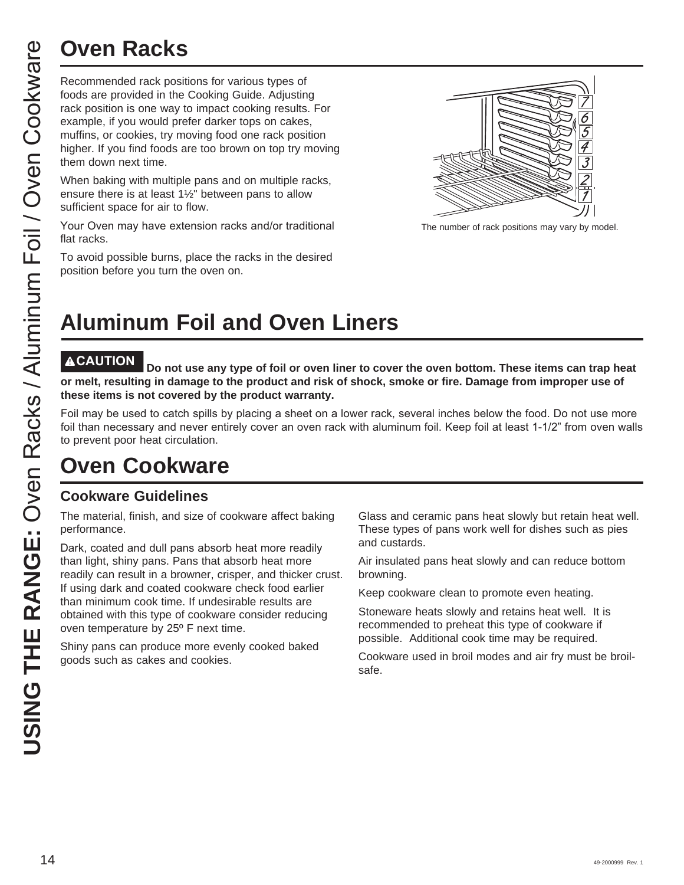# Oven Racks

Recommended rack positions for various types of foods are provided in the Cooking Guide. Adjusting rack position is one way to impact cooking results. For example, if you would prefer darker tops on cakes, muffins, or cookies, try moving food one rack position higher. If you find foods are too brown on top try moving them down next time.

When baking with multiple pans and on multiple racks, ensure there is at least 1½" between pans to allow sufficient space for air to flow.

Your Oven may have extension racks and/or traditional flat racks.

To avoid possible burns, place the racks in the desired position before you turn the oven on.

The number of rack positions may vary by model.

# Aluminum Foil and Oven Liners

**⚠CAUTION Do not use any type of foil or oven liner to cover the oven bottom. These items can trap heat or melt, resulting in damage to the product and risk of shock, smoke or fire. Damage from improper use of these items is not covered by the product warranty.**

Foil may be used to catch spills by placing a sheet on a lower rack, several inches below the food. Do not use more foil than necessary and never entirely cover an oven rack with aluminum foil. Keep foil at least 1-1/2" from oven walls to prevent poor heat circulation.

# Oven Cookware

## Cookware Guidelines

The material, finish, and size of cookware affect baking performance.

Dark, coated and dull pans absorb heat more readily than light, shiny pans. Pans that absorb heat more readily can result in a browner, crisper, and thicker crust. If using dark and coated cookware check food earlier than minimum cook time. If undesirable results are obtained with this type of cookware consider reducing oven temperature by 25º F next time.

Shiny pans can produce more evenly cooked baked goods such as cakes and cookies.

Glass and ceramic pans heat slowly but retain heat well. These types of pans work well for dishes such as pies and custards.

Air insulated pans heat slowly and can reduce bottom browning.

Keep cookware clean to promote even heating.

Stoneware heats slowly and retains heat well. It is recommended to preheat this type of cookware if possible. Additional cook time may be required.

Cookware used in broil modes and air fry must be broil-safe.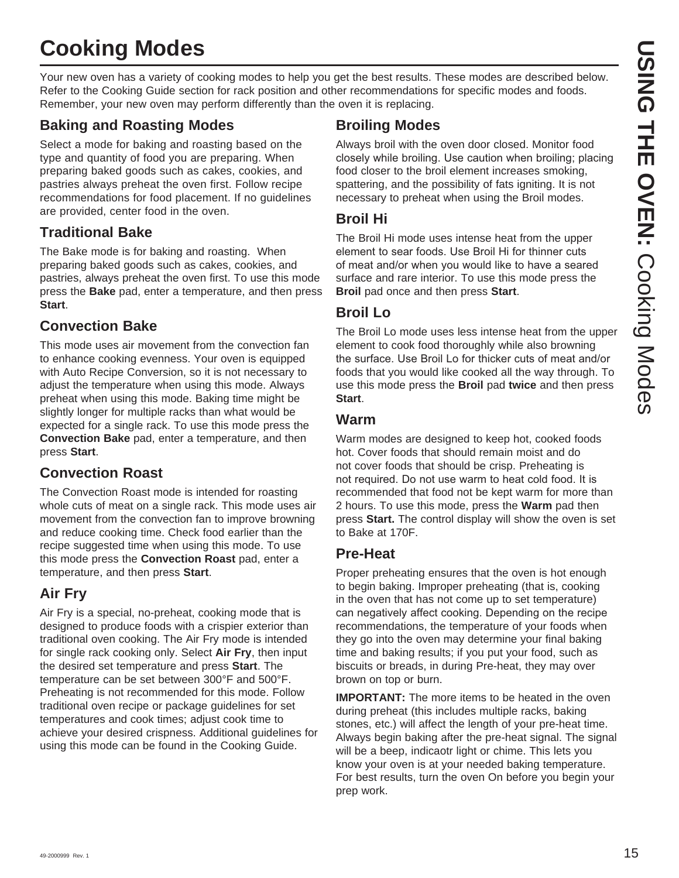# Cooking Modes

Your new oven has a variety of cooking modes to help you get the best results. These modes are described below. Refer to the Cooking Guide section for rack position and other recommendations for specific modes and foods. Remember, your new oven may perform differently than the oven it is replacing.

## Baking and Roasting Modes

Select a mode for baking and roasting based on the type and quantity of food you are preparing. When preparing baked goods such as cakes, cookies, and pastries always preheat the oven first. Follow recipe recommendations for food placement. If no guidelines are provided, center food in the oven.

### Traditional Bake

The Bake mode is for baking and roasting. When preparing baked goods such as cakes, cookies, and pastries, always preheat the oven first. To use this mode press the **Bake** pad, enter a temperature, and then press **Start**.

### Convection Bake

This mode uses air movement from the convection fan to enhance cooking evenness. Your oven is equipped with Auto Recipe Conversion, so it is not necessary to adjust the temperature when using this mode. Always preheat when using this mode. Baking time might be slightly longer for multiple racks than what would be expected for a single rack. To use this mode press the **Convection Bake** pad, enter a temperature, and then press **Start**.

### Convection Roast

The Convection Roast mode is intended for roasting whole cuts of meat on a single rack. This mode uses air movement from the convection fan to improve browning and reduce cooking time. Check food earlier than the recipe suggested time when using this mode. To use this mode press the **Convection Roast** pad, enter a temperature, and then press **Start**.

### Air Fry

Air Fry is a special, no-preheat, cooking mode that is designed to produce foods with a crispier exterior than traditional oven cooking. The Air Fry mode is intended for single rack cooking only. Select **Air Fry**, then input the desired set temperature and press **Start**. The temperature can be set between 300°F and 500°F. Preheating is not recommended for this mode. Follow traditional oven recipe or package guidelines for set temperatures and cook times; adjust cook time to achieve your desired crispness. Additional guidelines for using this mode can be found in the Cooking Guide.

## Broiling Modes

Always broil with the oven door closed. Monitor food closely while broiling. Use caution when broiling; placing food closer to the broil element increases smoking, spattering, and the possibility of fats igniting. It is not necessary to preheat when using the Broil modes.

### Broil Hi

The Broil Hi mode uses intense heat from the upper element to sear foods. Use Broil Hi for thinner cuts of meat and/or when you would like to have a seared surface and rare interior. To use this mode press the **Broil** pad once and then press **Start**.

### Broil Lo

The Broil Lo mode uses less intense heat from the upper element to cook food thoroughly while also browning the surface. Use Broil Lo for thicker cuts of meat and/or foods that you would like cooked all the way through. To use this mode press the **Broil** pad **twice** and then press **Start**.

### Warm

Warm modes are designed to keep hot, cooked foods hot. Cover foods that should remain moist and do not cover foods that should be crisp. Preheating is not required. Do not use warm to heat cold food. It is recommended that food not be kept warm for more than 2 hours. To use this mode, press the **Warm** pad then press **Start.** The control display will show the oven is set to Bake at 170F.

### Pre-Heat

Proper preheating ensures that the oven is hot enough to begin baking. Improper preheating (that is, cooking in the oven that has not come up to set temperature) can negatively affect cooking. Depending on the recipe recommendations, the temperature of your foods when they go into the oven may determine your final baking time and baking results; if you put your food, such as biscuits or breads, in during Pre-heat, they may over brown on top or burn.

**IMPORTANT:** The more items to be heated in the oven during preheat (this includes multiple racks, baking stones, etc.) will affect the length of your pre-heat time. Always begin baking after the pre-heat signal. The signal will be a beep, indicaotr light or chime. This lets you know your oven is at your needed baking temperature. For best results, turn the oven On before you begin your prep work.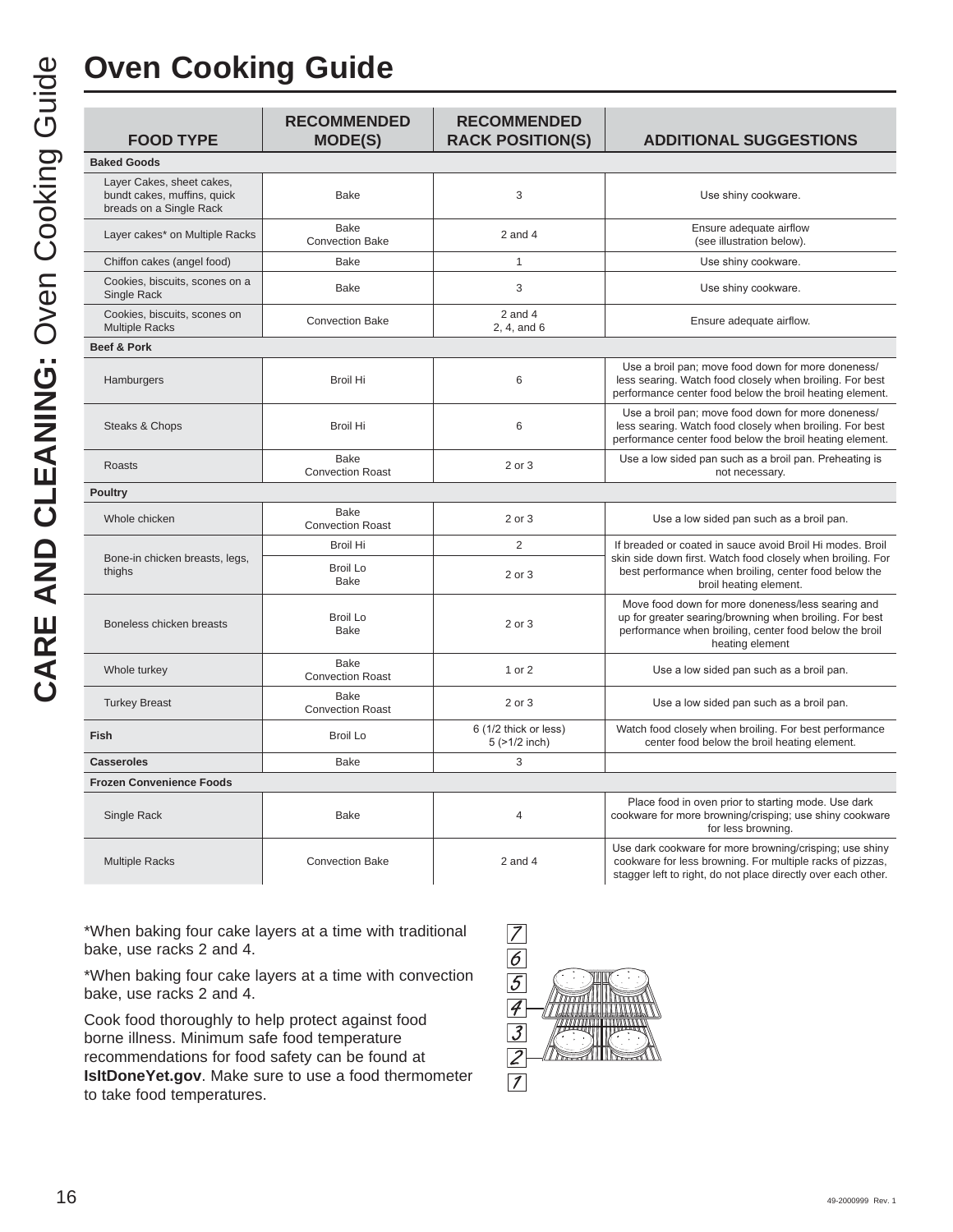# Oven Cooking Guide

| FOOD TYPE | RECOMMENDED MODE(S) | RECOMMENDED RACK POSITION(S) | ADDITIONAL SUGGESTIONS |
|---|---|---|---|
| **Baked Goods** | | | |
| Layer Cakes, sheet cakes, bundt cakes, muffins, quick breads on a Single Rack | Bake | 3 | Use shiny cookware. |
| Layer cakes* on Multiple Racks | Bake<br>Convection Bake | 2 and 4 | Ensure adequate airflow (see illustration below). |
| Chiffon cakes (angel food) | Bake | 1 | Use shiny cookware. |
| Cookies, biscuits, scones on a Single Rack | Bake | 3 | Use shiny cookware. |
| Cookies, biscuits, scones on Multiple Racks | Convection Bake | 2 and 4<br>2, 4, and 6 | Ensure adequate airflow. |
| **Beef & Pork** | | | |
| Hamburgers | Broil Hi | 6 | Use a broil pan; move food down for more doneness/less searing. Watch food closely when broiling. For best performance center food below the broil heating element. |
| Steaks & Chops | Broil Hi | 6 | Use a broil pan; move food down for more doneness/less searing. Watch food closely when broiling. For best performance center food below the broil heating element. |
| Roasts | Bake<br>Convection Roast | 2 or 3 | Use a low sided pan such as a broil pan. Preheating is not necessary. |
| **Poultry** | | | |
| Whole chicken | Bake<br>Convection Roast | 2 or 3 | Use a low sided pan such as a broil pan. |
| Bone-in chicken breasts, legs, thighs | Broil Hi | 2 | If breaded or coated in sauce avoid Broil Hi modes. Broil skin side down first. Watch food closely when broiling. For best performance when broiling, center food below the broil heating element. |
| | Broil Lo<br>Bake | 2 or 3 | |
| Boneless chicken breasts | Broil Lo<br>Bake | 2 or 3 | Move food down for more doneness/less searing and up for greater searing/browning when broiling. For best performance when broiling, center food below the broil heating element |
| Whole turkey | Bake<br>Convection Roast | 1 or 2 | Use a low sided pan such as a broil pan. |
| Turkey Breast | Bake<br>Convection Roast | 2 or 3 | Use a low sided pan such as a broil pan. |
| **Fish** | Broil Lo | 6 (1/2 thick or less)<br>5 (>1/2 inch) | Watch food closely when broiling. For best performance center food below the broil heating element. |
| **Casseroles** | Bake | 3 | |
| **Frozen Convenience Foods** | | | |
| Single Rack | Bake | 4 | Place food in oven prior to starting mode. Use dark cookware for more browning/crisping; use shiny cookware for less browning. |
| Multiple Racks | Convection Bake | 2 and 4 | Use dark cookware for more browning/crisping; use shiny cookware for less browning. For multiple racks of pizzas, stagger left to right, do not place directly over each other. |

*When baking four cake layers at a time with traditional bake, use racks 2 and 4.

*When baking four cake layers at a time with convection bake, use racks 2 and 4.

Cook food thoroughly to help protect against food borne illness. Minimum safe food temperature recommendations for food safety can be found at **IsItDoneYet.gov**. Make sure to use a food thermometer to take food temperatures.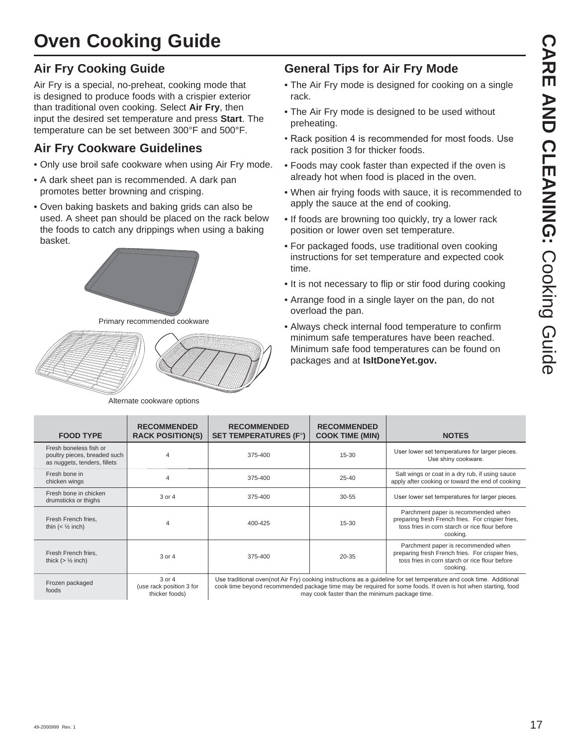# Oven Cooking Guide

## Air Fry Cooking Guide

Air Fry is a special, no-preheat, cooking mode that is designed to produce foods with a crispier exterior than traditional oven cooking. Select **Air Fry**, then input the desired set temperature and press **Start**. The temperature can be set between 300°F and 500°F.

## Air Fry Cookware Guidelines

- Only use broil safe cookware when using Air Fry mode.
- A dark sheet pan is recommended. A dark pan promotes better browning and crisping.
- Oven baking baskets and baking grids can also be used. A sheet pan should be placed on the rack below the foods to catch any drippings when using a baking basket.

Primary recommended cookware

Alternate cookware options

## General Tips for Air Fry Mode

- The Air Fry mode is designed for cooking on a single rack.
- The Air Fry mode is designed to be used without preheating.
- Rack position 4 is recommended for most foods. Use rack position 3 for thicker foods.
- Foods may cook faster than expected if the oven is already hot when food is placed in the oven.
- When air frying foods with sauce, it is recommended to apply the sauce at the end of cooking.
- If foods are browning too quickly, try a lower rack position or lower oven set temperature.
- For packaged foods, use traditional oven cooking instructions for set temperature and expected cook time.
- It is not necessary to flip or stir food during cooking
- Arrange food in a single layer on the pan, do not overload the pan.
- Always check internal food temperature to confirm minimum safe temperatures have been reached. Minimum safe food temperatures can be found on packages and at **IsItDoneYet.gov.**

| FOOD TYPE | RECOMMENDED RACK POSITION(S) | RECOMMENDED SET TEMPERATURES (F°) | RECOMMENDED COOK TIME (MIN) | NOTES |
|---|---|---|---|---|
| Fresh boneless fish or poultry pieces, breaded such as nuggets, tenders, fillets | 4 | 375-400 | 15-30 | User lower set temperatures for larger pieces. Use shiny cookware. |
| Fresh bone in chicken wings | 4 | 375-400 | 25-40 | Salt wings or coat in a dry rub, if using sauce apply after cooking or toward the end of cooking |
| Fresh bone in chicken drumsticks or thighs | 3 or 4 | 375-400 | 30-55 | User lower set temperatures for larger pieces. |
| Fresh French fries, thin (< ½ inch) | 4 | 400-425 | 15-30 | Parchment paper is recommended when preparing fresh French fries. For crispier fries, toss fries in corn starch or rice flour before cooking. |
| Fresh French fries, thick (> ½ inch) | 3 or 4 | 375-400 | 20-35 | Parchment paper is recommended when preparing fresh French fries. For crispier fries, toss fries in corn starch or rice flour before cooking. |
| Frozen packaged foods | 3 or 4 (use rack position 3 for thicker foods) | Use traditional oven(not Air Fry) cooking instructions as a guideline for set temperature and cook time. Additional cook time beyond recommended package time may be required for some foods. If oven is hot when starting, food may cook faster than the minimum package time. | | |

49-2000999 Rev. 1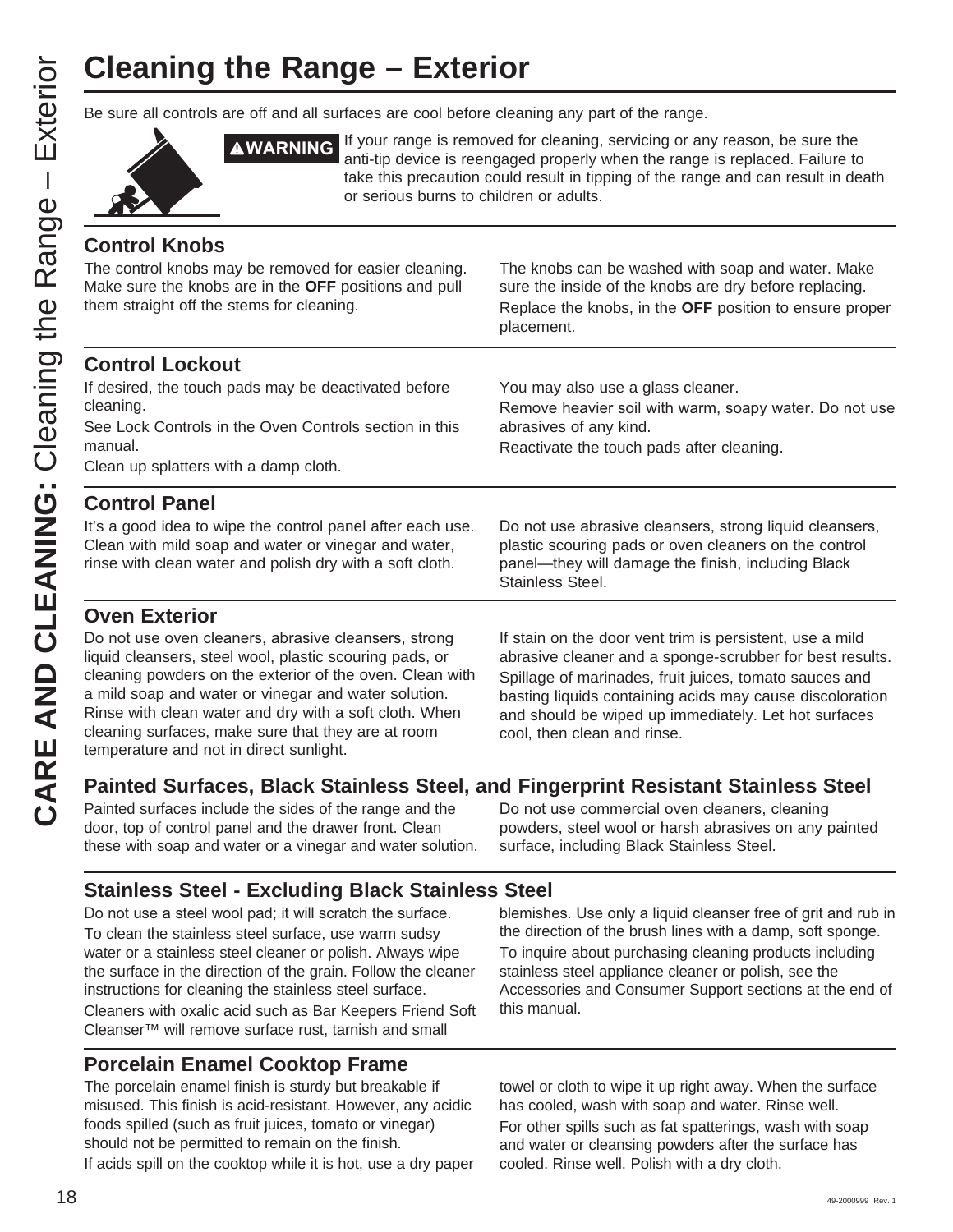# Cleaning the Range – Exterior

Be sure all controls are off and all surfaces are cool before cleaning any part of the range.

**⚠WARNING** If your range is removed for cleaning, servicing or any reason, be sure the anti-tip device is reengaged properly when the range is replaced. Failure to take this precaution could result in tipping of the range and can result in death or serious burns to children or adults.

## Control Knobs

The control knobs may be removed for easier cleaning. Make sure the knobs are in the **OFF** positions and pull them straight off the stems for cleaning.

The knobs can be washed with soap and water. Make sure the inside of the knobs are dry before replacing.

Replace the knobs, in the **OFF** position to ensure proper placement.

## Control Lockout

If desired, the touch pads may be deactivated before cleaning.

See Lock Controls in the Oven Controls section in this manual.

Clean up splatters with a damp cloth.

You may also use a glass cleaner.

Remove heavier soil with warm, soapy water. Do not use abrasives of any kind.

Reactivate the touch pads after cleaning.

## Control Panel

It's a good idea to wipe the control panel after each use. Clean with mild soap and water or vinegar and water, rinse with clean water and polish dry with a soft cloth.

Do not use abrasive cleansers, strong liquid cleansers, plastic scouring pads or oven cleaners on the control panel—they will damage the finish, including Black Stainless Steel.

## Oven Exterior

Do not use oven cleaners, abrasive cleansers, strong liquid cleansers, steel wool, plastic scouring pads, or cleaning powders on the exterior of the oven. Clean with a mild soap and water or vinegar and water solution. Rinse with clean water and dry with a soft cloth. When cleaning surfaces, make sure that they are at room temperature and not in direct sunlight.

If stain on the door vent trim is persistent, use a mild abrasive cleaner and a sponge-scrubber for best results.

Spillage of marinades, fruit juices, tomato sauces and basting liquids containing acids may cause discoloration and should be wiped up immediately. Let hot surfaces cool, then clean and rinse.

## Painted Surfaces, Black Stainless Steel, and Fingerprint Resistant Stainless Steel

Painted surfaces include the sides of the range and the door, top of control panel and the drawer front. Clean these with soap and water or a vinegar and water solution.

Do not use commercial oven cleaners, cleaning powders, steel wool or harsh abrasives on any painted surface, including Black Stainless Steel.

## Stainless Steel - Excluding Black Stainless Steel

Do not use a steel wool pad; it will scratch the surface.

To clean the stainless steel surface, use warm sudsy water or a stainless steel cleaner or polish. Always wipe the surface in the direction of the grain. Follow the cleaner instructions for cleaning the stainless steel surface.

Cleaners with oxalic acid such as Bar Keepers Friend Soft Cleanser™ will remove surface rust, tarnish and small blemishes. Use only a liquid cleanser free of grit and rub in the direction of the brush lines with a damp, soft sponge.

To inquire about purchasing cleaning products including stainless steel appliance cleaner or polish, see the Accessories and Consumer Support sections at the end of this manual.

## Porcelain Enamel Cooktop Frame

The porcelain enamel finish is sturdy but breakable if misused. This finish is acid-resistant. However, any acidic foods spilled (such as fruit juices, tomato or vinegar) should not be permitted to remain on the finish.

If acids spill on the cooktop while it is hot, use a dry paper towel or cloth to wipe it up right away. When the surface has cooled, wash with soap and water. Rinse well.

For other spills such as fat spatterings, wash with soap and water or cleansing powders after the surface has cooled. Rinse well. Polish with a dry cloth.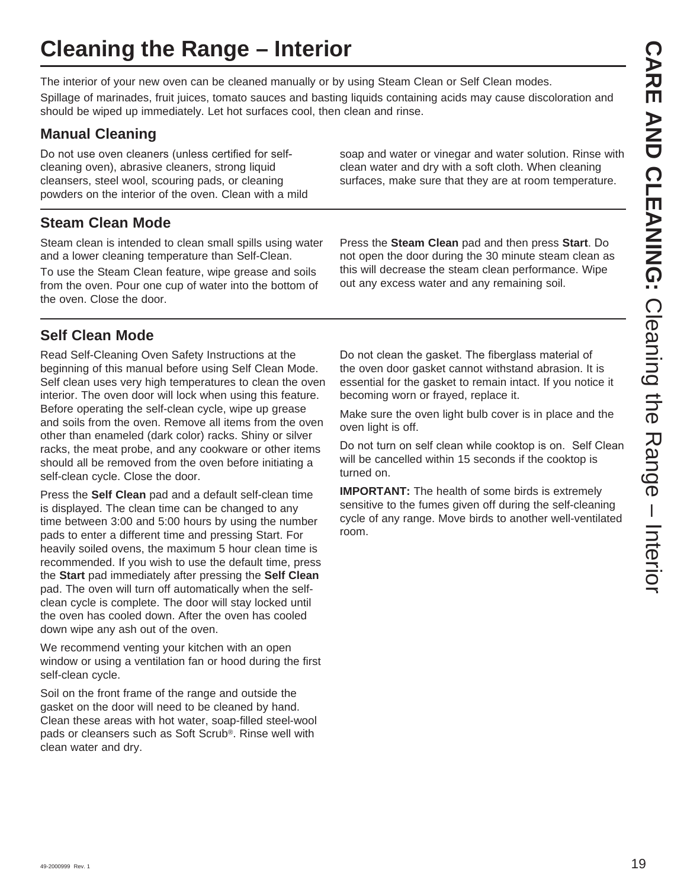# Cleaning the Range – Interior

The interior of your new oven can be cleaned manually or by using Steam Clean or Self Clean modes.

Spillage of marinades, fruit juices, tomato sauces and basting liquids containing acids may cause discoloration and should be wiped up immediately. Let hot surfaces cool, then clean and rinse.

## Manual Cleaning

Do not use oven cleaners (unless certified for self-cleaning oven), abrasive cleaners, strong liquid cleansers, steel wool, scouring pads, or cleaning powders on the interior of the oven. Clean with a mild soap and water or vinegar and water solution. Rinse with clean water and dry with a soft cloth. When cleaning surfaces, make sure that they are at room temperature.

## Steam Clean Mode

Steam clean is intended to clean small spills using water and a lower cleaning temperature than Self-Clean.

To use the Steam Clean feature, wipe grease and soils from the oven. Pour one cup of water into the bottom of the oven. Close the door.

Press the **Steam Clean** pad and then press **Start**. Do not open the door during the 30 minute steam clean as this will decrease the steam clean performance. Wipe out any excess water and any remaining soil.

## Self Clean Mode

Read Self-Cleaning Oven Safety Instructions at the beginning of this manual before using Self Clean Mode. Self clean uses very high temperatures to clean the oven interior. The oven door will lock when using this feature. Before operating the self-clean cycle, wipe up grease and soils from the oven. Remove all items from the oven other than enameled (dark color) racks. Shiny or silver racks, the meat probe, and any cookware or other items should all be removed from the oven before initiating a self-clean cycle. Close the door.

Press the **Self Clean** pad and a default self-clean time is displayed. The clean time can be changed to any time between 3:00 and 5:00 hours by using the number pads to enter a different time and pressing Start. For heavily soiled ovens, the maximum 5 hour clean time is recommended. If you wish to use the default time, press the **Start** pad immediately after pressing the **Self Clean** pad. The oven will turn off automatically when the self-clean cycle is complete. The door will stay locked until the oven has cooled down. After the oven has cooled down wipe any ash out of the oven.

We recommend venting your kitchen with an open window or using a ventilation fan or hood during the first self-clean cycle.

Soil on the front frame of the range and outside the gasket on the door will need to be cleaned by hand. Clean these areas with hot water, soap-filled steel-wool pads or cleansers such as Soft Scrub®. Rinse well with clean water and dry.

Do not clean the gasket. The fiberglass material of the oven door gasket cannot withstand abrasion. It is essential for the gasket to remain intact. If you notice it becoming worn or frayed, replace it.

Make sure the oven light bulb cover is in place and the oven light is off.

Do not turn on self clean while cooktop is on. Self Clean will be cancelled within 15 seconds if the cooktop is turned on.

**IMPORTANT:** The health of some birds is extremely sensitive to the fumes given off during the self-cleaning cycle of any range. Move birds to another well-ventilated room.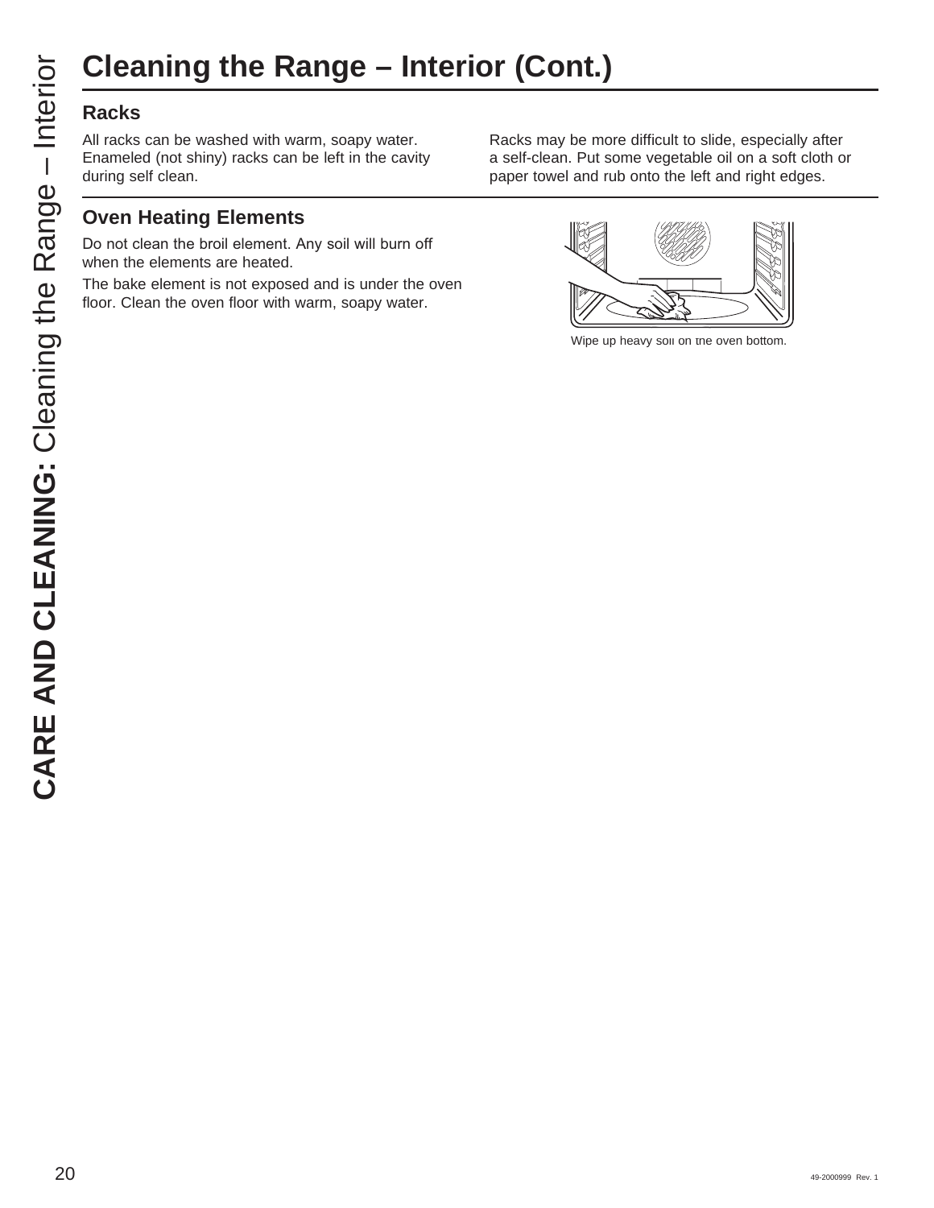# Cleaning the Range – Interior (Cont.)

## Racks

All racks can be washed with warm, soapy water. Enameled (not shiny) racks can be left in the cavity during self clean.

Racks may be more difficult to slide, especially after a self-clean. Put some vegetable oil on a soft cloth or paper towel and rub onto the left and right edges.

## Oven Heating Elements

Do not clean the broil element. Any soil will burn off when the elements are heated.

The bake element is not exposed and is under the oven floor. Clean the oven floor with warm, soapy water.

Wipe up heavy soil on the oven bottom.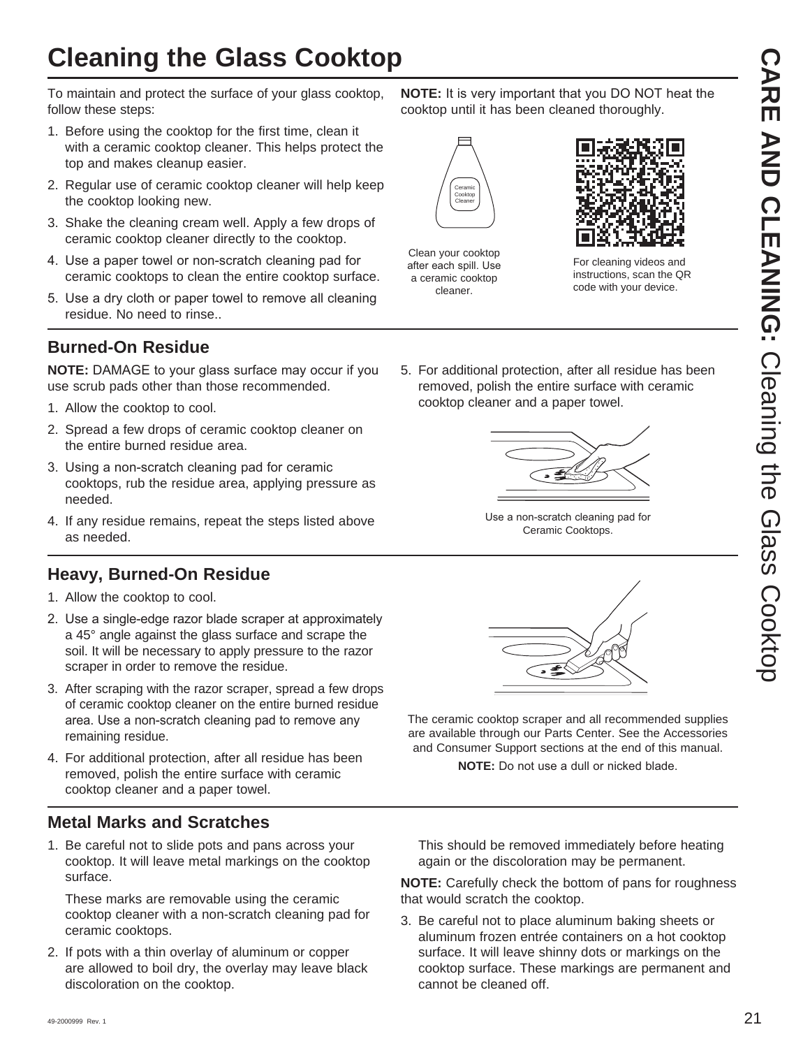# Cleaning the Glass Cooktop

To maintain and protect the surface of your glass cooktop, follow these steps:

1. Before using the cooktop for the first time, clean it with a ceramic cooktop cleaner. This helps protect the top and makes cleanup easier.
2. Regular use of ceramic cooktop cleaner will help keep the cooktop looking new.
3. Shake the cleaning cream well. Apply a few drops of ceramic cooktop cleaner directly to the cooktop.
4. Use a paper towel or non-scratch cleaning pad for ceramic cooktops to clean the entire cooktop surface.
5. Use a dry cloth or paper towel to remove all cleaning residue. No need to rinse..

**NOTE:** It is very important that you DO NOT heat the cooktop until it has been cleaned thoroughly.

Ceramic Cooktop Cleaner

Clean your cooktop after each spill. Use a ceramic cooktop cleaner.

For cleaning videos and instructions, scan the QR code with your device.

## Burned-On Residue

**NOTE:** DAMAGE to your glass surface may occur if you use scrub pads other than those recommended.

1. Allow the cooktop to cool.
2. Spread a few drops of ceramic cooktop cleaner on the entire burned residue area.
3. Using a non-scratch cleaning pad for ceramic cooktops, rub the residue area, applying pressure as needed.
4. If any residue remains, repeat the steps listed above as needed.
5. For additional protection, after all residue has been removed, polish the entire surface with ceramic cooktop cleaner and a paper towel.

Use a non-scratch cleaning pad for Ceramic Cooktops.

## Heavy, Burned-On Residue

1. Allow the cooktop to cool.
2. Use a single-edge razor blade scraper at approximately a 45° angle against the glass surface and scrape the soil. It will be necessary to apply pressure to the razor scraper in order to remove the residue.
3. After scraping with the razor scraper, spread a few drops of ceramic cooktop cleaner on the entire burned residue area. Use a non-scratch cleaning pad to remove any remaining residue.
4. For additional protection, after all residue has been removed, polish the entire surface with ceramic cooktop cleaner and a paper towel.

The ceramic cooktop scraper and all recommended supplies are available through our Parts Center. See the Accessories and Consumer Support sections at the end of this manual.

**NOTE:** Do not use a dull or nicked blade.

## Metal Marks and Scratches

1. Be careful not to slide pots and pans across your cooktop. It will leave metal markings on the cooktop surface.

   These marks are removable using the ceramic cooktop cleaner with a non-scratch cleaning pad for ceramic cooktops.

2. If pots with a thin overlay of aluminum or copper are allowed to boil dry, the overlay may leave black discoloration on the cooktop.

   This should be removed immediately before heating again or the discoloration may be permanent.

**NOTE:** Carefully check the bottom of pans for roughness that would scratch the cooktop.

3. Be careful not to place aluminum baking sheets or aluminum frozen entrée containers on a hot cooktop surface. It will leave shinny dots or markings on the cooktop surface. These markings are permanent and cannot be cleaned off.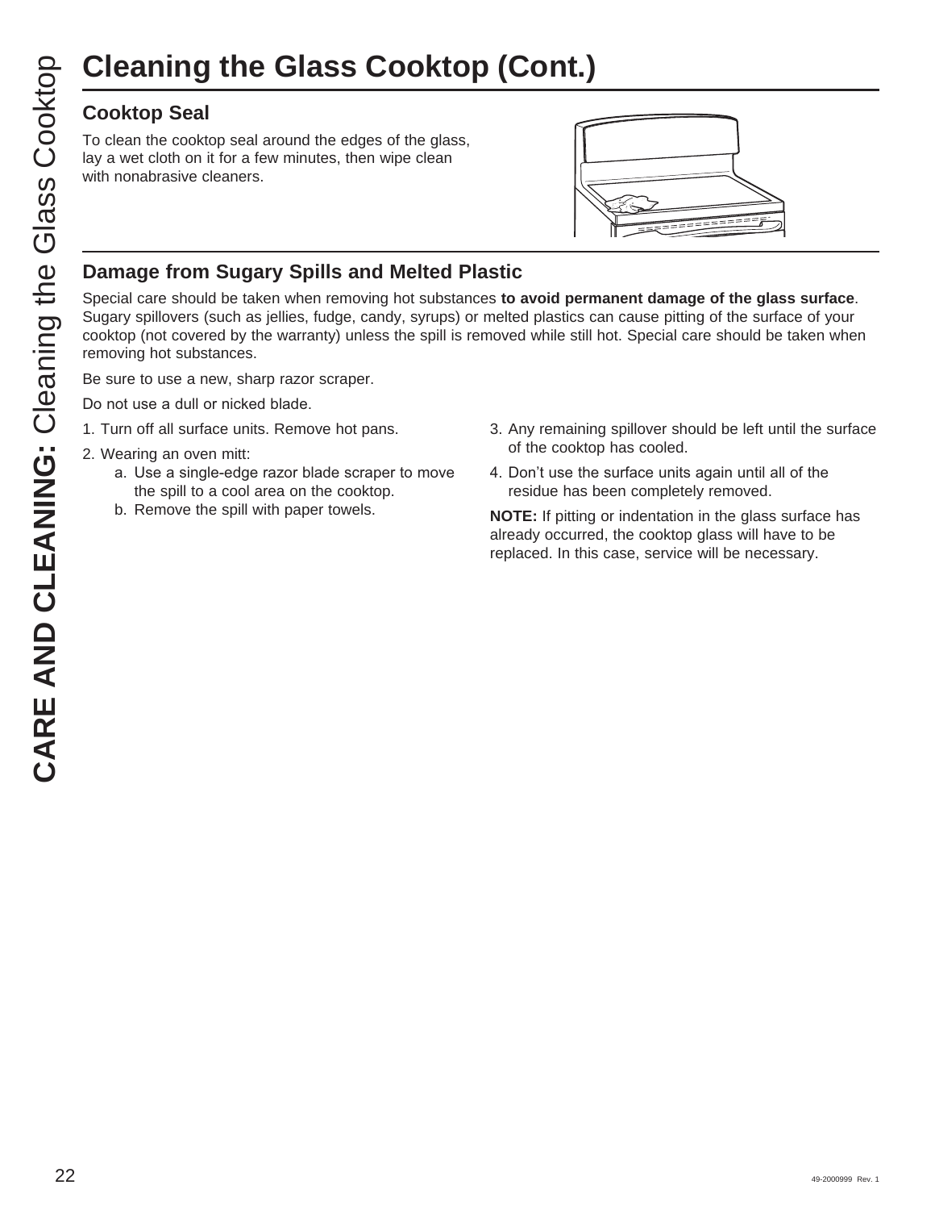# Cleaning the Glass Cooktop (Cont.)

## Cooktop Seal

To clean the cooktop seal around the edges of the glass, lay a wet cloth on it for a few minutes, then wipe clean with nonabrasive cleaners.

## Damage from Sugary Spills and Melted Plastic

Special care should be taken when removing hot substances **to avoid permanent damage of the glass surface**. Sugary spillovers (such as jellies, fudge, candy, syrups) or melted plastics can cause pitting of the surface of your cooktop (not covered by the warranty) unless the spill is removed while still hot. Special care should be taken when removing hot substances.

Be sure to use a new, sharp razor scraper.

Do not use a dull or nicked blade.

1. Turn off all surface units. Remove hot pans.
2. Wearing an oven mitt:
   a. Use a single-edge razor blade scraper to move the spill to a cool area on the cooktop.
   b. Remove the spill with paper towels.
3. Any remaining spillover should be left until the surface of the cooktop has cooled.
4. Don't use the surface units again until all of the residue has been completely removed.

**NOTE:** If pitting or indentation in the glass surface has already occurred, the cooktop glass will have to be replaced. In this case, service will be necessary.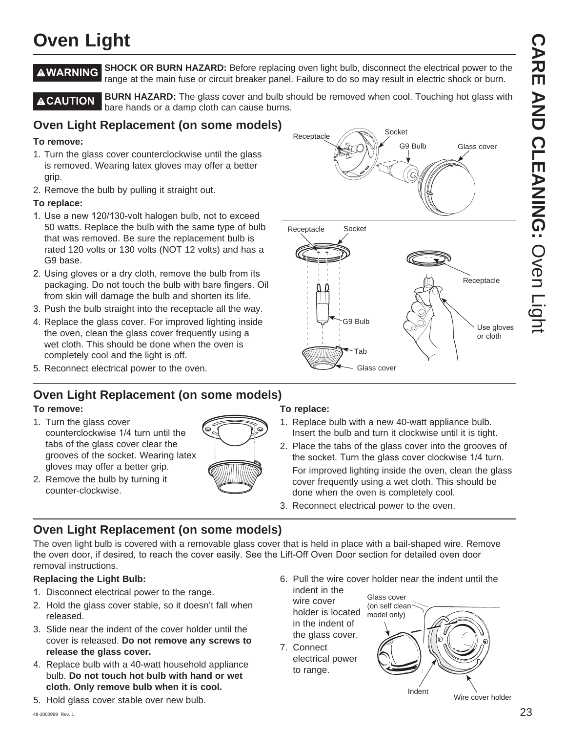# Oven Light

**WARNING** **SHOCK OR BURN HAZARD:** Before replacing oven light bulb, disconnect the electrical power to the range at the main fuse or circuit breaker panel. Failure to do so may result in electric shock or burn.

**CAUTION** **BURN HAZARD:** The glass cover and bulb should be removed when cool. Touching hot glass with bare hands or a damp cloth can cause burns.

## Oven Light Replacement (on some models)

**To remove:**

1. Turn the glass cover counterclockwise until the glass is removed. Wearing latex gloves may offer a better grip.
2. Remove the bulb by pulling it straight out.

**To replace:**

1. Use a new 120/130-volt halogen bulb, not to exceed 50 watts. Replace the bulb with the same type of bulb that was removed. Be sure the replacement bulb is rated 120 volts or 130 volts (NOT 12 volts) and has a G9 base.
2. Using gloves or a dry cloth, remove the bulb from its packaging. Do not touch the bulb with bare fingers. Oil from skin will damage the bulb and shorten its life.
3. Push the bulb straight into the receptacle all the way.
4. Replace the glass cover. For improved lighting inside the oven, clean the glass cover frequently using a wet cloth. This should be done when the oven is completely cool and the light is off.
5. Reconnect electrical power to the oven.

Receptacle, Socket, G9 Bulb, Glass cover

Receptacle, Socket, G9 Bulb, Tab, Glass cover, Receptacle, Use gloves or cloth

## Oven Light Replacement (on some models)

**To remove:**

1. Turn the glass cover counterclockwise 1/4 turn until the tabs of the glass cover clear the grooves of the socket. Wearing latex gloves may offer a better grip.
2. Remove the bulb by turning it counter-clockwise.

**To replace:**

1. Replace bulb with a new 40-watt appliance bulb. Insert the bulb and turn it clockwise until it is tight.
2. Place the tabs of the glass cover into the grooves of the socket. Turn the glass cover clockwise 1/4 turn.

   For improved lighting inside the oven, clean the glass cover frequently using a wet cloth. This should be done when the oven is completely cool.
3. Reconnect electrical power to the oven.

## Oven Light Replacement (on some models)

The oven light bulb is covered with a removable glass cover that is held in place with a bail-shaped wire. Remove the oven door, if desired, to reach the cover easily. See the Lift-Off Oven Door section for detailed oven door removal instructions.

**Replacing the Light Bulb:**

1. Disconnect electrical power to the range.
2. Hold the glass cover stable, so it doesn't fall when released.
3. Slide near the indent of the cover holder until the cover is released. **Do not remove any screws to release the glass cover.**
4. Replace bulb with a 40-watt household appliance bulb. **Do not touch hot bulb with hand or wet cloth. Only remove bulb when it is cool.**
5. Hold glass cover stable over new bulb.
6. Pull the wire cover holder near the indent until the indent in the wire cover holder is located in the indent of the glass cover.
7. Connect electrical power to range.

Glass cover (on self clean model only), Indent, Wire cover holder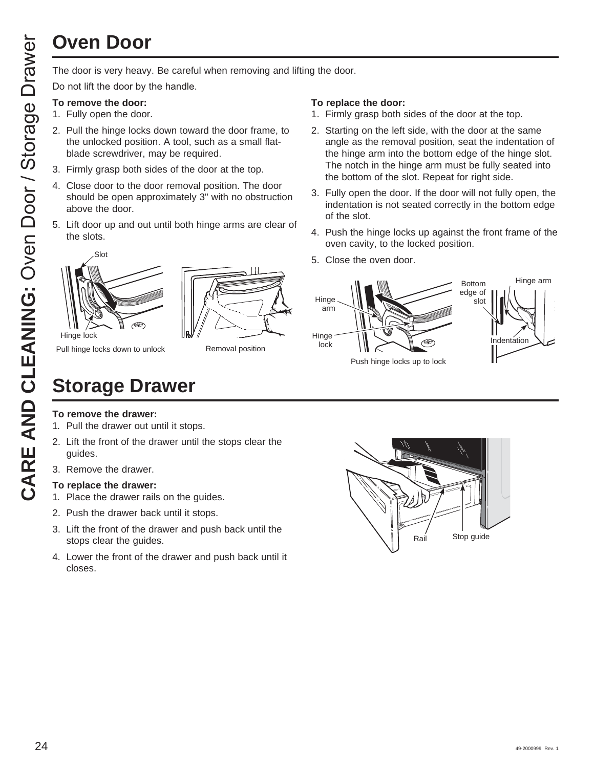# Oven Door

The door is very heavy. Be careful when removing and lifting the door.

Do not lift the door by the handle.

**To remove the door:**

1. Fully open the door.
2. Pull the hinge locks down toward the door frame, to the unlocked position. A tool, such as a small flat-blade screwdriver, may be required.
3. Firmly grasp both sides of the door at the top.
4. Close door to the door removal position. The door should be open approximately 3" with no obstruction above the door.
5. Lift door up and out until both hinge arms are clear of the slots.

Slot

Hinge lock

Pull hinge locks down to unlock

Removal position

**To replace the door:**

1. Firmly grasp both sides of the door at the top.
2. Starting on the left side, with the door at the same angle as the removal position, seat the indentation of the hinge arm into the bottom edge of the hinge slot. The notch in the hinge arm must be fully seated into the bottom of the slot. Repeat for right side.
3. Fully open the door. If the door will not fully open, the indentation is not seated correctly in the bottom edge of the slot.
4. Push the hinge locks up against the front frame of the oven cavity, to the locked position.
5. Close the oven door.

Hinge arm

Hinge lock

Push hinge locks up to lock

Bottom edge of slot

Hinge arm

Indentation

# Storage Drawer

**To remove the drawer:**

1. Pull the drawer out until it stops.
2. Lift the front of the drawer until the stops clear the guides.
3. Remove the drawer.

**To replace the drawer:**

1. Place the drawer rails on the guides.
2. Push the drawer back until it stops.
3. Lift the front of the drawer and push back until the stops clear the guides.
4. Lower the front of the drawer and push back until it closes.

Rail

Stop guide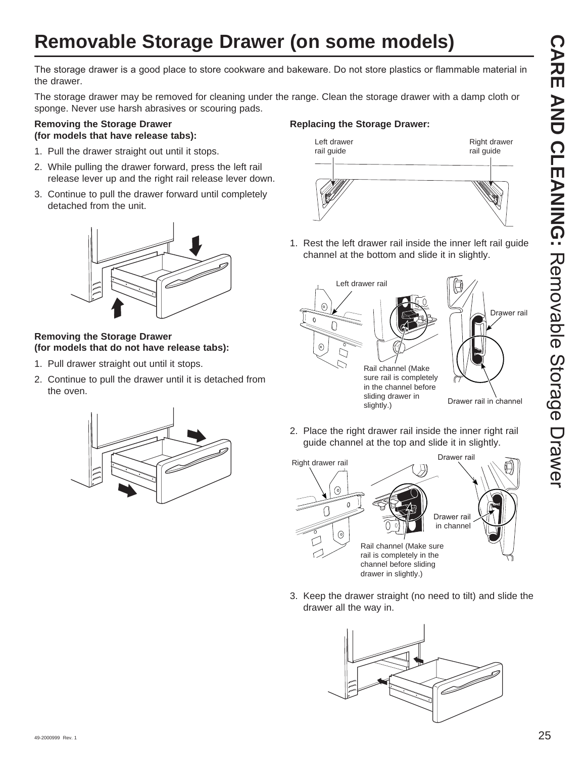# Removable Storage Drawer (on some models)

The storage drawer is a good place to store cookware and bakeware. Do not store plastics or flammable material in the drawer.

The storage drawer may be removed for cleaning under the range. Clean the storage drawer with a damp cloth or sponge. Never use harsh abrasives or scouring pads.

**Removing the Storage Drawer (for models that have release tabs):**

1. Pull the drawer straight out until it stops.
2. While pulling the drawer forward, press the left rail release lever up and the right rail release lever down.
3. Continue to pull the drawer forward until completely detached from the unit.

**Removing the Storage Drawer (for models that do not have release tabs):**

1. Pull drawer straight out until it stops.
2. Continue to pull the drawer until it is detached from the oven.

**Replacing the Storage Drawer:**

Left drawer rail guide

Right drawer rail guide

1. Rest the left drawer channel rail inside the inner left rail guide channel at the bottom and slide it in slightly.

Left drawer rail

Rail channel (Make sure rail is completely in the channel before sliding drawer in slightly.)

Drawer rail

Drawer rail in channel

2. Place the right drawer rail inside the inner right rail guide channel at the top and slide it in slightly.

Right drawer rail

Drawer rail

Drawer rail in channel

Rail channel (Make sure rail is completely in the channel before sliding drawer in slightly.)

3. Keep the drawer straight (no need to tilt) and slide the drawer all the way in.

49-2000999 Rev. 1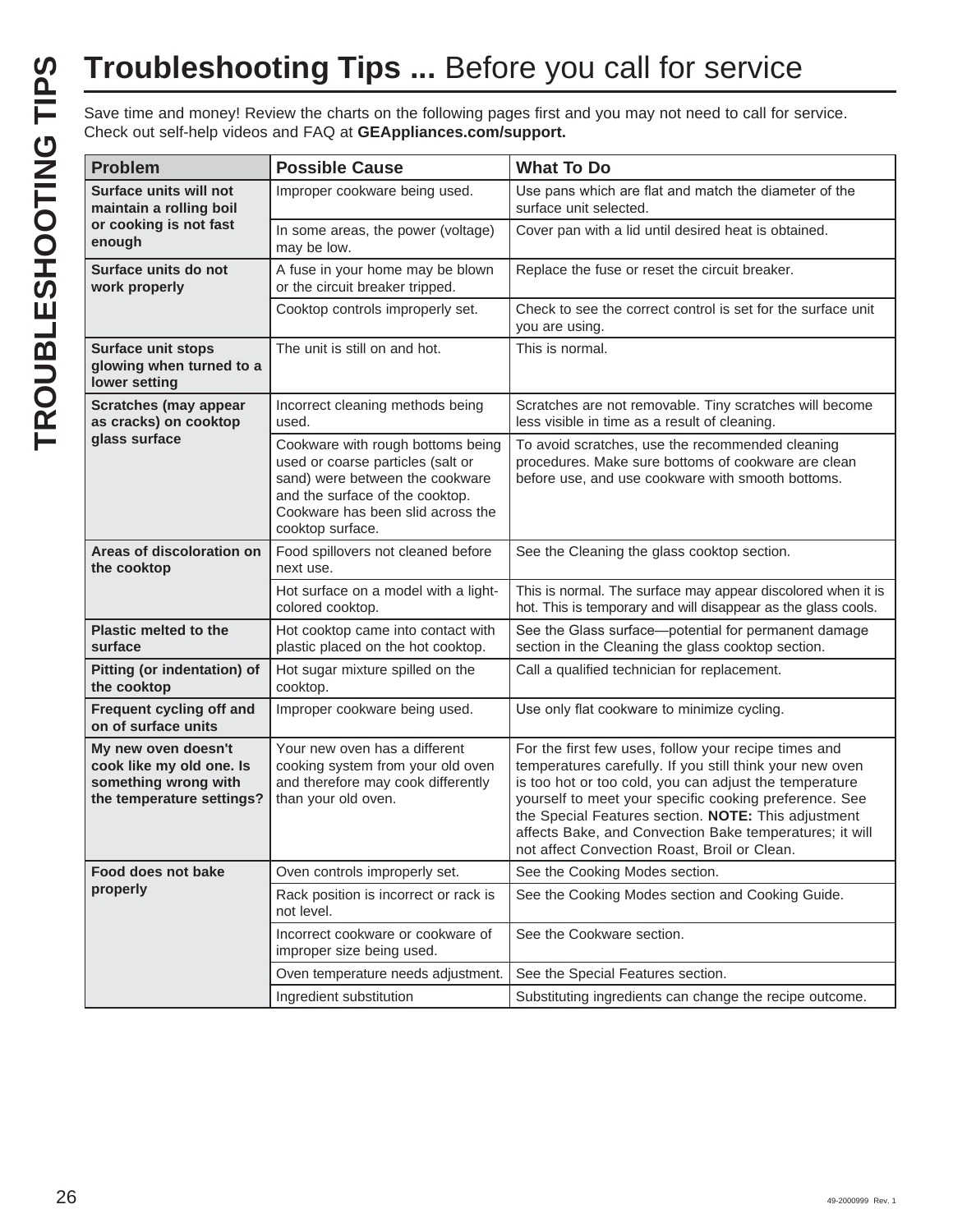# **Troubleshooting Tips ...** Before you call for service

Save time and money! Review the charts on the following pages first and you may not need to call for service. Check out self-help videos and FAQ at **GEAppliances.com/support.**

| Problem | Possible Cause | What To Do |
|---|---|---|
| **Surface units will not maintain a rolling boil or cooking is not fast enough** | Improper cookware being used. | Use pans which are flat and match the diameter of the surface unit selected. |
| | In some areas, the power (voltage) may be low. | Cover pan with a lid until desired heat is obtained. |
| **Surface units do not work properly** | A fuse in your home may be blown or the circuit breaker tripped. | Replace the fuse or reset the circuit breaker. |
| | Cooktop controls improperly set. | Check to see the correct control is set for the surface unit you are using. |
| **Surface unit stops glowing when turned to a lower setting** | The unit is still on and hot. | This is normal. |
| **Scratches (may appear as cracks) on cooktop glass surface** | Incorrect cleaning methods being used. | Scratches are not removable. Tiny scratches will become less visible in time as a result of cleaning. |
| | Cookware with rough bottoms being used or coarse particles (salt or sand) were between the cookware and the surface of the cooktop. Cookware has been slid across the cooktop surface. | To avoid scratches, use the recommended cleaning procedures. Make sure bottoms of cookware are clean before use, and use cookware with smooth bottoms. |
| **Areas of discoloration on the cooktop** | Food spillovers not cleaned before next use. | See the Cleaning the glass cooktop section. |
| | Hot surface on a model with a light-colored cooktop. | This is normal. The surface may appear discolored when it is hot. This is temporary and will disappear as the glass cools. |
| **Plastic melted to the surface** | Hot cooktop came into contact with plastic placed on the hot cooktop. | See the Glass surface—potential for permanent damage section in the Cleaning the glass cooktop section. |
| **Pitting (or indentation) of the cooktop** | Hot sugar mixture spilled on the cooktop. | Call a qualified technician for replacement. |
| **Frequent cycling off and on of surface units** | Improper cookware being used. | Use only flat cookware to minimize cycling. |
| **My new oven doesn't cook like my old one. Is something wrong with the temperature settings?** | Your new oven has a different cooking system from your old oven and therefore may cook differently than your old oven. | For the first few uses, follow your recipe times and temperatures carefully. If you still think your new oven is too hot or too cold, you can adjust the temperature yourself to meet your specific cooking preference. See the Special Features section. **NOTE:** This adjustment affects Bake, and Convection Bake temperatures; it will not affect Convection Roast, Broil or Clean. |
| **Food does not bake properly** | Oven controls improperly set. | See the Cooking Modes section. |
| | Rack position is incorrect or rack is not level. | See the Cooking Modes section and Cooking Guide. |
| | Incorrect cookware or cookware of improper size being used. | See the Cookware section. |
| | Oven temperature needs adjustment. | See the Special Features section. |
| | Ingredient substitution | Substituting ingredients can change the recipe outcome. |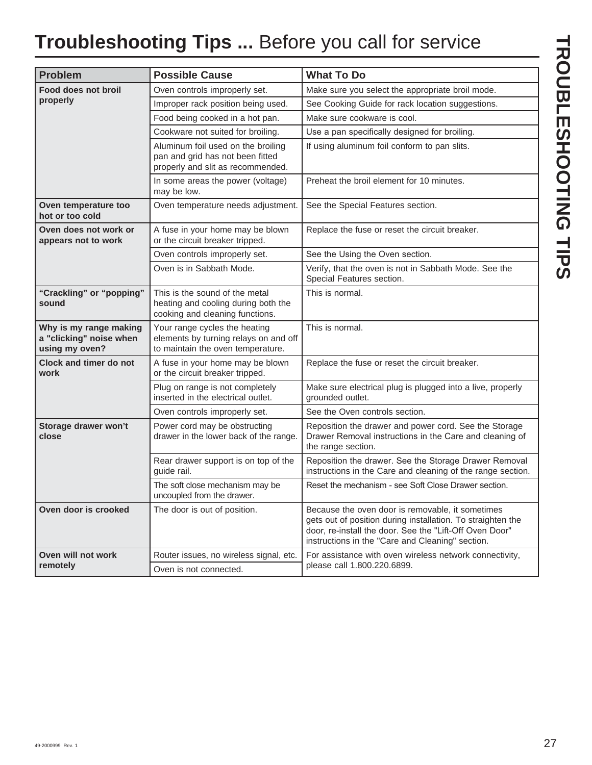# **Troubleshooting Tips ...** Before you call for service

| Problem | Possible Cause | What To Do |
|---|---|---|
| **Food does not broil properly** | Oven controls improperly set. | Make sure you select the appropriate broil mode. |
| | Improper rack position being used. | See Cooking Guide for rack location suggestions. |
| | Food being cooked in a hot pan. | Make sure cookware is cool. |
| | Cookware not suited for broiling. | Use a pan specifically designed for broiling. |
| | Aluminum foil used on the broiling pan and grid has not been fitted properly and slit as recommended. | If using aluminum foil conform to pan slits. |
| | In some areas the power (voltage) may be low. | Preheat the broil element for 10 minutes. |
| **Oven temperature too hot or too cold** | Oven temperature needs adjustment. | See the Special Features section. |
| **Oven does not work or appears not to work** | A fuse in your home may be blown or the circuit breaker tripped. | Replace the fuse or reset the circuit breaker. |
| | Oven controls improperly set. | See the Using the Oven section. |
| | Oven is in Sabbath Mode. | Verify, that the oven is not in Sabbath Mode. See the Special Features section. |
| **"Crackling" or "popping" sound** | This is the sound of the metal heating and cooling during both the cooking and cleaning functions. | This is normal. |
| **Why is my range making a "clicking" noise when using my oven?** | Your range cycles the heating elements by turning relays on and off to maintain the oven temperature. | This is normal. |
| **Clock and timer do not work** | A fuse in your home may be blown or the circuit breaker tripped. | Replace the fuse or reset the circuit breaker. |
| | Plug on range is not completely inserted in the electrical outlet. | Make sure electrical plug is plugged into a live, properly grounded outlet. |
| | Oven controls improperly set. | See the Oven controls section. |
| **Storage drawer won't close** | Power cord may be obstructing drawer in the lower back of the range. | Reposition the drawer and power cord. See the Storage Drawer Removal instructions in the Care and cleaning of the range section. |
| | Rear drawer support is on top of the guide rail. | Reposition the drawer. See the Storage Drawer Removal instructions in the Care and cleaning of the range section. |
| | The soft close mechanism may be uncoupled from the drawer. | Reset the mechanism - see Soft Close Drawer section. |
| **Oven door is crooked** | The door is out of position. | Because the oven door is removable, it sometimes gets out of position during installation. To straighten the door, re-install the door. See the "Lift-Off Oven Door" instructions in the "Care and Cleaning" section. |
| **Oven will not work remotely** | Router issues, no wireless signal, etc. | For assistance with oven wireless network connectivity, please call 1.800.220.6899. |
| | Oven is not connected. | |

49-2000999 Rev. 1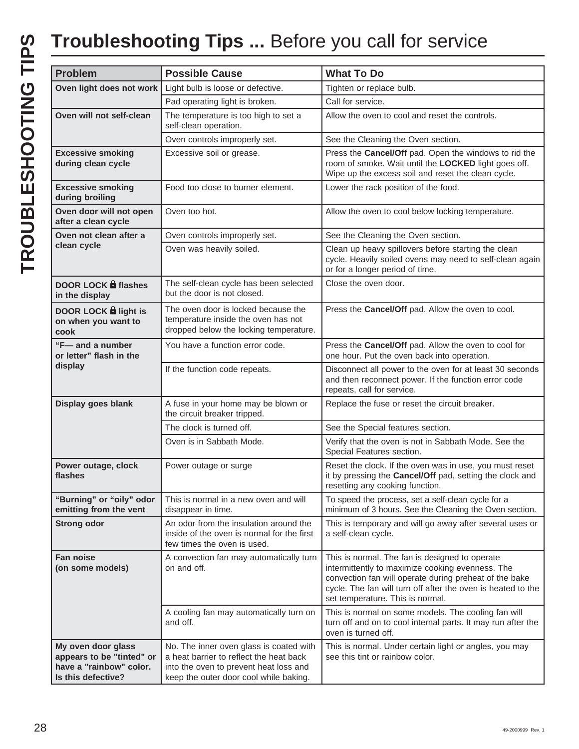# **Troubleshooting Tips ...** Before you call for service

| Problem | Possible Cause | What To Do |
|---|---|---|
| **Oven light does not work** | Light bulb is loose or defective. | Tighten or replace bulb. |
| | Pad operating light is broken. | Call for service. |
| **Oven will not self-clean** | The temperature is too high to set a self-clean operation. | Allow the oven to cool and reset the controls. |
| | Oven controls improperly set. | See the Cleaning the Oven section. |
| **Excessive smoking during clean cycle** | Excessive soil or grease. | Press the **Cancel/Off** pad. Open the windows to rid the room of smoke. Wait until the **LOCKED** light goes off. Wipe up the excess soil and reset the clean cycle. |
| **Excessive smoking during broiling** | Food too close to burner element. | Lower the rack position of the food. |
| **Oven door will not open after a clean cycle** | Oven too hot. | Allow the oven to cool below locking temperature. |
| **Oven not clean after a clean cycle** | Oven controls improperly set. | See the Cleaning the Oven section. |
| | Oven was heavily soiled. | Clean up heavy spillovers before starting the clean cycle. Heavily soiled ovens may need to self-clean again or for a longer period of time. |
| **DOOR LOCK 🔒 flashes in the display** | The self-clean cycle has been selected but the door is not closed. | Close the oven door. |
| **DOOR LOCK 🔒 light is on when you want to cook** | The oven door is locked because the temperature inside the oven has not dropped below the locking temperature. | Press the **Cancel/Off** pad. Allow the oven to cool. |
| **"F— and a number or letter" flash in the display** | You have a function error code. | Press the **Cancel/Off** pad. Allow the oven to cool for one hour. Put the oven back into operation. |
| | If the function code repeats. | Disconnect all power to the oven for at least 30 seconds and then reconnect power. If the function error code repeats, call for service. |
| **Display goes blank** | A fuse in your home may be blown or the circuit breaker tripped. | Replace the fuse or reset the circuit breaker. |
| | The clock is turned off. | See the Special features section. |
| | Oven is in Sabbath Mode. | Verify that the oven is not in Sabbath Mode. See the Special Features section. |
| **Power outage, clock flashes** | Power outage or surge | Reset the clock. If the oven was in use, you must reset it by pressing the **Cancel/Off** pad, setting the clock and resetting any cooking function. |
| **"Burning" or "oily" odor emitting from the vent** | This is normal in a new oven and will disappear in time. | To speed the process, set a self-clean cycle for a minimum of 3 hours. See the Cleaning the Oven section. |
| **Strong odor** | An odor from the insulation around the inside of the oven is normal for the first few times the oven is used. | This is temporary and will go away after several uses or a self-clean cycle. |
| **Fan noise (on some models)** | A convection fan may automatically turn on and off. | This is normal. The fan is designed to operate intermittently to maximize cooking evenness. The convection fan will operate during preheat of the bake cycle. The fan will turn off after the oven is heated to the set temperature. This is normal. |
| | A cooling fan may automatically turn on and off. | This is normal on some models. The cooling fan will turn off and on to cool internal parts. It may run after the oven is turned off. |
| **My oven door glass appears to be "tinted" or have a "rainbow" color. Is this defective?** | No. The inner oven glass is coated with a heat barrier to reflect the heat back into the oven to prevent heat loss and keep the outer door cool while baking. | This is normal. Under certain light or angles, you may see this tint or rainbow color. |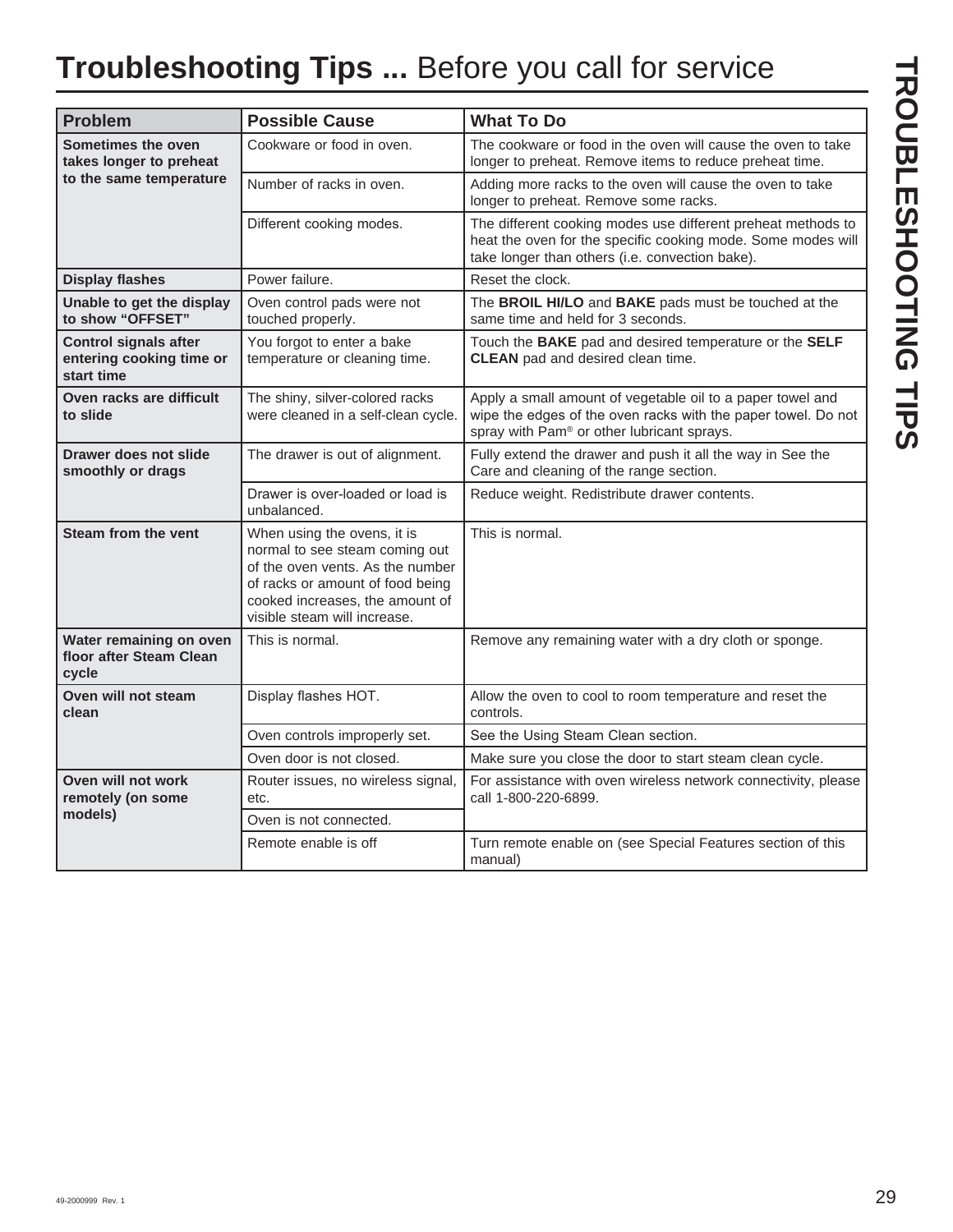# **Troubleshooting Tips ...** Before you call for service

| Problem | Possible Cause | What To Do |
|---|---|---|
| **Sometimes the oven takes longer to preheat to the same temperature** | Cookware or food in oven. | The cookware or food in the oven will cause the oven to take longer to preheat. Remove items to reduce preheat time. |
| | Number of racks in oven. | Adding more racks to the oven will cause the oven to take longer to preheat. Remove some racks. |
| | Different cooking modes. | The different cooking modes use different preheat methods to heat the oven for the specific cooking mode. Some modes will take longer than others (i.e. convection bake). |
| **Display flashes** | Power failure. | Reset the clock. |
| **Unable to get the display to show "OFFSET"** | Oven control pads were not touched properly. | The **BROIL HI/LO** and **BAKE** pads must be touched at the same time and held for 3 seconds. |
| **Control signals after entering cooking time or start time** | You forgot to enter a bake temperature or cleaning time. | Touch the **BAKE** pad and desired temperature or the **SELF CLEAN** pad and desired clean time. |
| **Oven racks are difficult to slide** | The shiny, silver-colored racks were cleaned in a self-clean cycle. | Apply a small amount of vegetable oil to a paper towel and wipe the edges of the oven racks with the paper towel. Do not spray with Pam® or other lubricant sprays. |
| **Drawer does not slide smoothly or drags** | The drawer is out of alignment. | Fully extend the drawer and push it all the way in See the Care and cleaning of the range section. |
| | Drawer is over-loaded or load is unbalanced. | Reduce weight. Redistribute drawer contents. |
| **Steam from the vent** | When using the ovens, it is normal to see steam coming out of the oven vents. As the number of racks or amount of food being cooked increases, the amount of visible steam will increase. | This is normal. |
| **Water remaining on oven floor after Steam Clean cycle** | This is normal. | Remove any remaining water with a dry cloth or sponge. |
| **Oven will not steam clean** | Display flashes HOT. | Allow the oven to cool to room temperature and reset the controls. |
| | Oven controls improperly set. | See the Using Steam Clean section. |
| | Oven door is not closed. | Make sure you close the door to start steam clean cycle. |
| **Oven will not work remotely (on some models)** | Router issues, no wireless signal, etc. | For assistance with oven wireless network connectivity, please call 1-800-220-6899. |
| | Oven is not connected. | |
| | Remote enable is off | Turn remote enable on (see Special Features section of this manual) |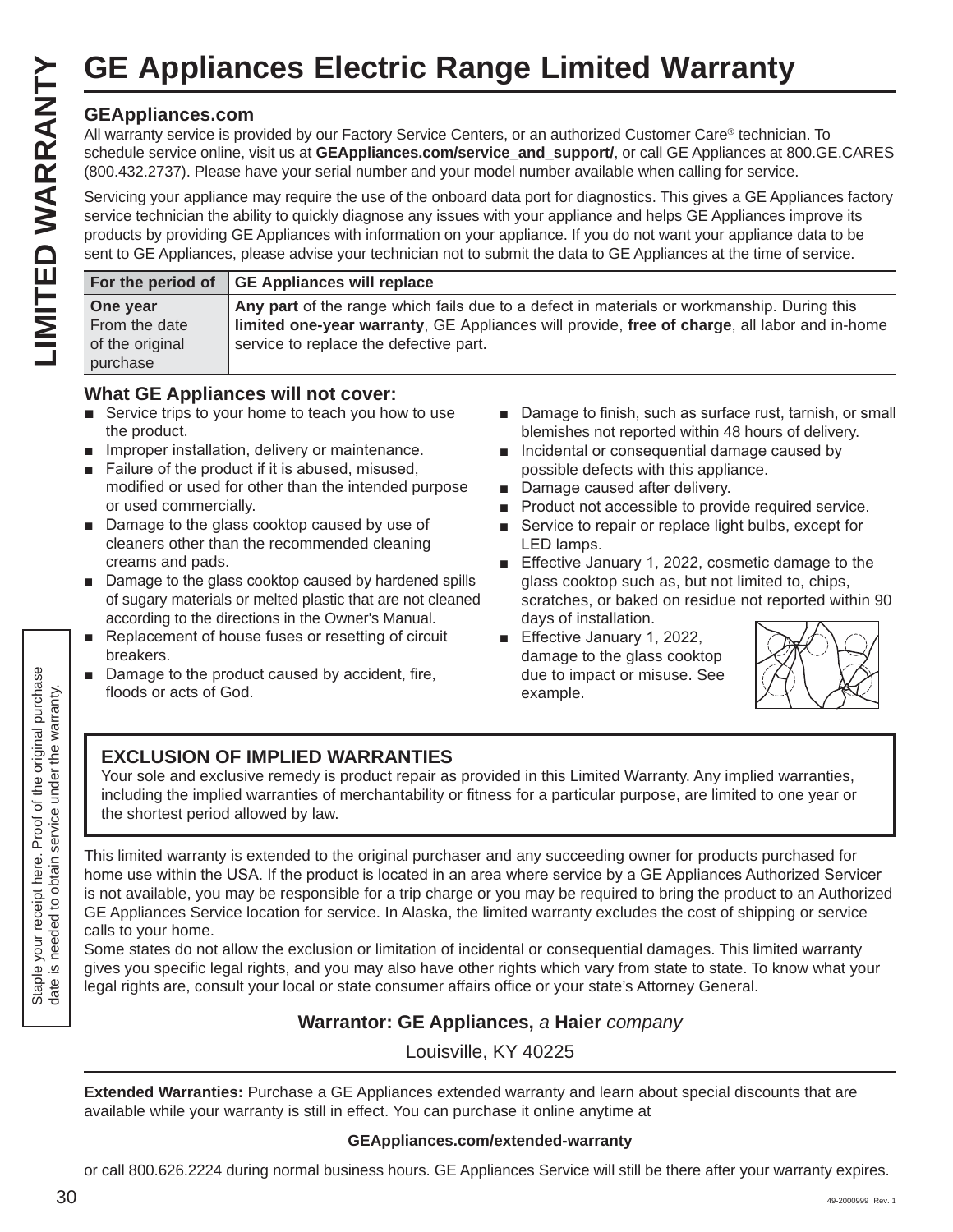# GE Appliances Electric Range Limited Warranty

LIMITED WARRANTY

### GEAppliances.com

All warranty service is provided by our Factory Service Centers, or an authorized Customer Care® technician. To schedule service online, visit us at **GEAppliances.com/service_and_support/**, or call GE Appliances at 800.GE.CARES (800.432.2737). Please have your serial number and your model number available when calling for service.

Servicing your appliance may require the use of the onboard data port for diagnostics. This gives a GE Appliances factory service technician the ability to quickly diagnose any issues with your appliance and helps GE Appliances improve its products by providing GE Appliances with information on your appliance. If you do not want your appliance data to be sent to GE Appliances, please advise your technician not to submit the data to GE Appliances at the time of service.

| For the period of | GE Appliances will replace |
|---|---|
| **One year** From the date of the original purchase | **Any part** of the range which fails due to a defect in materials or workmanship. During this **limited one-year warranty**, GE Appliances will provide, **free of charge**, all labor and in-home service to replace the defective part. |

### What GE Appliances will not cover:

- Service trips to your home to teach you how to use the product.
- Improper installation, delivery or maintenance.
- Failure of the product if it is abused, misused, modified or used for other than the intended purpose or used commercially.
- Damage to the glass cooktop caused by use of cleaners other than the recommended cleaning creams and pads.
- Damage to the glass cooktop caused by hardened spills of sugary materials or melted plastic that are not cleaned according to the directions in the Owner's Manual.
- Replacement of house fuses or resetting of circuit breakers.
- Damage to the product caused by accident, fire, floods or acts of God.
- Damage to finish, such as surface rust, tarnish, or small blemishes not reported within 48 hours of delivery.
- Incidental or consequential damage caused by possible defects with this appliance.
- Damage caused after delivery.
- Product not accessible to provide required service.
- Service to repair or replace light bulbs, except for LED lamps.
- Effective January 1, 2022, cosmetic damage to the glass cooktop such as, but not limited to, chips, scratches, or baked on residue not reported within 90 days of installation.
- Effective January 1, 2022, damage to the glass cooktop due to impact or misuse. See example.

### EXCLUSION OF IMPLIED WARRANTIES

Your sole and exclusive remedy is product repair as provided in this Limited Warranty. Any implied warranties, including the implied warranties of merchantability or fitness for a particular purpose, are limited to one year or the shortest period allowed by law.

This limited warranty is extended to the original purchaser and any succeeding owner for products purchased for home use within the USA. If the product is located in an area where service by a GE Appliances Authorized Servicer is not available, you may be responsible for a trip charge or you may be required to bring the product to an Authorized GE Appliances Service location for service. In Alaska, the limited warranty excludes the cost of shipping or service calls to your home.

Some states do not allow the exclusion or limitation of incidental or consequential damages. This limited warranty gives you specific legal rights, and you may also have other rights which vary from state to state. To know what your legal rights are, consult your local or state consumer affairs office or your state's Attorney General.

**Warrantor: GE Appliances,** *a* **Haier** *company*

Louisville, KY 40225

Staple your receipt here. Proof of the original purchase date is needed to obtain service under the warranty.

**Extended Warranties:** Purchase a GE Appliances extended warranty and learn about special discounts that are available while your warranty is still in effect. You can purchase it online anytime at

**GEAppliances.com/extended-warranty**

or call 800.626.2224 during normal business hours. GE Appliances Service will still be there after your warranty expires.

49-2000999 Rev. 1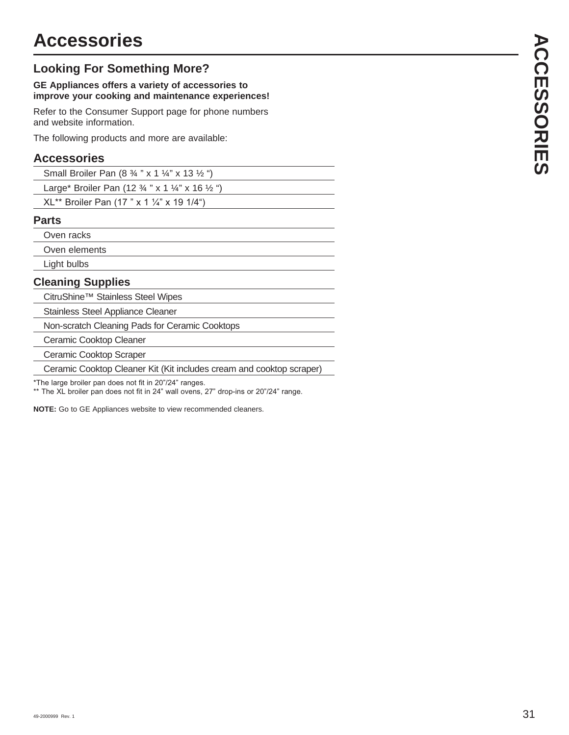# Accessories

## Looking For Something More?

**GE Appliances offers a variety of accessories to improve your cooking and maintenance experiences!**

Refer to the Consumer Support page for phone numbers and website information.

The following products and more are available:

### Accessories

- Small Broiler Pan (8 ¾ " x 1 ¼" x 13 ½ ")
- Large* Broiler Pan (12 ¾ " x 1 ¼" x 16 ½ ")
- XL** Broiler Pan (17 " x 1 ¼" x 19 1/4")

### Parts

- Oven racks
- Oven elements
- Light bulbs

### Cleaning Supplies

- CitruShine™ Stainless Steel Wipes
- Stainless Steel Appliance Cleaner
- Non-scratch Cleaning Pads for Ceramic Cooktops
- Ceramic Cooktop Cleaner
- Ceramic Cooktop Scraper
- Ceramic Cooktop Cleaner Kit (Kit includes cream and cooktop scraper)

*The large broiler pan does not fit in 20"/24" ranges.
** The XL broiler pan does not fit in 24" wall ovens, 27" drop-ins or 20"/24" range.

**NOTE:** Go to GE Appliances website to view recommended cleaners.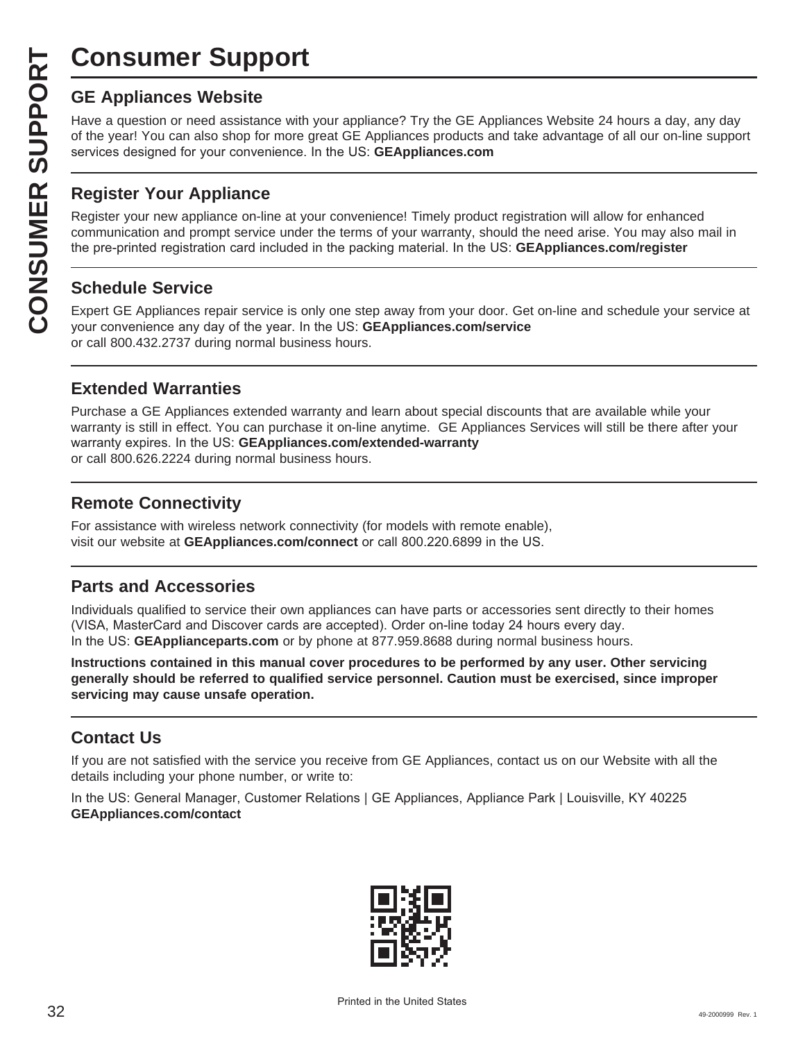# Consumer Support

## GE Appliances Website

Have a question or need assistance with your appliance? Try the GE Appliances Website 24 hours a day, any day of the year! You can also shop for more great GE Appliances products and take advantage of all our on-line support services designed for your convenience. In the US: **GEAppliances.com**

## Register Your Appliance

Register your new appliance on-line at your convenience! Timely product registration will allow for enhanced communication and prompt service under the terms of your warranty, should the need arise. You may also mail in the pre-printed registration card included in the packing material. In the US: **GEAppliances.com/register**

## Schedule Service

Expert GE Appliances repair service is only one step away from your door. Get on-line and schedule your service at your convenience any day of the year. In the US: **GEAppliances.com/service**
or call 800.432.2737 during normal business hours.

## Extended Warranties

Purchase a GE Appliances extended warranty and learn about special discounts that are available while your warranty is still in effect. You can purchase it on-line anytime. GE Appliances Services will still be there after your warranty expires. In the US: **GEAppliances.com/extended-warranty**
or call 800.626.2224 during normal business hours.

## Remote Connectivity

For assistance with wireless network connectivity (for models with remote enable), visit our website at **GEAppliances.com/connect** or call 800.220.6899 in the US.

## Parts and Accessories

Individuals qualified to service their own appliances can have parts or accessories sent directly to their homes (VISA, MasterCard and Discover cards are accepted). Order on-line today 24 hours every day.
In the US: **GEApplianceparts.com** or by phone at 877.959.8688 during normal business hours.

**Instructions contained in this manual cover procedures to be performed by any user. Other servicing generally should be referred to qualified service personnel. Caution must be exercised, since improper servicing may cause unsafe operation.**

## Contact Us

If you are not satisfied with the service you receive from GE Appliances, contact us on our Website with all the details including your phone number, or write to:

In the US: General Manager, Customer Relations | GE Appliances, Appliance Park | Louisville, KY 40225
**GEAppliances.com/contact**

Printed in the United States

49-2000999 Rev. 1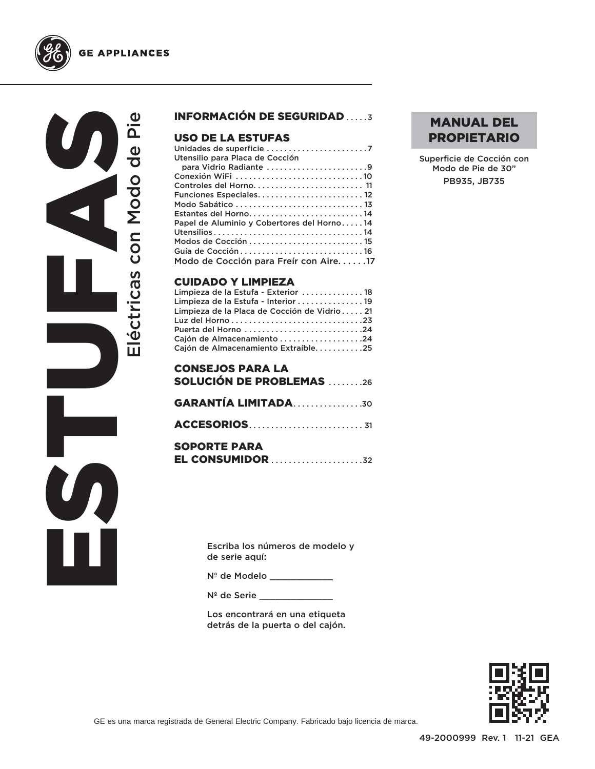GE APPLIANCES

# ESTUFAS

## Eléctricas con Modo de Pie

**INFORMACIÓN DE SEGURIDAD** . . . . .3

**USO DE LA ESTUFAS**

- Unidades de superficie . . . . . . . . . . . . . . . . . . . . . . .7
- Utensilio para Placa de Cocción para Vidrio Radiante . . . . . . . . . . . . . . . . . . . . . . .9
- Conexión WiFi . . . . . . . . . . . . . . . . . . . . . . . . . . . .10
- Controles del Horno. . . . . . . . . . . . . . . . . . . . . . . . 11
- Funciones Especiales. . . . . . . . . . . . . . . . . . . . . . . 12
- Modo Sabático . . . . . . . . . . . . . . . . . . . . . . . . . . . . 13
- Estantes del Horno. . . . . . . . . . . . . . . . . . . . . . . . . 14
- Papel de Aluminio y Cobertores del Horno. . . . . 14
- Utensilios . . . . . . . . . . . . . . . . . . . . . . . . . . . . . . . . . 14
- Modos de Cocción . . . . . . . . . . . . . . . . . . . . . . . . . 15
- Guía de Cocción . . . . . . . . . . . . . . . . . . . . . . . . . . . 16
- Modo de Cocción para Freír con Aire. . . . . . .17

**CUIDADO Y LIMPIEZA**

- Limpieza de la Estufa - Exterior . . . . . . . . . . . . . . 18
- Limpieza de la Estufa - Interior . . . . . . . . . . . . . . . 19
- Limpieza de la Placa de Cocción de Vidrio . . . . . 21
- Luz del Horno . . . . . . . . . . . . . . . . . . . . . . . . . . . . .23
- Puerta del Horno . . . . . . . . . . . . . . . . . . . . . . . . . .24
- Cajón de Almacenamiento . . . . . . . . . . . . . . . . . . .24
- Cajón de Almacenamiento Extraíble. . . . . . . . . . .25

**CONSEJOS PARA LA SOLUCIÓN DE PROBLEMAS** . . . . . . . .26

**GARANTÍA LIMITADA**. . . . . . . . . . . . . . . .30

**ACCESORIOS**. . . . . . . . . . . . . . . . . . . . . . . . . 31

**SOPORTE PARA EL CONSUMIDOR** . . . . . . . . . . . . . . . . . . . .32

**MANUAL DEL PROPIETARIO**

Superficie de Cocción con Modo de Pie de 30”

PB935, JB735

Escriba los números de modelo y de serie aquí:

Nº de Modelo ____________

Nº de Serie ______________

Los encontrará en una etiqueta detrás de la puerta o del cajón.

GE es una marca registrada de General Electric Company. Fabricado bajo licencia de marca.

49-2000999 Rev. 1 11-21 GEA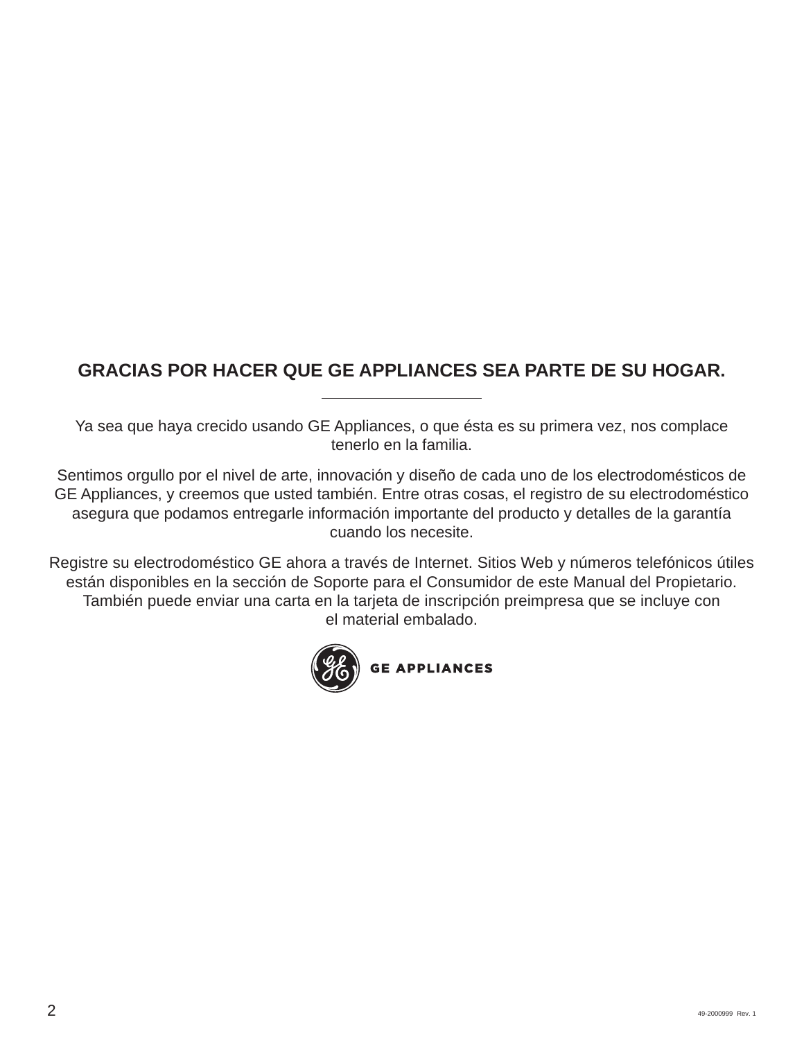## GRACIAS POR HACER QUE GE APPLIANCES SEA PARTE DE SU HOGAR.

Ya sea que haya crecido usando GE Appliances, o que ésta es su primera vez, nos complace tenerlo en la familia.

Sentimos orgullo por el nivel de arte, innovación y diseño de cada uno de los electrodomésticos de GE Appliances, y creemos que usted también. Entre otras cosas, el registro de su electrodoméstico asegura que podamos entregarle información importante del producto y detalles de la garantía cuando los necesite.

Registre su electrodoméstico GE ahora a través de Internet. Sitios Web y números telefónicos útiles están disponibles en la sección de Soporte para el Consumidor de este Manual del Propietario. También puede enviar una carta en la tarjeta de inscripción preimpresa que se incluye con el material embalado.

GE APPLIANCES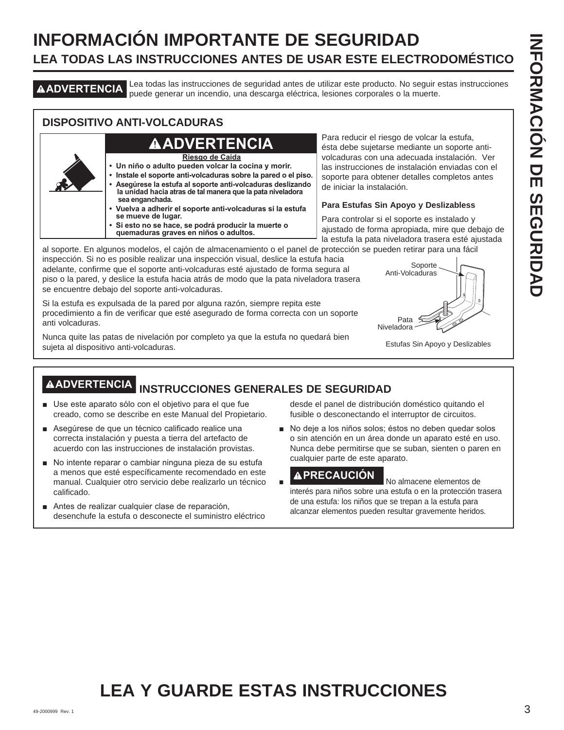# INFORMACIÓN IMPORTANTE DE SEGURIDAD
## LEA TODAS LAS INSTRUCCIONES ANTES DE USAR ESTE ELECTRODOMÉSTICO

**⚠ADVERTENCIA** Lea todas las instrucciones de seguridad antes de utilizar este producto. No seguir estas instrucciones puede generar un incendio, una descarga eléctrica, lesiones corporales o la muerte.

### DISPOSITIVO ANTI-VOLCADURAS

**⚠ADVERTENCIA**

**Riesgo de Caída**

- **Un niño o adulto pueden volcar la cocina y morir.**
- **Instale el soporte anti-volcaduras sobre la pared o el piso.**
- **Asegúrese la estufa al soporte anti-volcaduras deslizando la unidad hacia atras de tal manera que la pata niveladora sea enganchada.**
- **Vuelva a adherir el soporte anti-volcaduras si la estufa se mueve de lugar.**
- **Si esto no se hace, se podrá producir la muerte o quemaduras graves en niños o adultos.**

Para reducir el riesgo de volcar la estufa, ésta debe sujetarse mediante un soporte anti-volcaduras con una adecuada instalación. Ver las instrucciones de instalación enviadas con el soporte para obtener detalles completos antes de iniciar la instalación.

**Para Estufas Sin Apoyo y Deslizabless**

Para controlar si el soporte es instalado y ajustado de forma apropiada, mire que debajo de la estufa la pata niveladora trasera esté ajustada al soporte. En algunos modelos, el cajón de almacenamiento o el panel de protección se pueden retirar para una fácil inspección. Si no es posible realizar una inspección visual, deslice la estufa hacia adelante, confirme que el soporte anti-volcaduras esté ajustado de forma segura al piso o la pared, y deslice la estufa hacia atrás de modo que la pata niveladora trasera se encuentre debajo del soporte anti-volcaduras.

Si la estufa es expulsada de la pared por alguna razón, siempre repita este procedimiento a fin de verificar que esté asegurado de forma correcta con un soporte anti volcaduras.

Nunca quite las patas de nivelación por completo ya que la estufa no quedará bien sujeta al dispositivo anti-volcaduras.

Soporte Anti-Volcaduras

Pata Niveladora

Estufas Sin Apoyo y Deslizables

### ⚠ADVERTENCIA INSTRUCCIONES GENERALES DE SEGURIDAD

- Use este aparato sólo con el objetivo para el que fue creado, como se describe en este Manual del Propietario.
- Asegúrese de que un técnico calificado realice una correcta instalación y puesta a tierra del artefacto de acuerdo con las instrucciones de instalación provistas.
- No intente reparar o cambiar ninguna pieza de su estufa a menos que esté específicamente recomendado en este manual. Cualquier otro servicio debe realizarlo un técnico calificado.
- Antes de realizar cualquier clase de reparación, desenchufe la estufa o desconecte el suministro eléctrico desde el panel de distribución doméstico quitando el fusible o desconectando el interruptor de circuitos.
- No deje a los niños solos; éstos no deben quedar solos o sin atención en un área donde un aparato esté en uso. Nunca debe permitirse que se suban, sienten o paren en cualquier parte de este aparato.
- **⚠PRECAUCIÓN** No almacene elementos de interés para niños sobre una estufa o en la protección trasera de una estufa: los niños que se trepan a la estufa para alcanzar elementos pueden resultar gravemente heridos.

# LEA Y GUARDE ESTAS INSTRUCCIONES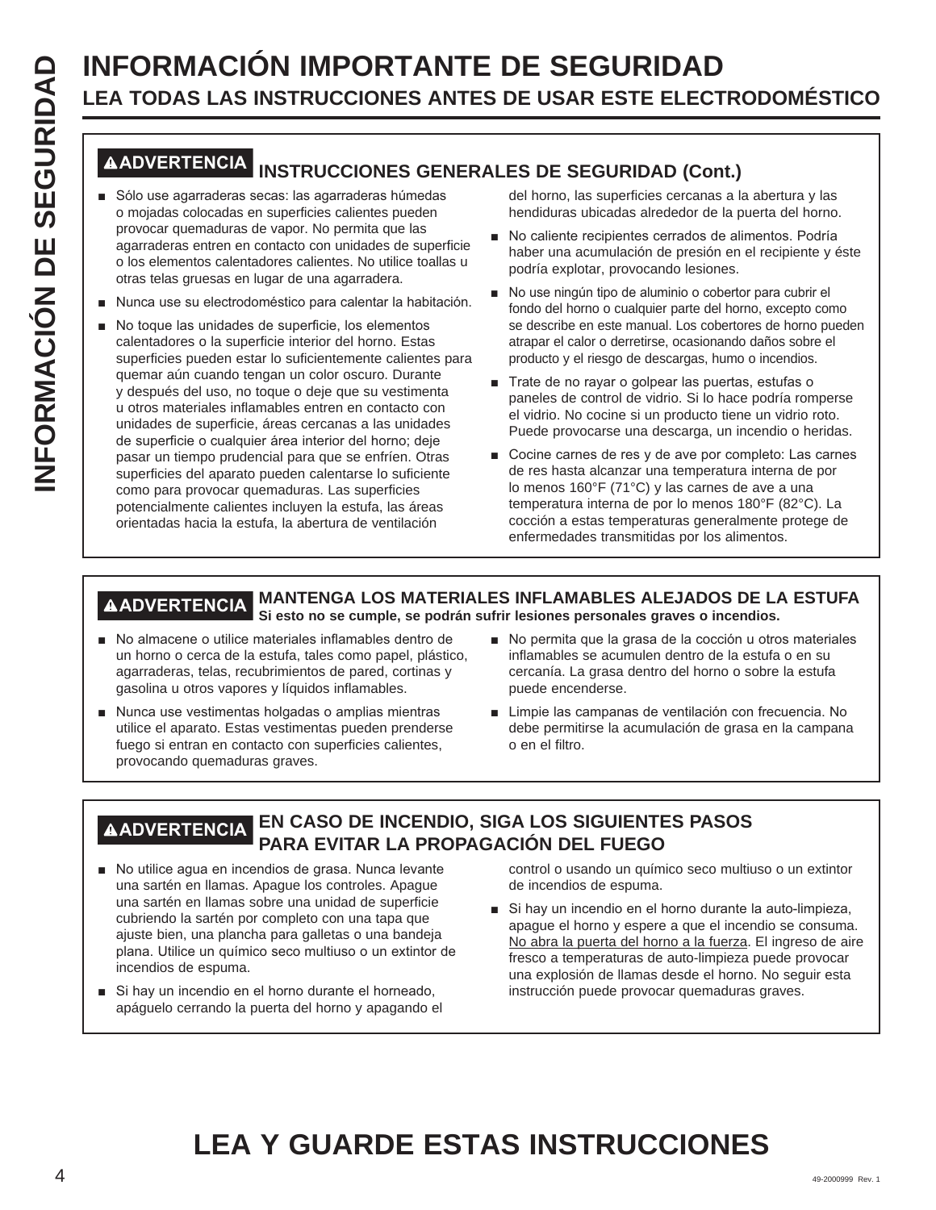# INFORMACIÓN IMPORTANTE DE SEGURIDAD

## LEA TODAS LAS INSTRUCCIONES ANTES DE USAR ESTE ELECTRODOMÉSTICO

### ⚠ADVERTENCIA INSTRUCCIONES GENERALES DE SEGURIDAD (Cont.)

- Sólo use agarraderas secas: las agarraderas húmedas o mojadas colocadas en superficies calientes pueden provocar quemaduras de vapor. No permita que las agarraderas entren en contacto con unidades de superficie o los elementos calentadores calientes. No utilice toallas u otras telas gruesas en lugar de una agarradera.
- Nunca use su electrodoméstico para calentar la habitación.
- No toque las unidades de superficie, los elementos calentadores o la superficie interior del horno. Estas superficies pueden estar lo suficientemente calientes para quemar aún cuando tengan un color oscuro. Durante y después del uso, no toque o deje que su vestimenta u otros materiales inflamables entren en contacto con unidades de superficie, áreas cercanas a las unidades de superficie o cualquier área interior del horno; deje pasar un tiempo prudencial para que se enfríen. Otras superficies del aparato pueden calentarse lo suficiente como para provocar quemaduras. Las superficies potencialmente calientes incluyen la estufa, las áreas orientadas hacia la estufa, la abertura de ventilación del horno, las superficies cercanas a la abertura y las hendiduras ubicadas alrededor de la puerta del horno.
- No caliente recipientes cerrados de alimentos. Podría haber una acumulación de presión en el recipiente y éste podría explotar, provocando lesiones.
- No use ningún tipo de aluminio o cobertor para cubrir el fondo del horno o cualquier parte del horno, excepto como se describe en este manual. Los cobertores de horno pueden atrapar el calor o derretirse, ocasionando daños sobre el producto y el riesgo de descargas, humo o incendios.
- Trate de no rayar o golpear las puertas, estufas o paneles de control de vidrio. Si lo hace podría romperse el vidrio. No cocine si un producto tiene un vidrio roto. Puede provocarse una descarga, un incendio o heridas.
- Cocine carnes de res y de ave por completo: Las carnes de res hasta alcanzar una temperatura interna de por lo menos 160°F (71°C) y las carnes de ave a una temperatura interna de por lo menos 180°F (82°C). La cocción a estas temperaturas generalmente protege de enfermedades transmitidas por los alimentos.

### ⚠ADVERTENCIA MANTENGA LOS MATERIALES INFLAMABLES ALEJADOS DE LA ESTUFA

**Si esto no se cumple, se podrán sufrir lesiones personales graves o incendios.**

- No almacene o utilice materiales inflamables dentro de un horno o cerca de la estufa, tales como papel, plástico, agarraderas, telas, recubrimientos de pared, cortinas y gasolina u otros vapores y líquidos inflamables.
- Nunca use vestimentas holgadas o amplias mientras utilice el aparato. Estas vestimentas pueden prenderse fuego si entran en contacto con superficies calientes, provocando quemaduras graves.
- No permita que la grasa de la cocción u otros materiales inflamables se acumulen dentro de la estufa o en su cercanía. La grasa dentro del horno o sobre la estufa puede encenderse.
- Limpie las campanas de ventilación con frecuencia. No debe permitirse la acumulación de grasa en la campana o en el filtro.

### ⚠ADVERTENCIA EN CASO DE INCENDIO, SIGA LOS SIGUIENTES PASOS PARA EVITAR LA PROPAGACIÓN DEL FUEGO

- No utilice agua en incendios de grasa. Nunca levante una sartén en llamas. Apague los controles. Apague una sartén en llamas sobre una unidad de superficie cubriendo la sartén por completo con una tapa que ajuste bien, una plancha para galletas o una bandeja plana. Utilice un químico seco multiuso o un extintor de incendios de espuma.
- Si hay un incendio en el horno durante el horneado, apáguelo cerrando la puerta del horno y apagando el control o usando un químico seco multiuso o un extintor de incendios de espuma.
- Si hay un incendio en el horno durante la auto-limpieza, apague el horno y espere a que el incendio se consuma. No abra la puerta del horno a la fuerza. El ingreso de aire fresco a temperaturas de auto-limpieza puede provocar una explosión de llamas desde el horno. No seguir esta instrucción puede provocar quemaduras graves.

## LEA Y GUARDE ESTAS INSTRUCCIONES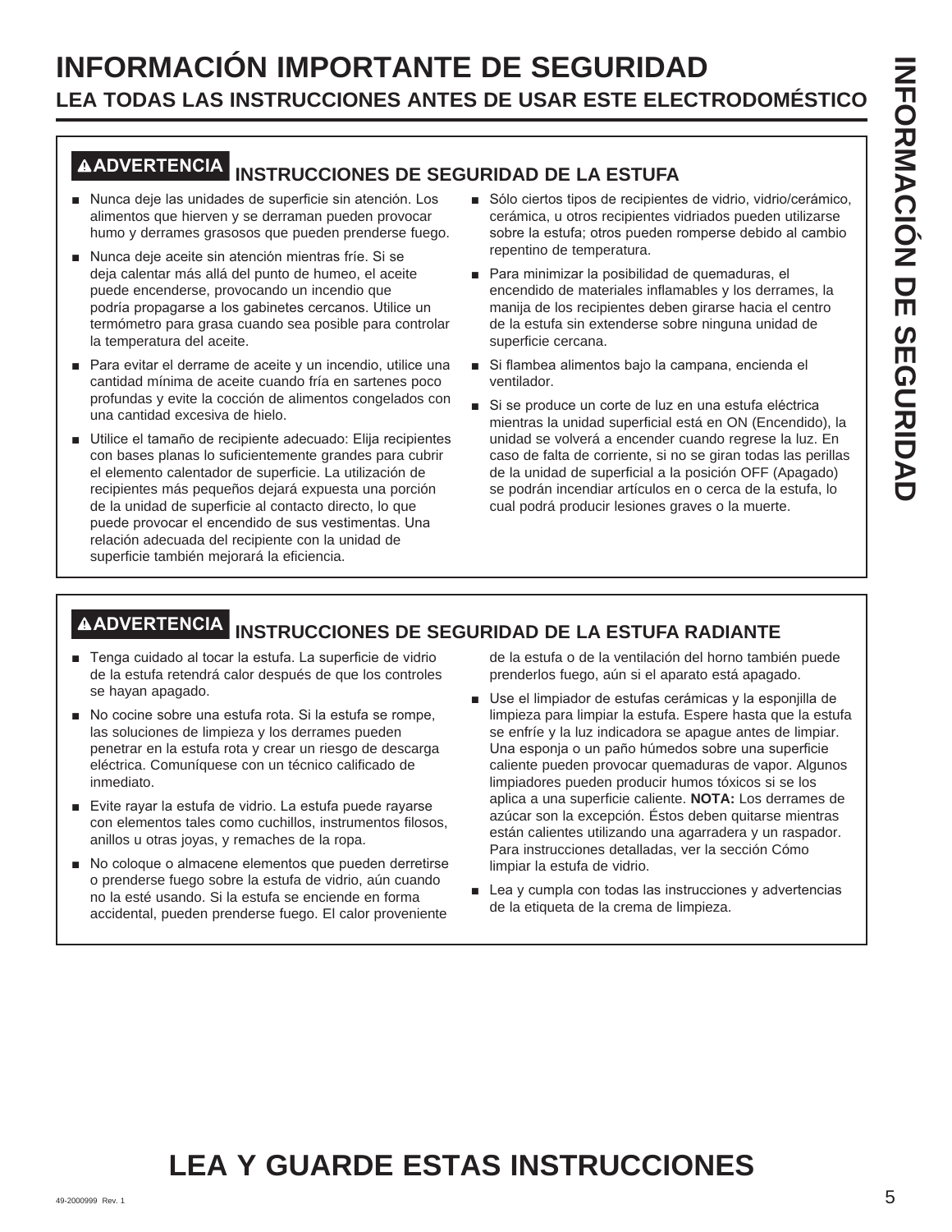# INFORMACIÓN IMPORTANTE DE SEGURIDAD

## LEA TODAS LAS INSTRUCCIONES ANTES DE USAR ESTE ELECTRODOMÉSTICO

### ⚠ADVERTENCIA INSTRUCCIONES DE SEGURIDAD DE LA ESTUFA

- Nunca deje las unidades de superficie sin atención. Los alimentos que hierven y se derraman pueden provocar humo y derrames grasosos que pueden prenderse fuego.
- Nunca deje aceite sin atención mientras fríe. Si se deja calentar más allá del punto de humeo, el aceite puede encenderse, provocando un incendio que podría propagarse a los gabinetes cercanos. Utilice un termómetro para grasa cuando sea posible para controlar la temperatura del aceite.
- Para evitar el derrame de aceite y un incendio, utilice una cantidad mínima de aceite cuando fría en sartenes poco profundas y evite la cocción de alimentos congelados con una cantidad excesiva de hielo.
- Utilice el tamaño de recipiente adecuado: Elija recipientes con bases planas lo suficientemente grandes para cubrir el elemento calentador de superficie. La utilización de recipientes más pequeños dejará expuesta una porción de la unidad de superficie al contacto directo, lo que puede provocar el encendido de sus vestimentas. Una relación adecuada del recipiente con la unidad de superficie también mejorará la eficiencia.
- Sólo ciertos tipos de recipientes de vidrio, vidrio/cerámico, cerámica, u otros recipientes vidriados pueden utilizarse sobre la estufa; otros pueden romperse debido al cambio repentino de temperatura.
- Para minimizar la posibilidad de quemaduras, el encendido de materiales inflamables y los derrames, la manija de los recipientes deben girarse hacia el centro de la estufa sin extenderse sobre ninguna unidad de superficie cercana.
- Si flambea alimentos bajo la campana, encienda el ventilador.
- Si se produce un corte de luz en una estufa eléctrica mientras la unidad superficial está en ON (Encendido), la unidad se volverá a encender cuando regrese la luz. En caso de falta de corriente, si no se giran todas las perillas de la unidad de superficial a la posición OFF (Apagado) se podrán incendiar artículos en o cerca de la estufa, lo cual podrá producir lesiones graves o la muerte.

### ⚠ADVERTENCIA INSTRUCCIONES DE SEGURIDAD DE LA ESTUFA RADIANTE

- Tenga cuidado al tocar la estufa. La superficie de vidrio de la estufa retendrá calor después de que los controles se hayan apagado.
- No cocine sobre una estufa rota. Si la estufa se rompe, las soluciones de limpieza y los derrames pueden penetrar en la estufa rota y crear un riesgo de descarga eléctrica. Comuníquese con un técnico calificado de inmediato.
- Evite rayar la estufa de vidrio. La estufa puede rayarse con elementos tales como cuchillos, instrumentos filosos, anillos u otras joyas, y remaches de la ropa.
- No coloque o almacene elementos que pueden derretirse o prenderse fuego sobre la estufa de vidrio, aún cuando no la esté usando. Si la estufa se enciende en forma accidental, pueden prenderse fuego. El calor proveniente de la estufa o de la ventilación del horno también puede prenderlos fuego, aún si el aparato está apagado.
- Use el limpiador de estufas cerámicas y la esponjilla de limpieza para limpiar la estufa. Espere hasta que la estufa se enfríe y la luz indicadora se apague antes de limpiar. Una esponja o un paño húmedos sobre una superficie caliente pueden provocar quemaduras de vapor. Algunos limpiadores pueden producir humos tóxicos si se los aplica a una superficie caliente. **NOTA:** Los derrames de azúcar son la excepción. Éstos deben quitarse mientras están calientes utilizando una agarradera y un raspador. Para instrucciones detalladas, ver la sección Cómo limpiar la estufa de vidrio.
- Lea y cumpla con todas las instrucciones y advertencias de la etiqueta de la crema de limpieza.

# LEA Y GUARDE ESTAS INSTRUCCIONES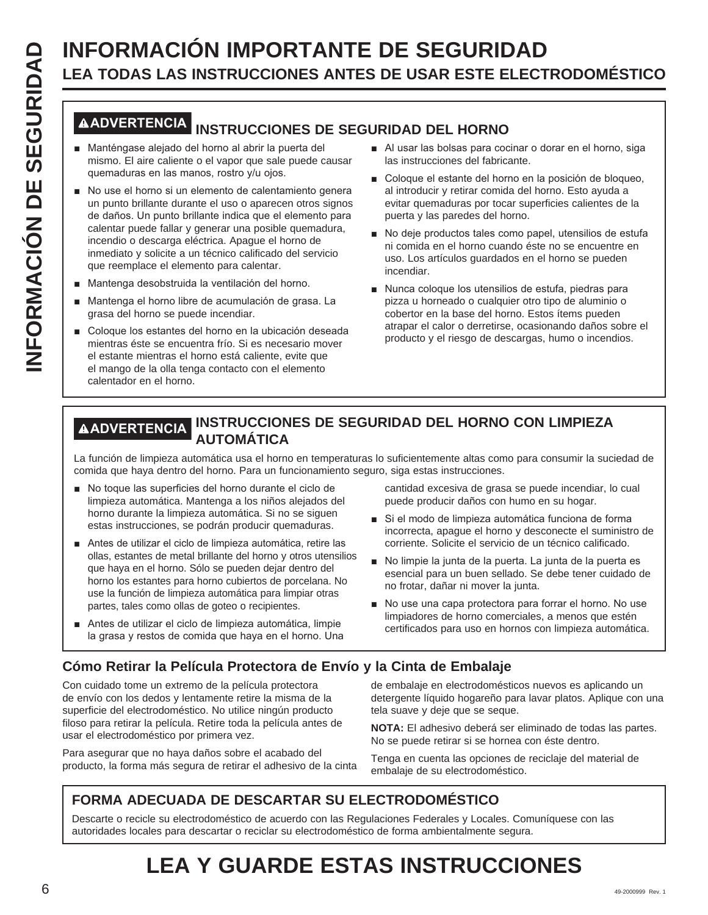# INFORMACIÓN IMPORTANTE DE SEGURIDAD

## LEA TODAS LAS INSTRUCCIONES ANTES DE USAR ESTE ELECTRODOMÉSTICO

### ⚠ADVERTENCIA INSTRUCCIONES DE SEGURIDAD DEL HORNO

- Manténgase alejado del horno al abrir la puerta del mismo. El aire caliente o el vapor que sale puede causar quemaduras en las manos, rostro y/u ojos.
- No use el horno si un elemento de calentamiento genera un punto brillante durante el uso o aparecen otros signos de daños. Un punto brillante indica que el elemento para calentar puede fallar y generar una posible quemadura, incendio o descarga eléctrica. Apague el horno de inmediato y solicite a un técnico calificado del servicio que reemplace el elemento para calentar.
- Mantenga desobstruida la ventilación del horno.
- Mantenga el horno libre de acumulación de grasa. La grasa del horno se puede incendiar.
- Coloque los estantes del horno en la ubicación deseada mientras éste se encuentra frío. Si es necesario mover el estante mientras el horno está caliente, evite que el mango de la olla tenga contacto con el elemento calentador en el horno.
- Al usar las bolsas para cocinar o dorar en el horno, siga las instrucciones del fabricante.
- Coloque el estante del horno en la posición de bloqueo, al introducir y retirar comida del horno. Esto ayuda a evitar quemaduras por tocar superficies calientes de la puerta y las paredes del horno.
- No deje productos tales como papel, utensilios de estufa ni comida en el horno cuando éste no se encuentre en uso. Los artículos guardados en el horno se pueden incendiar.
- Nunca coloque los utensilios de estufa, piedras para pizza u horneado o cualquier otro tipo de aluminio o cobertor en la base del horno. Estos ítems pueden atrapar el calor o derretirse, ocasionando daños sobre el producto y el riesgo de descargas, humo o incendios.

### ⚠ADVERTENCIA INSTRUCCIONES DE SEGURIDAD DEL HORNO CON LIMPIEZA AUTOMÁTICA

La función de limpieza automática usa el horno en temperaturas lo suficientemente altas como para consumir la suciedad de comida que haya dentro del horno. Para un funcionamiento seguro, siga estas instrucciones.

- No toque las superficies del horno durante el ciclo de limpieza automática. Mantenga a los niños alejados del horno durante la limpieza automática. Si no se siguen estas instrucciones, se podrán producir quemaduras.
- Antes de utilizar el ciclo de limpieza automática, retire las ollas, estantes de metal brillante del horno y otros utensilios que haya en el horno. Sólo se pueden dejar dentro del horno los estantes para horno cubiertos de porcelana. No use la función de limpieza automática para limpiar otras partes, tales como ollas de goteo o recipientes.
- Antes de utilizar el ciclo de limpieza automática, limpie la grasa y restos de comida que haya en el horno. Una cantidad excesiva de grasa se puede incendiar, lo cual puede producir daños con humo en su hogar.
- Si el modo de limpieza automática funciona de forma incorrecta, apague el horno y desconecte el suministro de corriente. Solicite el servicio de un técnico calificado.
- No limpie la junta de la puerta. La junta de la puerta es esencial para un buen sellado. Se debe tener cuidado de no frotar, dañar ni mover la junta.
- No use una capa protectora para forrar el horno. No use limpiadores de horno comerciales, a menos que estén certificados para uso en hornos con limpieza automática.

### Cómo Retirar la Película Protectora de Envío y la Cinta de Embalaje

Con cuidado tome un extremo de la película protectora de envío con los dedos y lentamente retire la misma de la superficie del electrodoméstico. No utilice ningún producto filoso para retirar la película. Retire toda la película antes de usar el electrodoméstico por primera vez.

Para asegurar que no haya daños sobre el acabado del producto, la forma más segura de retirar el adhesivo de la cinta de embalaje en electrodomésticos nuevos es aplicando un detergente líquido hogareño para lavar platos. Aplique con una tela suave y deje que se seque.

**NOTA:** El adhesivo deberá ser eliminado de todas las partes. No se puede retirar si se hornea con éste dentro.

Tenga en cuenta las opciones de reciclaje del material de embalaje de su electrodoméstico.

### FORMA ADECUADA DE DESCARTAR SU ELECTRODOMÉSTICO

Descarte o recicle su electrodoméstico de acuerdo con las Regulaciones Federales y Locales. Comuníquese con las autoridades locales para descartar o reciclar su electrodoméstico de forma ambientalmente segura.

# LEA Y GUARDE ESTAS INSTRUCCIONES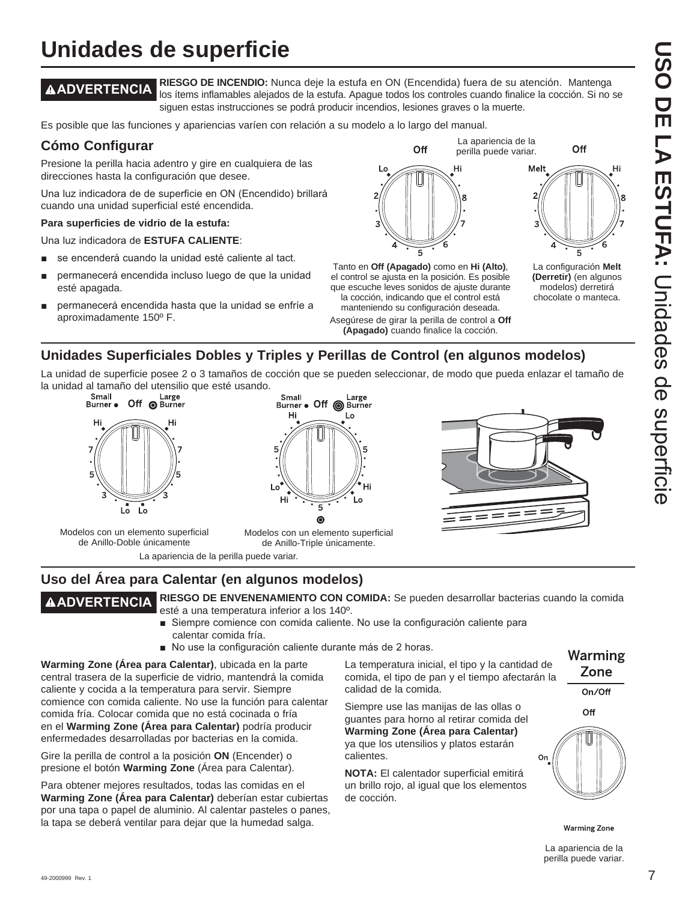# Unidades de superficie

**⚠ADVERTENCIA** **RIESGO DE INCENDIO:** Nunca deje la estufa en ON (Encendida) fuera de su atención. Mantenga los ítems inflamables alejados de la estufa. Apague todos los controles cuando finalice la cocción. Si no se siguen estas instrucciones se podrá producir incendios, lesiones graves o la muerte.

Es posible que las funciones y apariencias varíen con relación a su modelo a lo largo del manual.

## Cómo Configurar

Presione la perilla hacia adentro y gire en cualquiera de las direcciones hasta la configuración que desee.

Una luz indicadora de de superficie en ON (Encendido) brillará cuando una unidad superficial esté encendida.

**Para superficies de vidrio de la estufa:**

Una luz indicadora de **ESTUFA CALIENTE**:

- se encenderá cuando la unidad esté caliente al tact.
- permanecerá encendida incluso luego de que la unidad esté apagada.
- permanecerá encendida hasta que la unidad se enfríe a aproximadamente 150º F.

La apariencia de la perilla puede variar.

Tanto en **Off (Apagado)** como en **Hi (Alto)**, el control se ajusta en la posición. Es posible que escuche leves sonidos de ajuste durante la cocción, indicando que el control está manteniendo su configuración deseada.

Asegúrese de girar la perilla de control a **Off (Apagado)** cuando finalice la cocción.

La configuración **Melt (Derretir)** (en algunos modelos) derretirá chocolate o manteca.

## Unidades Superficiales Dobles y Triples y Perillas de Control (en algunos modelos)

La unidad de superficie posee 2 o 3 tamaños de cocción que se pueden seleccionar, de modo que pueda enlazar el tamaño de la unidad al tamaño del utensilio que esté usando.

Modelos con un elemento superficial de Anillo-Doble únicamente

Modelos con un elemento superficial de Anillo-Triple únicamente.

La apariencia de la perilla puede variar.

## Uso del Área para Calentar (en algunos modelos)

**⚠ADVERTENCIA** **RIESGO DE ENVENENAMIENTO CON COMIDA:** Se pueden desarrollar bacterias cuando la comida esté a una temperatura inferior a los 140º.

- Siempre comience con comida caliente. No use la configuración caliente para calentar comida fría.
- No use la configuración caliente durante más de 2 horas.

**Warming Zone (Área para Calentar)**, ubicada en la parte central trasera de la superficie de vidrio, mantendrá la comida caliente y cocida a la temperatura para servir. Siempre comience con comida caliente. No use la función para calentar comida fría. Colocar comida que no está cocinada o fría en el **Warming Zone (Área para Calentar)** podría producir enfermedades desarrolladas por bacterias en la comida.

Gire la perilla de control a la posición **ON** (Encender) o presione el botón **Warming Zone** (Área para Calentar).

Para obtener mejores resultados, todas las comidas en el **Warming Zone (Área para Calentar)** deberían estar cubiertas por una tapa o papel de aluminio. Al calentar pasteles o panes, la tapa se deberá ventilar para dejar que la humedad salga.

La temperatura inicial, el tipo y la cantidad de comida, el tipo de pan y el tiempo afectarán la calidad de la comida.

Siempre use las manijas de las ollas o guantes para horno al retirar comida del **Warming Zone (Área para Calentar)** ya que los utensilios y platos estarán calientes.

**NOTA:** El calentador superficial emitirá un brillo rojo, al igual que los elementos de cocción.

La apariencia de la perilla puede variar.

49-2000999 Rev. 1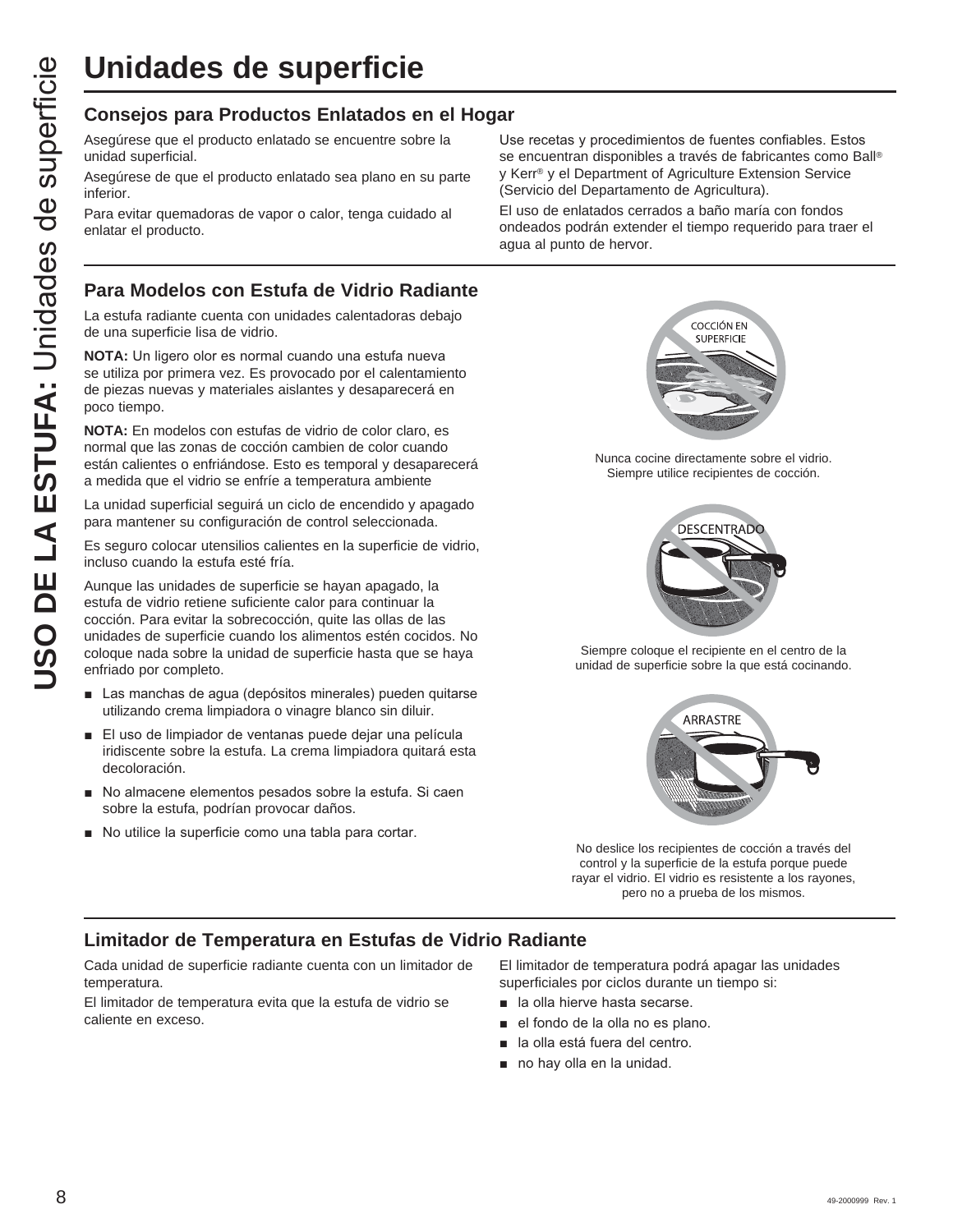# Unidades de superficie

## Consejos para Productos Enlatados en el Hogar

Asegúrese que el producto enlatado se encuentre sobre la unidad superficial.

Asegúrese de que el producto enlatado sea plano en su parte inferior.

Para evitar quemadoras de vapor o calor, tenga cuidado al enlatar el producto.

Use recetas y procedimientos de fuentes confiables. Estos se encuentran disponibles a través de fabricantes como Ball® y Kerr® y el Department of Agriculture Extension Service (Servicio del Departamento de Agricultura).

El uso de enlatados cerrados a baño maría con fondos ondeados podrán extender el tiempo requerido para traer el agua al punto de hervor.

## Para Modelos con Estufa de Vidrio Radiante

La estufa radiante cuenta con unidades calentadoras debajo de una superficie lisa de vidrio.

**NOTA:** Un ligero olor es normal cuando una estufa nueva se utiliza por primera vez. Es provocado por el calentamiento de piezas nuevas y materiales aislantes y desaparecerá en poco tiempo.

**NOTA:** En modelos con estufas de vidrio de color claro, es normal que las zonas de cocción cambien de color cuando están calientes o enfriándose. Esto es temporal y desaparecerá a medida que el vidrio se enfríe a temperatura ambiente

La unidad superficial seguirá un ciclo de encendido y apagado para mantener su configuración de control seleccionada.

Es seguro colocar utensilios calientes en la superficie de vidrio, incluso cuando la estufa esté fría.

Aunque las unidades de superficie se hayan apagado, la estufa de vidrio retiene suficiente calor para continuar la cocción. Para evitar la sobrecocción, quite las ollas de las unidades de superficie cuando los alimentos estén cocidos. No coloque nada sobre la unidad de superficie hasta que se haya enfriado por completo.

- Las manchas de agua (depósitos minerales) pueden quitarse utilizando crema limpiadora o vinagre blanco sin diluir.
- El uso de limpiador de ventanas puede dejar una película iridiscente sobre la estufa. La crema limpiadora quitará esta decoloración.
- No almacene elementos pesados sobre la estufa. Si caen sobre la estufa, podrían provocar daños.
- No utilice la superficie como una tabla para cortar.

COCCIÓN EN SUPERFICIE

Nunca cocine directamente sobre el vidrio. Siempre utilice recipientes de cocción.

DESCENTRADO

Siempre coloque el recipiente en el centro de la unidad de superficie sobre la que está cocinando.

ARRASTRE

No deslice los recipientes de cocción a través del control y la superficie de la estufa porque puede rayar el vidrio. El vidrio es resistente a los rayones, pero no a prueba de los mismos.

## Limitador de Temperatura en Estufas de Vidrio Radiante

Cada unidad de superficie radiante cuenta con un limitador de temperatura.

El limitador de temperatura evita que la estufa de vidrio se caliente en exceso.

El limitador de temperatura podrá apagar las unidades superficiales por ciclos durante un tiempo si:

- la olla hierve hasta secarse.
- el fondo de la olla no es plano.
- la olla está fuera del centro.
- no hay olla en la unidad.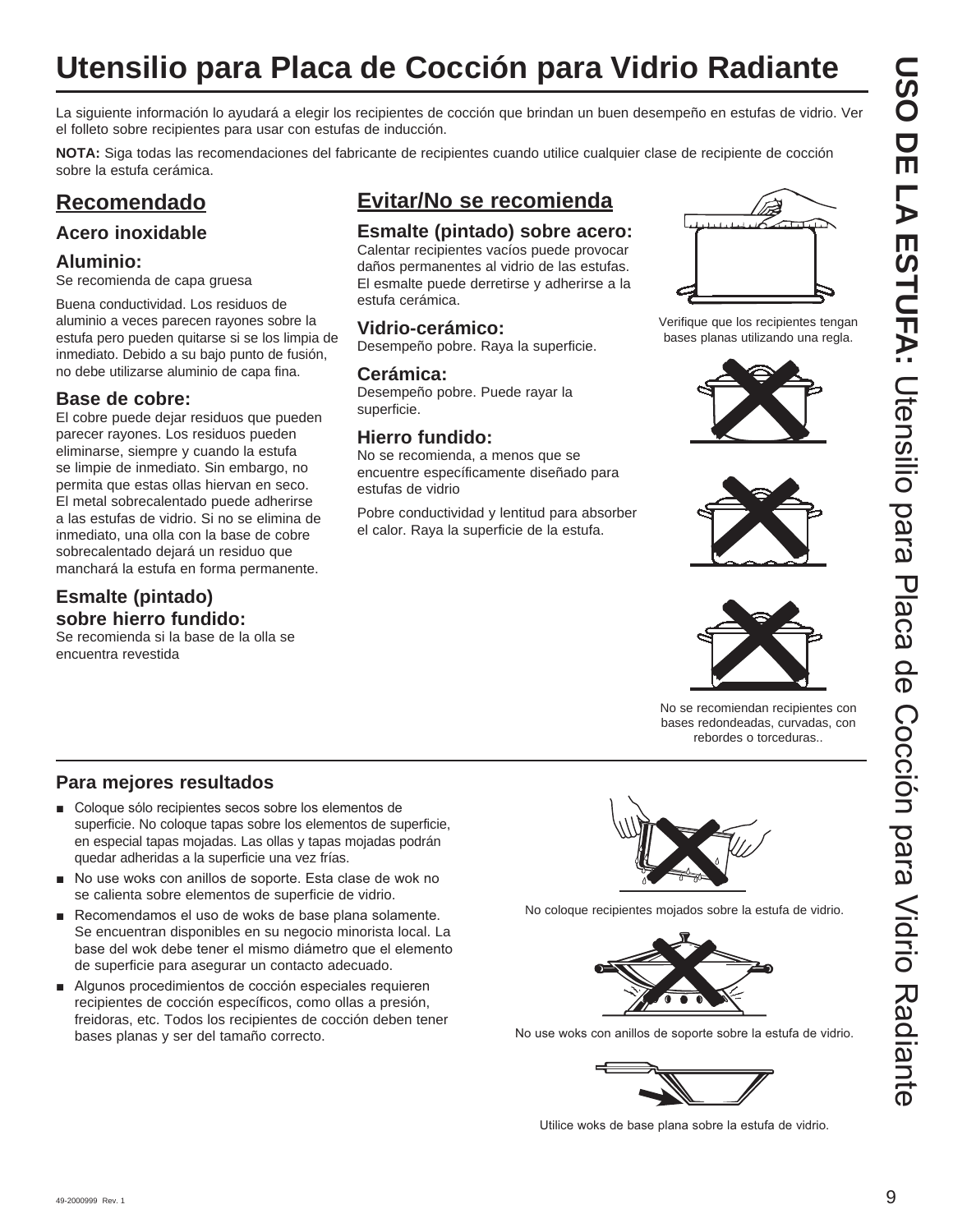# Utensilio para Placa de Cocción para Vidrio Radiante

La siguiente información lo ayudará a elegir los recipientes de cocción que brindan un buen desempeño en estufas de vidrio. Ver el folleto sobre recipientes para usar con estufas de inducción.

**NOTA:** Siga todas las recomendaciones del fabricante de recipientes cuando utilice cualquier clase de recipiente de cocción sobre la estufa cerámica.

## Recomendado

### Acero inoxidable

### Aluminio:

Se recomienda de capa gruesa

Buena conductividad. Los residuos de aluminio a veces parecen rayones sobre la estufa pero pueden quitarse si se los limpia de inmediato. Debido a su bajo punto de fusión, no debe utilizarse aluminio de capa fina.

### Base de cobre:

El cobre puede dejar residuos que pueden parecer rayones. Los residuos pueden eliminarse, siempre y cuando la estufa se limpie de inmediato. Sin embargo, no permita que estas ollas hiervan en seco. El metal sobrecalentado puede adherirse a las estufas de vidrio. Si no se elimina de inmediato, una olla con la base de cobre sobrecalentado dejará un residuo que manchará la estufa en forma permanente.

### Esmalte (pintado) sobre hierro fundido:

Se recomienda si la base de la olla se encuentra revestida

## Evitar/No se recomienda

### Esmalte (pintado) sobre acero:

Calentar recipientes vacíos puede provocar daños permanentes al vidrio de las estufas. El esmalte puede derretirse y adherirse a la estufa cerámica.

### Vidrio-cerámico:

Desempeño pobre. Raya la superficie.

### Cerámica:

Desempeño pobre. Puede rayar la superficie.

### Hierro fundido:

No se recomienda, a menos que se encuentre específicamente diseñado para estufas de vidrio

Pobre conductividad y lentitud para absorber el calor. Raya la superficie de la estufa.

Verifique que los recipientes tengan bases planas utilizando una regla.

No se recomiendan recipientes con bases redondeadas, curvadas, con rebordes o torceduras..

### Para mejores resultados

- Coloque sólo recipientes secos sobre los elementos de superficie. No coloque tapas sobre los elementos de superficie, en especial tapas mojadas. Las ollas y tapas mojadas podrán quedar adheridas a la superficie una vez frías.
- No use woks con anillos de soporte. Esta clase de wok no se calienta sobre elementos de superficie de vidrio.
- Recomendamos el uso de woks de base plana solamente. Se encuentran disponibles en su negocio minorista local. La base del wok debe tener el mismo diámetro que el elemento de superficie para asegurar un contacto adecuado.
- Algunos procedimientos de cocción especiales requieren recipientes de cocción específicos, como ollas a presión, freidoras, etc. Todos los recipientes de cocción deben tener bases planas y ser del tamaño correcto.

No coloque recipientes mojados sobre la estufa de vidrio.

No use woks con anillos de soporte sobre la estufa de vidrio.

Utilice woks de base plana sobre la estufa de vidrio.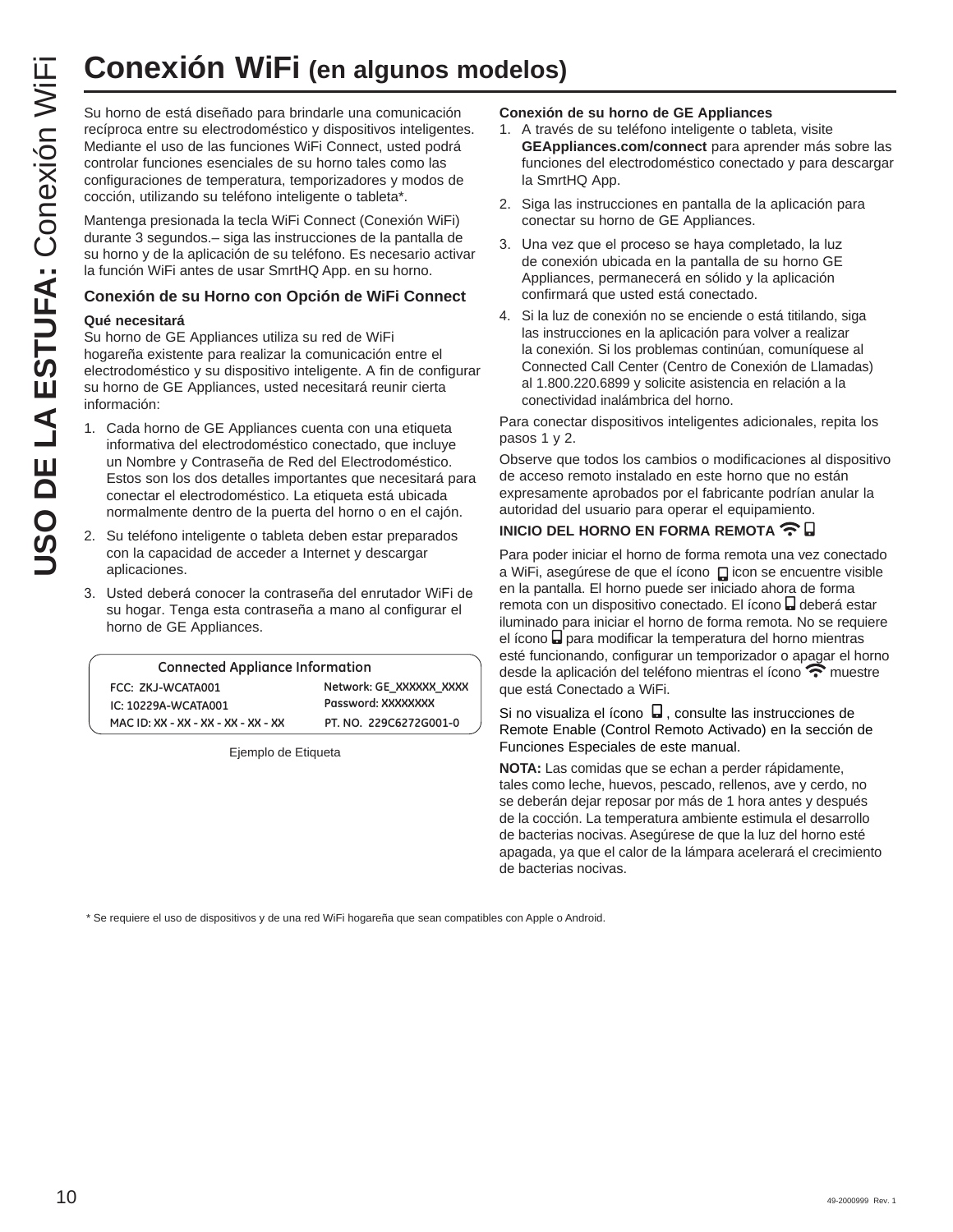# Conexión WiFi (en algunos modelos)

Su horno de está diseñado para brindarle una comunicación recíproca entre su electrodoméstico y dispositivos inteligentes. Mediante el uso de las funciones WiFi Connect, usted podrá controlar funciones esenciales de su horno tales como las configuraciones de temperatura, temporizadores y modos de cocción, utilizando su teléfono inteligente o tableta*.

Mantenga presionada la tecla WiFi Connect (Conexión WiFi) durante 3 segundos.– siga las instrucciones de la pantalla de su horno y de la aplicación de su teléfono. Es necesario activar la función WiFi antes de usar SmrtHQ App. en su horno.

### Conexión de su Horno con Opción de WiFi Connect

**Qué necesitará**
Su horno de GE Appliances utiliza su red de WiFi hogareña existente para realizar la comunicación entre el electrodoméstico y su dispositivo inteligente. A fin de configurar su horno de GE Appliances, usted necesitará reunir cierta información:

1. Cada horno de GE Appliances cuenta con una etiqueta informativa del electrodoméstico conectado, que incluye un Nombre y Contraseña de Red del Electrodoméstico. Estos son los dos detalles importantes que necesitará para conectar el electrodoméstico. La etiqueta está ubicada normalmente dentro de la puerta del horno o en el cajón.
2. Su teléfono inteligente o tableta deben estar preparados con la capacidad de acceder a Internet y descargar aplicaciones.
3. Usted deberá conocer la contraseña del enrutador WiFi de su hogar. Tenga esta contraseña a mano al configurar el horno de GE Appliances.

| Connected Appliance Information | |
|---|---|
| FCC: ZKJ-WCATA001 | Network: GE_XXXXXX_XXXX |
| IC: 10229A-WCATA001 | Password: XXXXXXXX |
| MAC ID: XX - XX - XX - XX - XX - XX | PT. NO. 229C6272G001-0 |

Ejemplo de Etiqueta

**Conexión de su horno de GE Appliances**

1. A través de su teléfono inteligente o tableta, visite **GEAppliances.com/connect** para aprender más sobre las funciones del electrodoméstico conectado y para descargar la SmrtHQ App.
2. Siga las instrucciones en pantalla de la aplicación para conectar su horno de GE Appliances.
3. Una vez que el proceso se haya completado, la luz de conexión ubicada en la pantalla de su horno GE Appliances, permanecerá en sólido y la aplicación confirmará que usted está conectado.
4. Si la luz de conexión no se enciende o está titilando, siga las instrucciones en la aplicación para volver a realizar la conexión. Si los problemas continúan, comuníquese al Connected Call Center (Centro de Conexión de Llamadas) al 1.800.220.6899 y solicite asistencia en relación a la conectividad inalámbrica del horno.

Para conectar dispositivos inteligentes adicionales, repita los pasos 1 y 2.

Observe que todos los cambios o modificaciones al dispositivo de acceso remoto instalado en este horno que no están expresamente aprobados por el fabricante podrían anular la autoridad del usuario para operar el equipamiento.

### INICIO DEL HORNO EN FORMA REMOTA

Para poder iniciar el horno de forma remota una vez conectado a WiFi, asegúrese de que el ícono icon se encuentre visible en la pantalla. El horno puede ser iniciado ahora de forma remota con un dispositivo conectado. El ícono deberá estar iluminado para iniciar el horno de forma remota. No se requiere el ícono para modificar la temperatura del horno mientras esté funcionando, configurar un temporizador o apagar el horno desde la aplicación del teléfono mientras el ícono muestre que está Conectado a WiFi.

Si no visualiza el ícono , consulte las instrucciones de Remote Enable (Control Remoto Activado) en la sección de Funciones Especiales de este manual.

**NOTA:** Las comidas que se echan a perder rápidamente, tales como leche, huevos, pescado, rellenos, ave y cerdo, no se deberán dejar reposar por más de 1 hora antes y después de la cocción. La temperatura ambiente estimula el desarrollo de bacterias nocivas. Asegúrese de que la luz del horno esté apagada, ya que el calor de la lámpara acelerará el crecimiento de bacterias nocivas.

\* Se requiere el uso de dispositivos y de una red WiFi hogareña que sean compatibles con Apple o Android.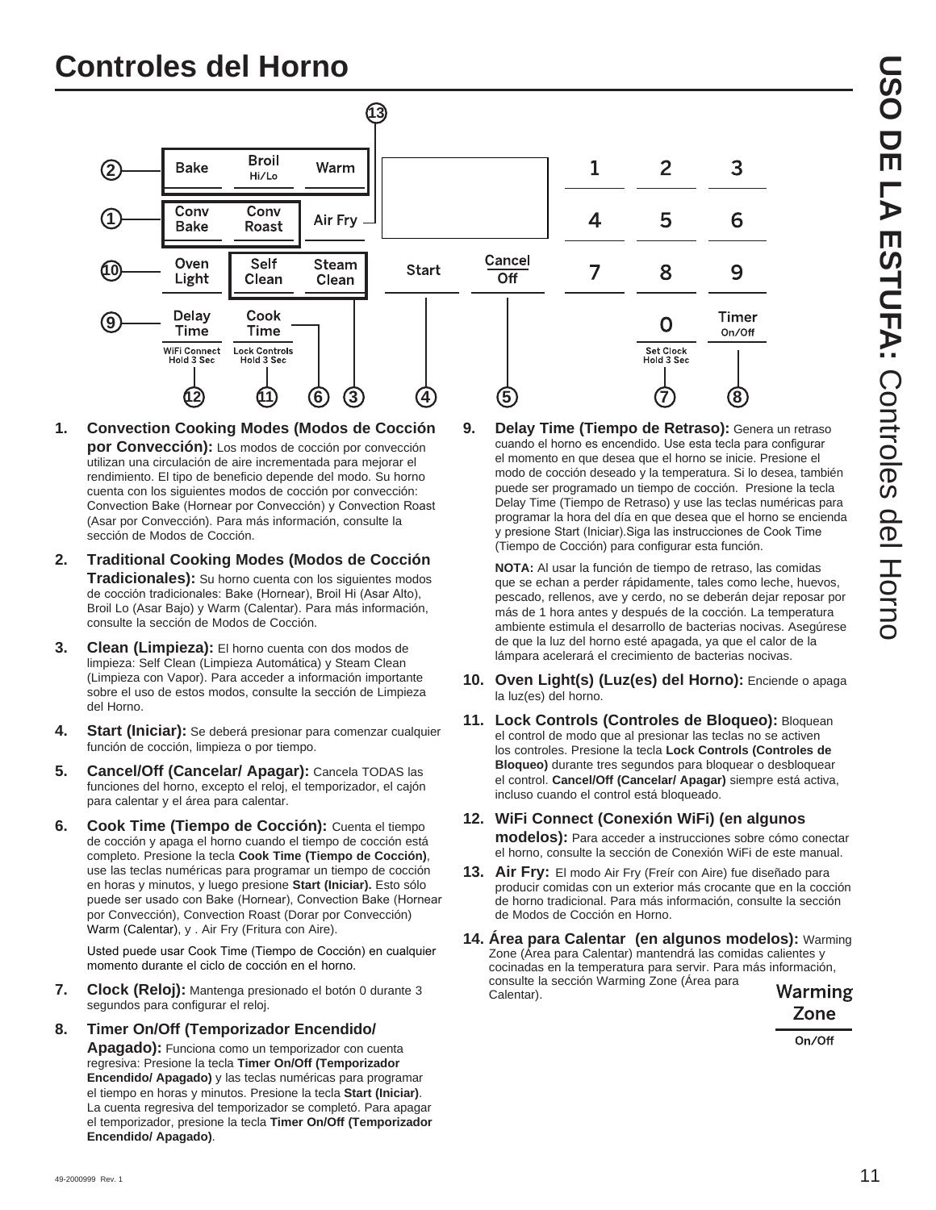# Controles del Horno

1. **Convection Cooking Modes (Modos de Cocción por Convección):** Los modos de cocción por convección utilizan una circulación de aire incrementada para mejorar el rendimiento. El tipo de beneficio depende del modo. Su horno cuenta con los siguientes modos de cocción por convección: Convection Bake (Hornear por Convección) y Convection Roast (Asar por Convección). Para más información, consulte la sección de Modos de Cocción.

2. **Traditional Cooking Modes (Modos de Cocción Tradicionales):** Su horno cuenta con los siguientes modos de cocción tradicionales: Bake (Hornear), Broil Hi (Asar Alto), Broil Lo (Asar Bajo) y Warm (Calentar). Para más información, consulte la sección de Modos de Cocción.

3. **Clean (Limpieza):** El horno cuenta con dos modos de limpieza: Self Clean (Limpieza Automática) y Steam Clean (Limpieza con Vapor). Para acceder a información importante sobre el uso de estos modos, consulte la sección de Limpieza del Horno.

4. **Start (Iniciar):** Se deberá presionar para comenzar cualquier función de cocción, limpieza o por tiempo.

5. **Cancel/Off (Cancelar/ Apagar):** Cancela TODAS las funciones del horno, excepto el reloj, el temporizador, el cajón para calentar y el área para calentar.

6. **Cook Time (Tiempo de Cocción):** Cuenta el tiempo de cocción y apaga el horno cuando el tiempo de cocción está completo. Presione la tecla **Cook Time (Tiempo de Cocción)**, use las teclas numéricas para programar un tiempo de cocción en horas y minutos, y luego presione **Start (Iniciar).** Esto sólo puede ser usado con Bake (Hornear), Convection Bake (Hornear por Convección), Convection Roast (Dorar por Convección) Warm (Calentar), y . Air Fry (Fritura con Aire).

   Usted puede usar Cook Time (Tiempo de Cocción) en cualquier momento durante el ciclo de cocción en el horno.

7. **Clock (Reloj):** Mantenga presionado el botón 0 durante 3 segundos para configurar el reloj.

8. **Timer On/Off (Temporizador Encendido/ Apagado):** Funciona como un temporizador con cuenta regresiva: Presione la tecla **Timer On/Off (Temporizador Encendido/ Apagado)** y las teclas numéricas para programar el tiempo en horas y minutos. Presione la tecla **Start (Iniciar)**. La cuenta regresiva del temporizador se completó. Para apagar el temporizador, presione la tecla **Timer On/Off (Temporizador Encendido/ Apagado)**.

9. **Delay Time (Tiempo de Retraso):** Genera un retraso cuando el horno es encendido. Use esta tecla para configurar el momento en que desea que el horno se inicie. Presione el modo de cocción deseado y la temperatura. Si lo desea, también puede ser programado un tiempo de cocción. Presione la tecla Delay Time (Tiempo de Retraso) y use las teclas numéricas para programar la hora del día en que desea que el horno se encienda y presione Start (Iniciar).Siga las instrucciones de Cook Time (Tiempo de Cocción) para configurar esta función.

   **NOTA:** Al usar la función de tiempo de retraso, las comidas que se echan a perder rápidamente, tales como leche, huevos, pescado, rellenos, ave y cerdo, no se deberán dejar reposar por más de 1 hora antes y después de la cocción. La temperatura ambiente estimula el desarrollo de bacterias nocivas. Asegúrese de que la luz del horno esté apagada, ya que el calor de la lámpara acelerará el crecimiento de bacterias nocivas.

10. **Oven Light(s) (Luz(es) del Horno):** Enciende o apaga la luz(es) del horno.

11. **Lock Controls (Controles de Bloqueo):** Bloquean el control de modo que al presionar las teclas no se activen los controles. Presione la tecla **Lock Controls (Controles de Bloqueo)** durante tres segundos para bloquear o desbloquear el control. **Cancel/Off (Cancelar/ Apagar)** siempre está activa, incluso cuando el control está bloqueado.

12. **WiFi Connect (Conexión WiFi) (en algunos modelos):** Para acceder a instrucciones sobre cómo conectar el horno, consulte la sección de Conexión WiFi de este manual.

13. **Air Fry:** El modo Air Fry (Freír con Aire) fue diseñado para producir comidas con un exterior más crocante que en la cocción de horno tradicional. Para más información, consulte la sección de Modos de Cocción en Horno.

14. **Área para Calentar (en algunos modelos):** Warming Zone (Área para Calentar) mantendrá las comidas calientes y cocinadas en la temperatura para servir. Para más información, consulte la sección Warming Zone (Área para Calentar).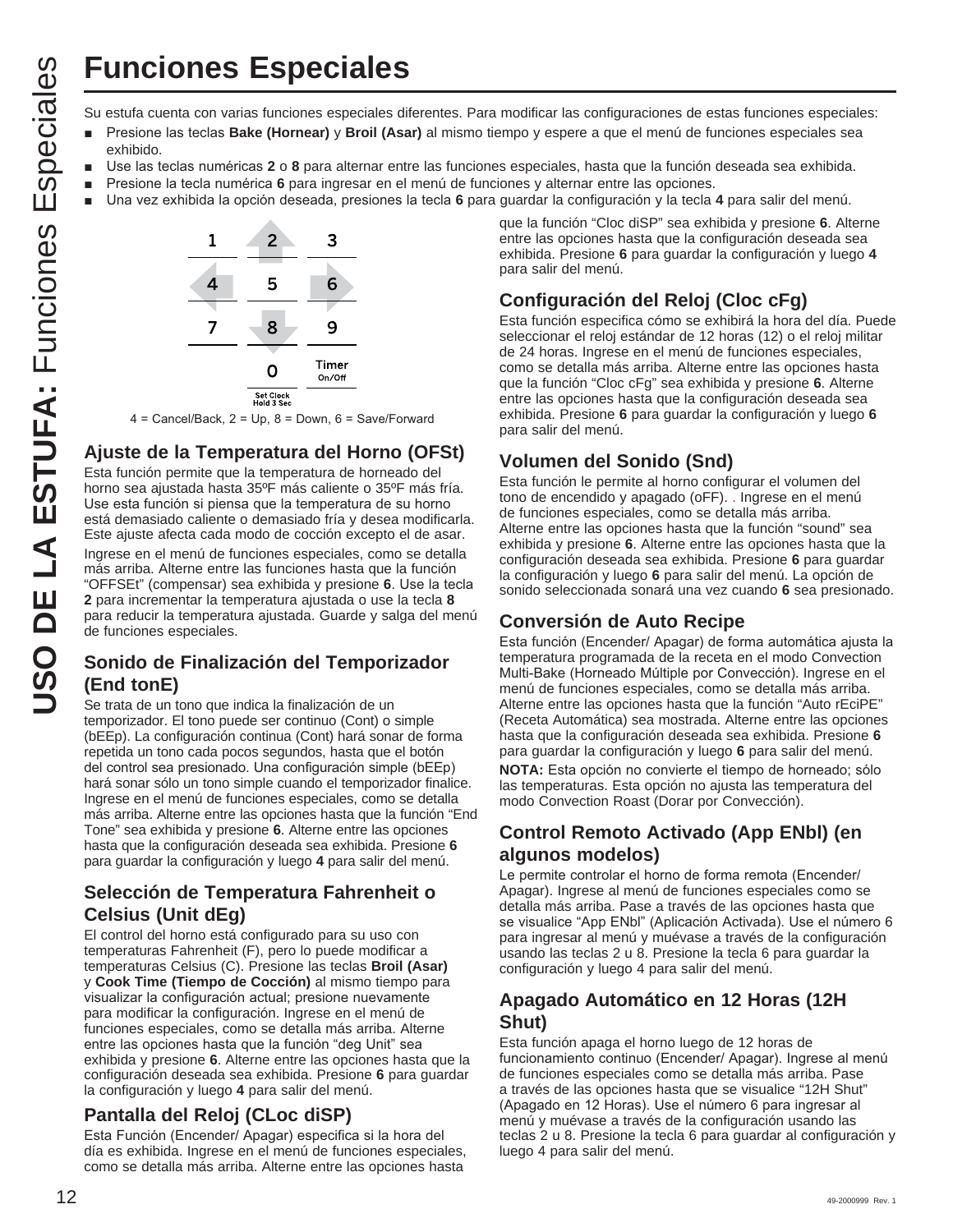# Funciones Especiales

Su estufa cuenta con varias funciones especiales diferentes. Para modificar las configuraciones de estas funciones especiales:

- Presione las teclas **Bake (Hornear)** y **Broil (Asar)** al mismo tiempo y espere a que el menú de funciones especiales sea exhibido.
- Use las teclas numéricas **2** o **8** para alternar entre las funciones especiales, hasta que la función deseada sea exhibida.
- Presione la tecla numérica **6** para ingresar en el menú de funciones y alternar entre las opciones.
- Una vez exhibida la opción deseada, presiones la tecla **6** para guardar la configuración y la tecla **4** para salir del menú.

| 1 | 2 | 3 |
|---|---|---|
| 4 | 5 | 6 |
| 7 | 8 | 9 |
|  | 0 Set Clock Hold 3 Sec | Timer On/Off |

4 = Cancel/Back, 2 = Up, 8 = Down, 6 = Save/Forward

## Ajuste de la Temperatura del Horno (OFSt)

Esta función permite que la temperatura de horneado del horno sea ajustada hasta 35ºF más caliente o 35ºF más fría. Use esta función si piensa que la temperatura de su horno está demasiado caliente o demasiado fría y desea modificarla. Este ajuste afecta cada modo de cocción excepto el de asar.

Ingrese en el menú de funciones especiales, como se detalla más arriba. Alterne entre las funciones hasta que la función "OFFSEt" (compensar) sea exhibida y presione **6**. Use la tecla **2** para incrementar la temperatura ajustada o use la tecla **8** para reducir la temperatura ajustada. Guarde y salga del menú de funciones especiales.

## Sonido de Finalización del Temporizador (End tonE)

Se trata de un tono que indica la finalización de un temporizador. El tono puede ser continuo (Cont) o simple (bEEp). La configuración continua (Cont) hará sonar de forma repetida un tono cada pocos segundos, hasta que el botón del control sea presionado. Una configuración simple (bEEp) hará sonar sólo un tono simple cuando el temporizador finalice. Ingrese en el menú de funciones especiales, como se detalla más arriba. Alterne entre las opciones hasta que la función "End Tone" sea exhibida y presione **6**. Alterne entre las opciones hasta que la configuración deseada sea exhibida. Presione **6** para guardar la configuración y luego **4** para salir del menú.

## Selección de Temperatura Fahrenheit o Celsius (Unit dEg)

El control del horno está configurado para su uso con temperaturas Fahrenheit (F), pero lo puede modificar a temperaturas Celsius (C). Presione las teclas **Broil (Asar)** y **Cook Time (Tiempo de Cocción)** al mismo tiempo para visualizar la configuración actual; presione nuevamente para modificar la configuración. Ingrese en el menú de funciones especiales, como se detalla más arriba. Alterne entre las opciones hasta que la función "deg Unit" sea exhibida y presione **6**. Alterne entre las opciones hasta que la configuración deseada sea exhibida. Presione **6** para guardar la configuración y luego **4** para salir del menú.

## Pantalla del Reloj (CLoc diSP)

Esta Función (Encender/ Apagar) especifica si la hora del día es exhibida. Ingrese en el menú de funciones especiales, como se detalla más arriba. Alterne entre las opciones hasta que la función "Cloc diSP" sea exhibida y presione **6**. Alterne entre las opciones hasta que la configuración deseada sea exhibida. Presione **6** para guardar la configuración y luego **4** para salir del menú.

## Configuración del Reloj (Cloc cFg)

Esta función especifica cómo se exhibirá la hora del día. Puede seleccionar el reloj estándar de 12 horas (12) o el reloj militar de 24 horas. Ingrese en el menú de funciones especiales, como se detalla más arriba. Alterne entre las opciones hasta que la función "Cloc cFg" sea exhibida y presione **6**. Alterne entre las opciones hasta que la configuración deseada sea exhibida. Presione **6** para guardar la configuración y luego **6** para salir del menú.

## Volumen del Sonido (Snd)

Esta función le permite al horno configurar el volumen del tono de encendido y apagado (oFF). . Ingrese en el menú de funciones especiales, como se detalla más arriba. Alterne entre las opciones hasta que la función "sound" sea exhibida y presione **6**. Alterne entre las opciones hasta que la configuración deseada sea exhibida. Presione **6** para guardar la configuración y luego **6** para salir del menú. La opción de sonido seleccionada sonará una vez cuando **6** sea presionado.

## Conversión de Auto Recipe

Esta función (Encender/ Apagar) de forma automática ajusta la temperatura programada de la receta en el modo Convection Multi-Bake (Horneado Múltiple por Convección). Ingrese en el menú de funciones especiales, como se detalla más arriba. Alterne entre las opciones hasta que la función "Auto rEciPE" (Receta Automática) sea mostrada. Alterne entre las opciones hasta que la configuración deseada sea exhibida. Presione **6** para guardar la configuración y luego **6** para salir del menú.

**NOTA:** Esta opción no convierte el tiempo de horneado; sólo las temperaturas. Esta opción no ajusta las temperatura del modo Convection Roast (Dorar por Convección).

## Control Remoto Activado (App ENbl) (en algunos modelos)

Le permite controlar el horno de forma remota (Encender/ Apagar). Ingrese al menú de funciones especiales como se detalla más arriba. Pase a través de las opciones hasta que se visualice "App ENbl" (Aplicación Activada). Use el número 6 para ingresar al menú y muévase a través de la configuración usando las teclas 2 u 8. Presione la tecla 6 para guardar la configuración y luego 4 para salir del menú.

## Apagado Automático en 12 Horas (12H Shut)

Esta función apaga el horno luego de 12 horas de funcionamiento continuo (Encender/ Apagar). Ingrese al menú de funciones especiales como se detalla más arriba. Pase a través de las opciones hasta que se visualice "12H Shut" (Apagado en 12 Horas). Use el número 6 para ingresar al menú y muévase a través de la configuración usando las teclas 2 u 8. Presione la tecla 6 para guardar al configuración y luego 4 para salir del menú.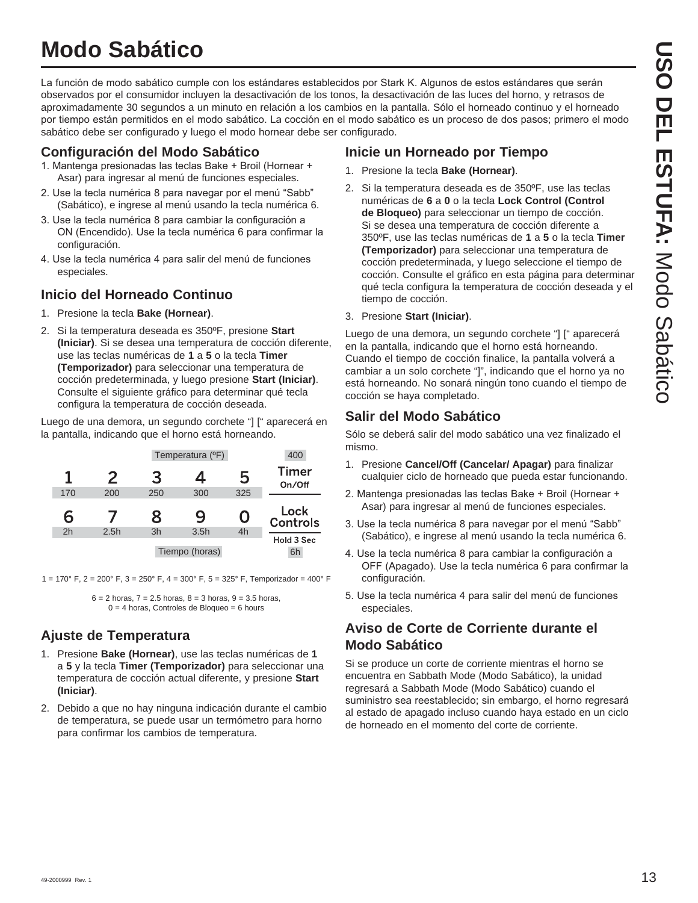# Modo Sabático

La función de modo sabático cumple con los estándares establecidos por Stark K. Algunos de estos estándares que serán observados por el consumidor incluyen la desactivación de los tonos, la desactivación de las luces del horno, y retrasos de aproximadamente 30 segundos a un minuto en relación a los cambios en la pantalla. Sólo el horneado continuo y el horneado por tiempo están permitidos en el modo sabático. La cocción en el modo sabático es un proceso de dos pasos; primero el modo sabático debe ser configurado y luego el modo hornear debe ser configurado.

## Configuración del Modo Sabático

1. Mantenga presionadas las teclas Bake + Broil (Hornear + Asar) para ingresar al menú de funciones especiales.
2. Use la tecla numérica 8 para navegar por el menú "Sabb" (Sabático), e ingrese al menú usando la tecla numérica 6.
3. Use la tecla numérica 8 para cambiar la configuración a ON (Encendido). Use la tecla numérica 6 para confirmar la configuración.
4. Use la tecla numérica 4 para salir del menú de funciones especiales.

## Inicio del Horneado Continuo

1. Presione la tecla **Bake (Hornear)**.
2. Si la temperatura deseada es 350ºF, presione **Start (Iniciar)**. Si se desea una temperatura de cocción diferente, use las teclas numéricas de **1** a **5** o la tecla **Timer (Temporizador)** para seleccionar una temperatura de cocción predeterminada, y luego presione **Start (Iniciar)**. Consulte el siguiente gráfico para determinar qué tecla configura la temperatura de cocción deseada.

Luego de una demora, un segundo corchete "] [" aparecerá en la pantalla, indicando que el horno está horneando.

| | | Temperatura (ºF) | | | 400 |
|---|---|---|---|---|---|
| 1 | 2 | 3 | 4 | 5 | Timer On/Off |
| 170 | 200 | 250 | 300 | 325 | |
| 6 | 7 | 8 | 9 | 0 | Lock Controls |
| 2h | 2.5h | 3h | 3.5h | 4h | Hold 3 Sec |
| | | Tiempo (horas) | | | 6h |

1 = 170° F, 2 = 200° F, 3 = 250° F, 4 = 300° F, 5 = 325° F, Temporizador = 400° F

6 = 2 horas, 7 = 2.5 horas, 8 = 3 horas, 9 = 3.5 horas, 0 = 4 horas, Controles de Bloqueo = 6 hours

## Ajuste de Temperatura

1. Presione **Bake (Hornear)**, use las teclas numéricas de **1** a **5** y la tecla **Timer (Temporizador)** para seleccionar una temperatura de cocción actual diferente, y presione **Start (Iniciar)**.
2. Debido a que no hay ninguna indicación durante el cambio de temperatura, se puede usar un termómetro para horno para confirmar los cambios de temperatura.

## Inicie un Horneado por Tiempo

1. Presione la tecla **Bake (Hornear)**.
2. Si la temperatura deseada es de 350ºF, use las teclas numéricas de **6** a **0** o la tecla **Lock Control (Control de Bloqueo)** para seleccionar un tiempo de cocción. Si se desea una temperatura de cocción diferente a 350ºF, use las teclas numéricas de **1** a **5** o la tecla **Timer (Temporizador)** para seleccionar una temperatura de cocción predeterminada, y luego seleccione el tiempo de cocción. Consulte el gráfico en esta página para determinar qué tecla configura la temperatura de cocción deseada y el tiempo de cocción.
3. Presione **Start (Iniciar)**.

Luego de una demora, un segundo corchete "] [" aparecerá en la pantalla, indicando que el horno está horneando. Cuando el tiempo de cocción finalice, la pantalla volverá a cambiar a un solo corchete "]", indicando que el horno ya no está horneando. No sonará ningún tono cuando el tiempo de cocción se haya completado.

## Salir del Modo Sabático

Sólo se deberá salir del modo sabático una vez finalizado el mismo.

1. Presione **Cancel/Off (Cancelar/ Apagar)** para finalizar cualquier ciclo de horneado que pueda estar funcionando.
2. Mantenga presionadas las teclas Bake + Broil (Hornear + Asar) para ingresar al menú de funciones especiales.
3. Use la tecla numérica 8 para navegar por el menú "Sabb" (Sabático), e ingrese al menú usando la tecla numérica 6.
4. Use la tecla numérica 8 para cambiar la configuración a OFF (Apagado). Use la tecla numérica 6 para confirmar la configuración.
5. Use la tecla numérica 4 para salir del menú de funciones especiales.

## Aviso de Corte de Corriente durante el Modo Sabático

Si se produce un corte de corriente mientras el horno se encuentra en Sabbath Mode (Modo Sabático), la unidad regresará a Sabbath Mode (Modo Sabático) cuando el suministro sea reestablecido; sin embargo, el horno regresará al estado de apagado incluso cuando haya estado en un ciclo de horneado en el momento del corte de corriente.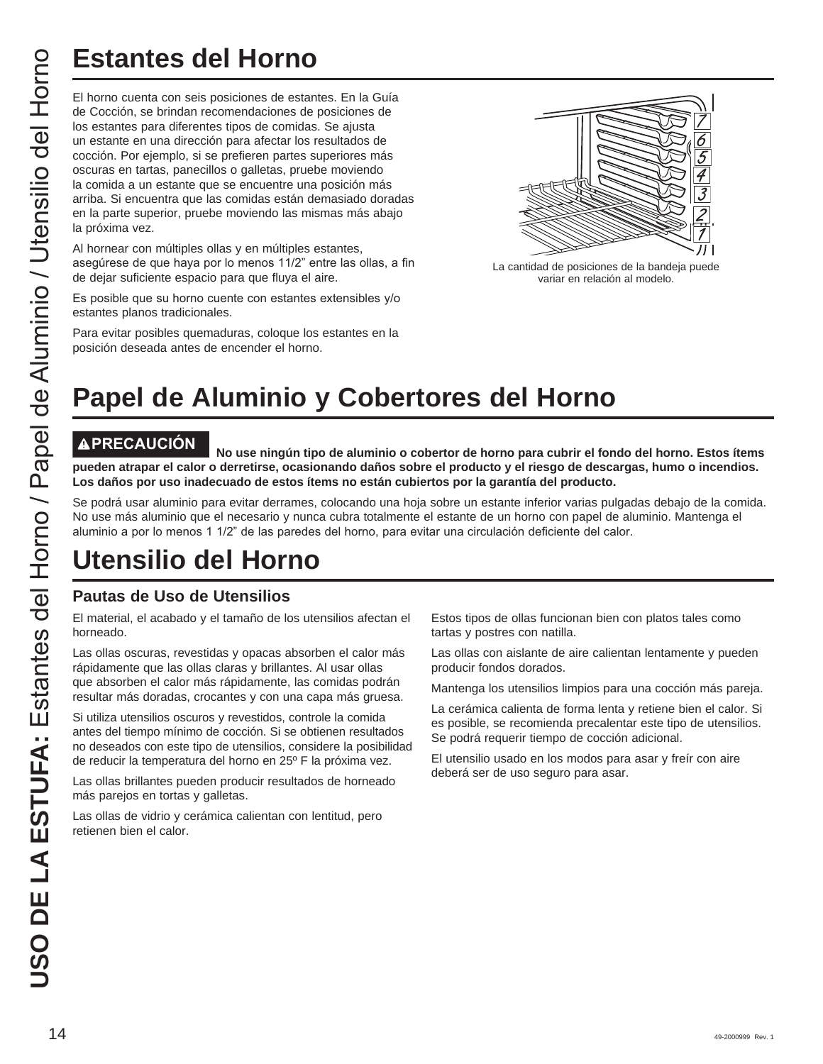# Estantes del Horno

El horno cuenta con seis posiciones de estantes. En la Guía de Cocción, se brindan recomendaciones de posiciones de los estantes para diferentes tipos de comidas. Se ajusta un estante en una dirección para afectar los resultados de cocción. Por ejemplo, si se prefieren partes superiores más oscuras en tartas, panecillos o galletas, pruebe moviendo la comida a un estante que se encuentre una posición más arriba. Si encuentra que las comidas están demasiado doradas en la parte superior, pruebe moviendo las mismas más abajo la próxima vez.

Al hornear con múltiples ollas y en múltiples estantes, asegúrese de que haya por lo menos 11/2" entre las ollas, a fin de dejar suficiente espacio para que fluya el aire.

Es posible que su horno cuente con estantes extensibles y/o estantes planos tradicionales.

Para evitar posibles quemaduras, coloque los estantes en la posición deseada antes de encender el horno.

La cantidad de posiciones de la bandeja puede variar en relación al modelo.

# Papel de Aluminio y Cobertores del Horno

**⚠PRECAUCIÓN No use ningún tipo de aluminio o cobertor de horno para cubrir el fondo del horno. Estos ítems pueden atrapar el calor o derretirse, ocasionando daños sobre el producto y el riesgo de descargas, humo o incendios. Los daños por uso inadecuado de estos ítems no están cubiertos por la garantía del producto.**

Se podrá usar aluminio para evitar derrames, colocando una hoja sobre un estante inferior varias pulgadas debajo de la comida. No use más aluminio que el necesario y nunca cubra totalmente el estante de un horno con papel de aluminio. Mantenga el aluminio a por lo menos 1 1/2" de las paredes del horno, para evitar una circulación deficiente del calor.

# Utensilio del Horno

## Pautas de Uso de Utensilios

El material, el acabado y el tamaño de los utensilios afectan el horneado.

Las ollas oscuras, revestidas y opacas absorben el calor más rápidamente que las ollas claras y brillantes. Al usar ollas que absorben el calor más rápidamente, las comidas podrán resultar más doradas, crocantes y con una capa más gruesa.

Si utiliza utensilios oscuros y revestidos, controle la comida antes del tiempo mínimo de cocción. Si se obtienen resultados no deseados con este tipo de utensilios, considere la posibilidad de reducir la temperatura del horno en 25º F la próxima vez.

Las ollas brillantes pueden producir resultados de horneado más parejos en tortas y galletas.

Las ollas de vidrio y cerámica calientan con lentitud, pero retienen bien el calor.

Estos tipos de ollas funcionan bien con platos tales como tartas y postres con natilla.

Las ollas con aislante de aire calientan lentamente y pueden producir fondos dorados.

Mantenga los utensilios limpios para una cocción más pareja.

La cerámica calienta de forma lenta y retiene bien el calor. Si es posible, se recomienda precalentar este tipo de utensilios. Se podrá requerir tiempo de cocción adicional.

El utensilio usado en los modos para asar y freír con aire deberá ser de uso seguro para asar.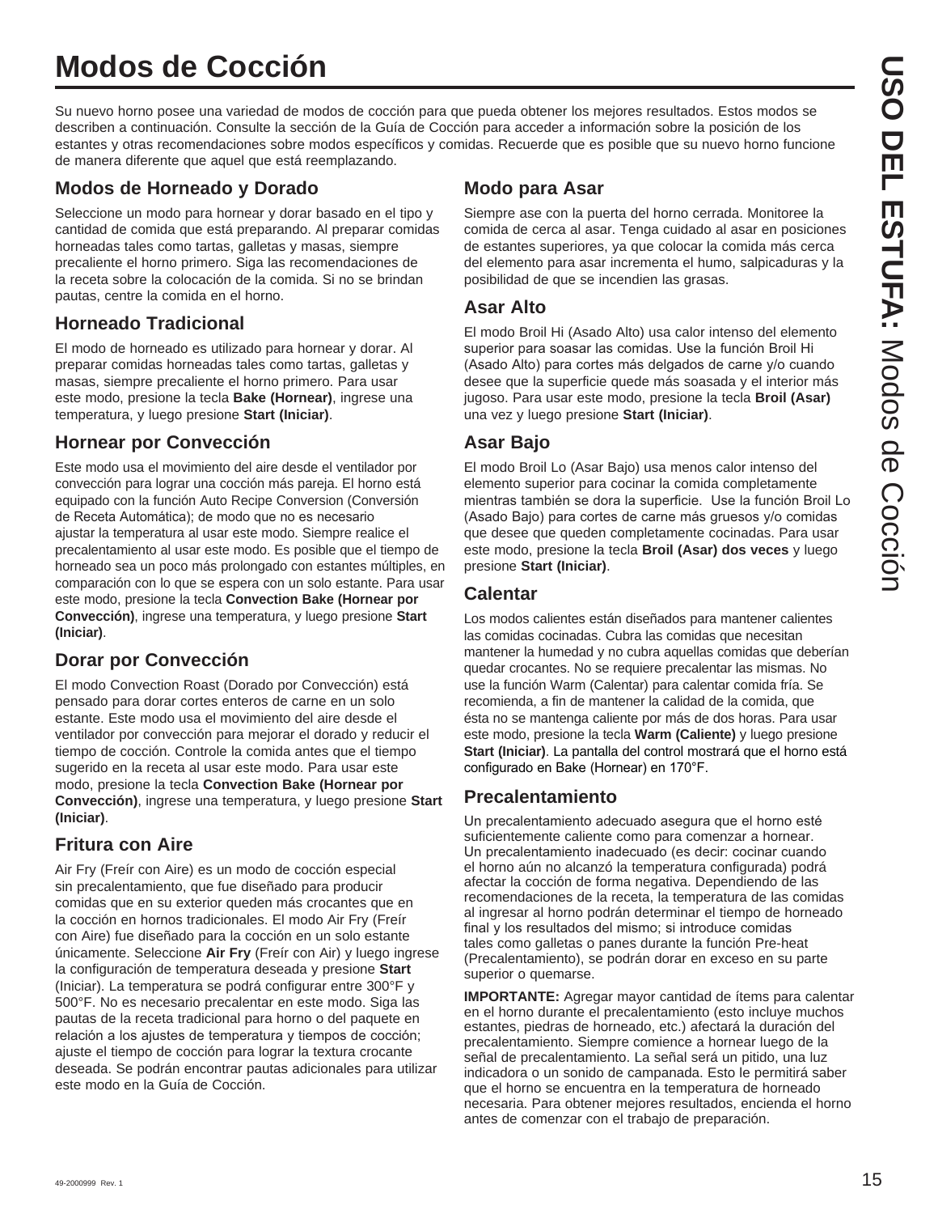# Modos de Cocción

Su nuevo horno posee una variedad de modos de cocción para que pueda obtener los mejores resultados. Estos modos se describen a continuación. Consulte la sección de la Guía de Cocción para acceder a información sobre la posición de los estantes y otras recomendaciones sobre modos específicos y comidas. Recuerde que es posible que su nuevo horno funcione de manera diferente que aquel que está reemplazando.

## Modos de Horneado y Dorado

Seleccione un modo para hornear y dorar basado en el tipo y cantidad de comida que está preparando. Al preparar comidas horneadas tales como tartas, galletas y masas, siempre precaliente el horno primero. Siga las recomendaciones de la receta sobre la colocación de la comida. Si no se brindan pautas, centre la comida en el horno.

## Horneado Tradicional

El modo de horneado es utilizado para hornear y dorar. Al preparar comidas horneadas tales como tartas, galletas y masas, siempre precaliente el horno primero. Para usar este modo, presione la tecla **Bake (Hornear)**, ingrese una temperatura, y luego presione **Start (Iniciar)**.

## Hornear por Convección

Este modo usa el movimiento del aire desde el ventilador por convección para lograr una cocción más pareja. El horno está equipado con la función Auto Recipe Conversion (Conversión de Receta Automática); de modo que no es necesario ajustar la temperatura al usar este modo. Siempre realice el precalentamiento al usar este modo. Es posible que el tiempo de horneado sea un poco más prolongado con estantes múltiples, en comparación con lo que se espera con un solo estante. Para usar este modo, presione la tecla **Convection Bake (Hornear por Convección)**, ingrese una temperatura, y luego presione **Start (Iniciar)**.

## Dorar por Convección

El modo Convection Roast (Dorado por Convección) está pensado para dorar cortes enteros de carne en un solo estante. Este modo usa el movimiento del aire desde el ventilador por convección para mejorar el dorado y reducir el tiempo de cocción. Controle la comida antes que el tiempo sugerido en la receta al usar este modo. Para usar este modo, presione la tecla **Convection Bake (Hornear por Convección)**, ingrese una temperatura, y luego presione **Start (Iniciar)**.

## Fritura con Aire

Air Fry (Freír con Aire) es un modo de cocción especial sin precalentamiento, que fue diseñado para producir comidas que en su exterior queden más crocantes que en la cocción en hornos tradicionales. El modo Air Fry (Freír con Aire) fue diseñado para la cocción en un solo estante únicamente. Seleccione **Air Fry** (Freír con Air) y luego ingrese la configuración de temperatura deseada y presione **Start** (Iniciar). La temperatura se podrá configurar entre 300°F y 500°F. No es necesario precalentar en este modo. Siga las pautas de la receta tradicional para horno o del paquete en relación a los ajustes de temperatura y tiempos de cocción; ajuste el tiempo de cocción para lograr la textura crocante deseada. Se podrán encontrar pautas adicionales para utilizar este modo en la Guía de Cocción.

## Modo para Asar

Siempre ase con la puerta del horno cerrada. Monitoree la comida de cerca al asar. Tenga cuidado al asar en posiciones de estantes superiores, ya que colocar la comida más cerca del elemento para asar incrementa el humo, salpicaduras y la posibilidad de que se incendien las grasas.

## Asar Alto

El modo Broil Hi (Asado Alto) usa calor intenso del elemento superior para soasar las comidas. Use la función Broil Hi (Asado Alto) para cortes más delgados de carne y/o cuando desee que la superficie quede más soasada y el interior más jugoso. Para usar este modo, presione la tecla **Broil (Asar)** una vez y luego presione **Start (Iniciar)**.

## Asar Bajo

El modo Broil Lo (Asar Bajo) usa menos calor intenso del elemento superior para cocinar la comida completamente mientras también se dora la superficie. Use la función Broil Lo (Asado Bajo) para cortes de carne más gruesos y/o comidas que desee que queden completamente cocinadas. Para usar este modo, presione la tecla **Broil (Asar) dos veces** y luego presione **Start (Iniciar)**.

## Calentar

Los modos calientes están diseñados para mantener calientes las comidas cocinadas. Cubra las comidas que necesitan mantener la humedad y no cubra aquellas comidas que deberían quedar crocantes. No se requiere precalentar las mismas. No use la función Warm (Calentar) para calentar comida fría. Se recomienda, a fin de mantener la calidad de la comida, que ésta no se mantenga caliente por más de dos horas. Para usar este modo, presione la tecla **Warm (Caliente)** y luego presione **Start (Iniciar)**. La pantalla del control mostrará que el horno está configurado en Bake (Hornear) en 170°F.

## Precalentamiento

Un precalentamiento adecuado asegura que el horno esté suficientemente caliente como para comenzar a hornear. Un precalentamiento inadecuado (es decir: cocinar cuando el horno aún no alcanzó la temperatura configurada) podrá afectar la cocción de forma negativa. Dependiendo de las recomendaciones de la receta, la temperatura de las comidas al ingresar al horno podrán determinar el tiempo de horneado final y los resultados del mismo; si introduce comidas tales como galletas o panes durante la función Pre-heat (Precalentamiento), se podrán dorar en exceso en su parte superior o quemarse.

**IMPORTANTE:** Agregar mayor cantidad de ítems para calentar en el horno durante el precalentamiento (esto incluye muchos estantes, piedras de horneado, etc.) afectará la duración del precalentamiento. Siempre comience a hornear luego de la señal de precalentamiento. La señal será un pitido, una luz indicadora o un sonido de campanada. Esto le permitirá saber que el horno se encuentra en la temperatura de horneado necesaria. Para obtener mejores resultados, encienda el horno antes de comenzar con el trabajo de preparación.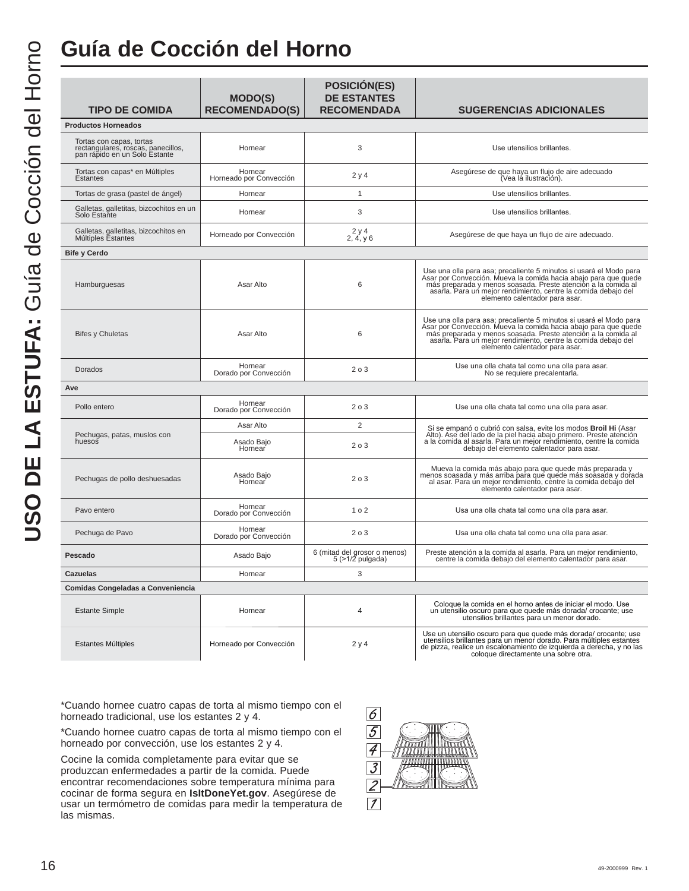# Guía de Cocción del Horno

| TIPO DE COMIDA | MODO(S) RECOMENDADO(S) | POSICIÓN(ES) DE ESTANTES RECOMENDADA | SUGERENCIAS ADICIONALES |
|---|---|---|---|
| **Productos Horneados** | | | |
| Tortas con capas, tortas rectangulares, roscas, panecillos, pan rápido en un Solo Estante | Hornear | 3 | Use utensilios brillantes. |
| Tortas con capas* en Múltiples Estantes | Hornear<br>Horneado por Convección | 2 y 4 | Asegúrese de que haya un flujo de aire adecuado (Vea la ilustración). |
| Tortas de grasa (pastel de ángel) | Hornear | 1 | Use utensilios brillantes. |
| Galletas, galletitas, bizcochitos en un Solo Estante | Hornear | 3 | Use utensilios brillantes. |
| Galletas, galletitas, bizcochitos en Múltiples Estantes | Horneado por Convección | 2 y 4<br>2, 4, y 6 | Asegúrese de que haya un flujo de aire adecuado. |
| **Bife y Cerdo** | | | |
| Hamburguesas | Asar Alto | 6 | Use una olla para asa; precaliente 5 minutos si usará el Modo para Asar por Convección. Mueva la comida hacia abajo para que quede más preparada y menos soasada. Preste atención a la comida al asarla. Para un mejor rendimiento, centre la comida debajo del elemento calentador para asar. |
| Bifes y Chuletas | Asar Alto | 6 | Use una olla para asa; precaliente 5 minutos si usará el Modo para Asar por Convección. Mueva la comida hacia abajo para que quede más preparada y menos soasada. Preste atención a la comida al asarla. Para un mejor rendimiento, centre la comida debajo del elemento calentador para asar. |
| Dorados | Hornear<br>Dorado por Convección | 2 o 3 | Use una olla chata tal como una olla para asar. No se requiere precalentarla. |
| **Ave** | | | |
| Pollo entero | Hornear<br>Dorado por Convección | 2 o 3 | Use una olla chata tal como una olla para asar. |
| Pechugas, patas, muslos con huesos | Asar Alto | 2 | Si se empanó o cubrió con salsa, evite los modos **Broil Hi** (Asar Alto). Ase del lado de la piel hacia abajo primero. Preste atención a la comida al asarla. Para un mejor rendimiento, centre la comida debajo del elemento calentador para asar. |
| | Asado Bajo<br>Hornear | 2 o 3 | |
| Pechugas de pollo deshuesadas | Asado Bajo<br>Hornear | 2 o 3 | Mueva la comida más abajo para que quede más preparada y menos soasada y más arriba para que quede más soasada y dorada al asar. Para un mejor rendimiento, centre la comida debajo del elemento calentador para asar. |
| Pavo entero | Hornear<br>Dorado por Convección | 1 o 2 | Usa una olla chata tal como una olla para asar. |
| Pechuga de Pavo | Hornear<br>Dorado por Convección | 2 o 3 | Usa una olla chata tal como una olla para asar. |
| **Pescado** | Asado Bajo | 6 (mitad del grosor o menos)<br>5 (>1/2 pulgada) | Preste atención a la comida al asarla. Para un mejor rendimiento, centre la comida debajo del elemento calentador para asar. |
| **Cazuelas** | Hornear | 3 | |
| **Comidas Congeladas a Conveniencia** | | | |
| Estante Simple | Hornear | 4 | Coloque la comida en el horno antes de iniciar el modo. Use un utensilio oscuro para que quede más dorada/ crocante; use utensilios brillantes para un menor dorado. |
| Estantes Múltiples | Horneado por Convección | 2 y 4 | Use un utensilio oscuro para que quede más dorada/ crocante; use utensilios brillantes para un menor dorado. Para múltiples estantes de pizza, realice un escalonamiento de izquierda a derecha, y no las coloque directamente una sobre otra. |

*Cuando hornee cuatro capas de torta al mismo tiempo con el horneado tradicional, use los estantes 2 y 4.

*Cuando hornee cuatro capas de torta al mismo tiempo con el horneado por convección, use los estantes 2 y 4.

Cocine la comida completamente para evitar que se produzcan enfermedades a partir de la comida. Puede encontrar recomendaciones sobre temperatura mínima para cocinar de forma segura en **IsItDoneYet.gov**. Asegúrese de usar un termómetro de comidas para medir la temperatura de las mismas.

6
5
4
3
2
1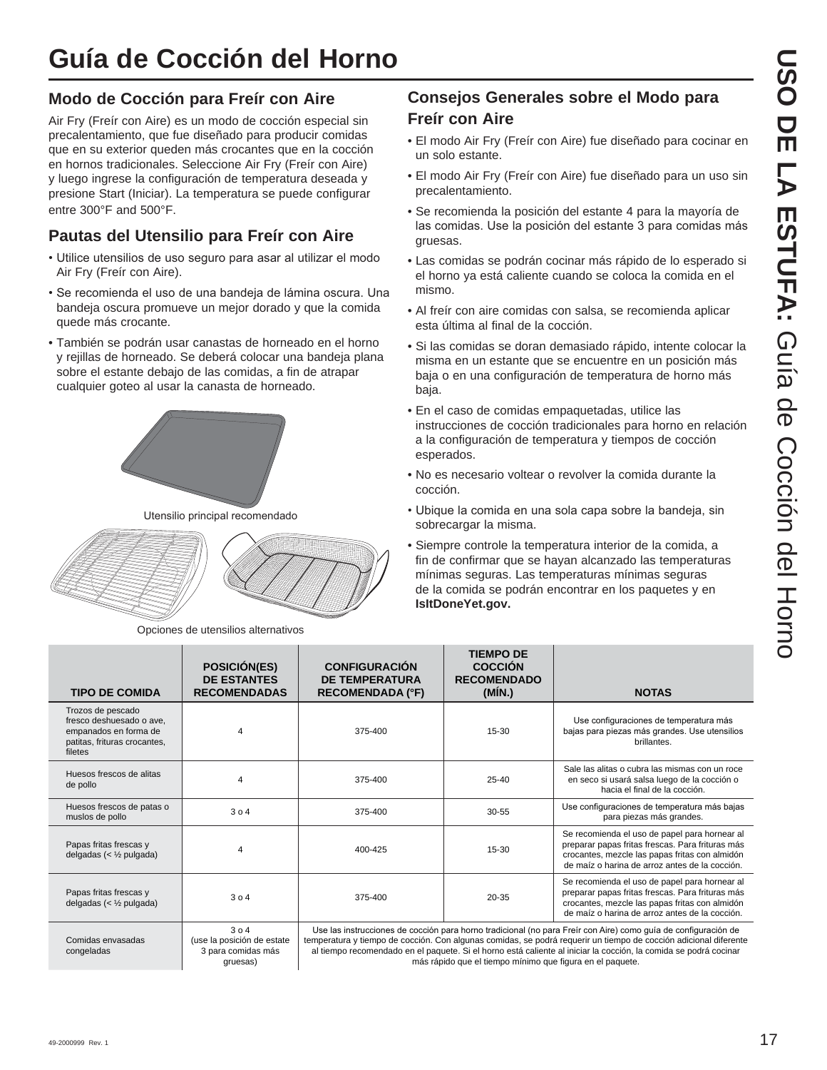# Guía de Cocción del Horno

## Modo de Cocción para Freír con Aire

Air Fry (Freír con Aire) es un modo de cocción especial sin precalentamiento, que fue diseñado para producir comidas que en su exterior queden más crocantes que en la cocción en hornos tradicionales. Seleccione Air Fry (Freír con Aire) y luego ingrese la configuración de temperatura deseada y presione Start (Iniciar). La temperatura se puede configurar entre 300°F and 500°F.

## Pautas del Utensilio para Freír con Aire

- Utilice utensilios de uso seguro para asar al utilizar el modo Air Fry (Freír con Aire).
- Se recomienda el uso de una bandeja de lámina oscura. Una bandeja oscura promueve un mejor dorado y que la comida quede más crocante.
- También se podrán usar canastas de horneado en el horno y rejillas de horneado. Se deberá colocar una bandeja plana sobre el estante debajo de las comidas, a fin de atrapar cualquier goteo al usar la canasta de horneado.

Utensilio principal recomendado

Opciones de utensilios alternativos

## Consejos Generales sobre el Modo para Freír con Aire

- El modo Air Fry (Freír con Aire) fue diseñado para cocinar en un solo estante.
- El modo Air Fry (Freír con Aire) fue diseñado para un uso sin precalentamiento.
- Se recomienda la posición del estante 4 para la mayoría de las comidas. Use la posición del estante 3 para comidas más gruesas.
- Las comidas se podrán cocinar más rápido de lo esperado si el horno ya está caliente cuando se coloca la comida en el mismo.
- Al freír con aire comidas con salsa, se recomienda aplicar esta última al final de la cocción.
- Si las comidas se doran demasiado rápido, intente colocar la misma en un estante que se encuentre en un posición más baja o en una configuración de temperatura de horno más baja.
- En el caso de comidas empaquetadas, utilice las instrucciones de cocción tradicionales para horno en relación a la configuración de temperatura y tiempos de cocción esperados.
- No es necesario voltear o revolver la comida durante la cocción.
- Ubique la comida en una sola capa sobre la bandeja, sin sobrecargar la misma.
- Siempre controle la temperatura interior de la comida, a fin de confirmar que se hayan alcanzado las temperaturas mínimas seguras. Las temperaturas mínimas seguras de la comida se podrán encontrar en los paquetes y en **IsItDoneYet.gov.**

| TIPO DE COMIDA | POSICIÓN(ES) DE ESTANTES RECOMENDADAS | CONFIGURACIÓN DE TEMPERATURA RECOMENDADA (°F) | TIEMPO DE COCCIÓN RECOMENDADO (MÍN.) | NOTAS |
|---|---|---|---|---|
| Trozos de pescado fresco deshuesado o ave, empanados en forma de patitas, frituras crocantes, filetes | 4 | 375-400 | 15-30 | Use configuraciones de temperatura más bajas para piezas más grandes. Use utensilios brillantes. |
| Huesos frescos de alitas de pollo | 4 | 375-400 | 25-40 | Sale las alitas o cubra las mismas con un roce en seco si usará salsa luego de la cocción o hacia el final de la cocción. |
| Huesos frescos de patas o muslos de pollo | 3 o 4 | 375-400 | 30-55 | Use configuraciones de temperatura más bajas para piezas más grandes. |
| Papas fritas frescas y delgadas (< ½ pulgada) | 4 | 400-425 | 15-30 | Se recomienda el uso de papel para hornear al preparar papas fritas frescas. Para frituras más crocantes, mezcle las papas fritas con almidón de maíz o harina de arroz antes de la cocción. |
| Papas fritas frescas y delgadas (< ½ pulgada) | 3 o 4 | 375-400 | 20-35 | Se recomienda el uso de papel para hornear al preparar papas fritas frescas. Para frituras más crocantes, mezcle las papas fritas con almidón de maíz o harina de arroz antes de la cocción. |
| Comidas envasadas congeladas | 3 o 4 (use la posición de estate 3 para comidas más gruesas) | Use las instrucciones de cocción para horno tradicional (no para Freír con Aire) como guía de configuración de temperatura y tiempo de cocción. Con algunas comidas, se podrá requerir un tiempo de cocción adicional diferente al tiempo recomendado en el paquete. Si el horno está caliente al iniciar la cocción, la comida se podrá cocinar más rápido que el tiempo mínimo que figura en el paquete. | | |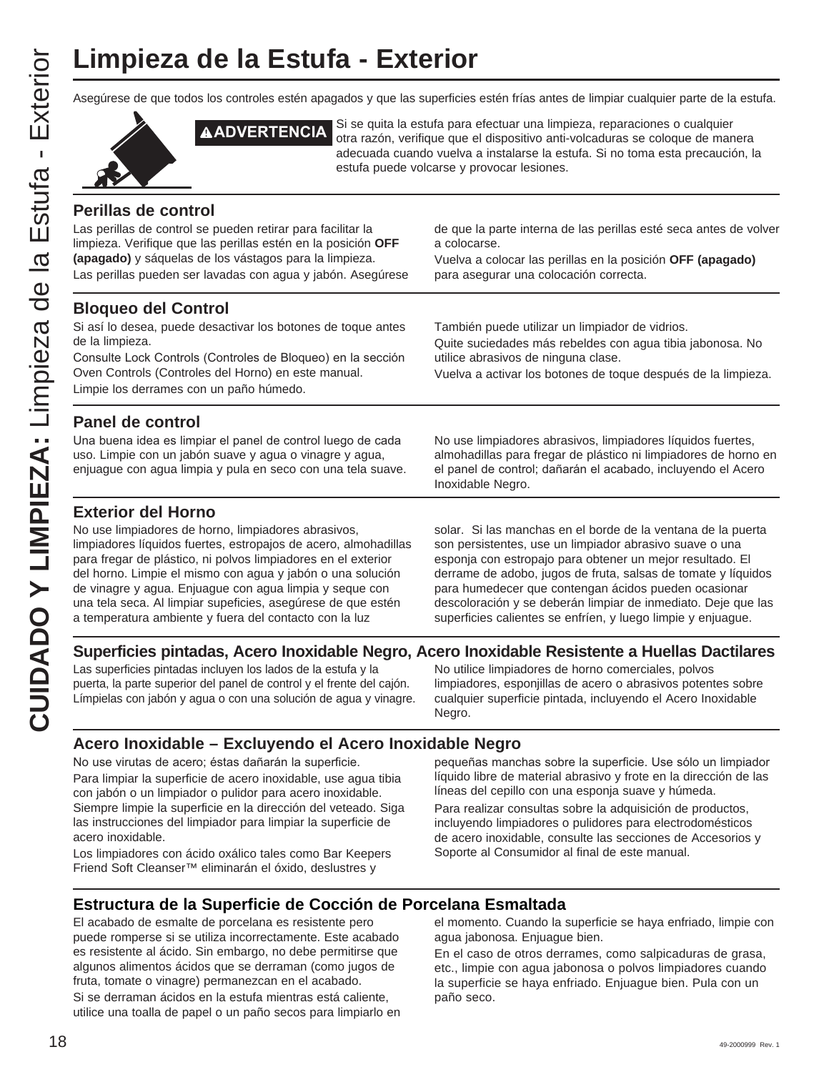# Limpieza de la Estufa - Exterior

Asegúrese de que todos los controles estén apagados y que las superficies estén frías antes de limpiar cualquier parte de la estufa.

**⚠ADVERTENCIA** Si se quita la estufa para efectuar una limpieza, reparaciones o cualquier otra razón, verifique que el dispositivo anti-volcaduras se coloque de manera adecuada cuando vuelva a instalarse la estufa. Si no toma esta precaución, la estufa puede volcarse y provocar lesiones.

## Perillas de control

Las perillas de control se pueden retirar para facilitar la limpieza. Verifique que las perillas estén en la posición **OFF (apagado)** y sáquelas de los vástagos para la limpieza.

Las perillas pueden ser lavadas con agua y jabón. Asegúrese de que la parte interna de las perillas esté seca antes de volver a colocarse.

Vuelva a colocar las perillas en la posición **OFF (apagado)** para asegurar una colocación correcta.

## Bloqueo del Control

Si así lo desea, puede desactivar los botones de toque antes de la limpieza.

Consulte Lock Controls (Controles de Bloqueo) en la sección Oven Controls (Controles del Horno) en este manual.

Limpie los derrames con un paño húmedo.

También puede utilizar un limpiador de vidrios.

Quite suciedades más rebeldes con agua tibia jabonosa. No utilice abrasivos de ninguna clase.

Vuelva a activar los botones de toque después de la limpieza.

## Panel de control

Una buena idea es limpiar el panel de control luego de cada uso. Limpie con un jabón suave y agua o vinagre y agua, enjuague con agua limpia y pula en seco con una tela suave.

No use limpiadores abrasivos, limpiadores líquidos fuertes, almohadillas para fregar de plástico ni limpiadores de horno en el panel de control; dañarán el acabado, incluyendo el Acero Inoxidable Negro.

## Exterior del Horno

No use limpiadores de horno, limpiadores abrasivos, limpiadores líquidos fuertes, estropajos de acero, almohadillas para fregar de plástico, ni polvos limpiadores en el exterior del horno. Limpie el mismo con agua y jabón o una solución de vinagre y agua. Enjuague con agua limpia y seque con una tela seca. Al limpiar supeficies, asegúrese de que estén a temperatura ambiente y fuera del contacto con la luz solar. Si las manchas en el borde de la ventana de la puerta son persistentes, use un limpiador abrasivo suave o una esponja con estropajo para obtener un mejor resultado. El derrame de adobo, jugos de fruta, salsas de tomate y líquidos para humedecer que contengan ácidos pueden ocasionar descoloración y se deberán limpiar de inmediato. Deje que las superficies calientes se enfríen, y luego limpie y enjuague.

## Superficies pintadas, Acero Inoxidable Negro, Acero Inoxidable Resistente a Huellas Dactilares

Las superficies pintadas incluyen los lados de la estufa y la puerta, la parte superior del panel de control y el frente del cajón. Límpielas con jabón y agua o con una solución de agua y vinagre.

No utilice limpiadores de horno comerciales, polvos limpiadores, esponjillas de acero o abrasivos potentes sobre cualquier superficie pintada, incluyendo el Acero Inoxidable Negro.

## Acero Inoxidable – Excluyendo el Acero Inoxidable Negro

No use virutas de acero; éstas dañarán la superficie.

Para limpiar la superficie de acero inoxidable, use agua tibia con jabón o un limpiador o pulidor para acero inoxidable. Siempre limpie la superficie en la dirección del veteado. Siga las instrucciones del limpiador para limpiar la superficie de acero inoxidable.

Los limpiadores con ácido oxálico tales como Bar Keepers Friend Soft Cleanser™ eliminarán el óxido, deslustres y pequeñas manchas sobre la superficie. Use sólo un limpiador líquido libre de material abrasivo y frote en la dirección de las líneas del cepillo con una esponja suave y húmeda.

Para realizar consultas sobre la adquisición de productos, incluyendo limpiadores o pulidores para electrodomésticos de acero inoxidable, consulte las secciones de Accesorios y Soporte al Consumidor al final de este manual.

## Estructura de la Superficie de Cocción de Porcelana Esmaltada

El acabado de esmalte de porcelana es resistente pero puede romperse si se utiliza incorrectamente. Este acabado es resistente al ácido. Sin embargo, no debe permitirse que algunos alimentos ácidos que se derraman (como jugos de fruta, tomate o vinagre) permanezcan en el acabado.

Si se derraman ácidos en la estufa mientras está caliente, utilice una toalla de papel o un paño secos para limpiarlo en el momento. Cuando la superficie se haya enfriado, limpie con agua jabonosa. Enjuague bien.

En el caso de otros derrames, como salpicaduras de grasa, etc., limpie con agua jabonosa o polvos limpiadores cuando la superficie se haya enfriado. Enjuague bien. Pula con un paño seco.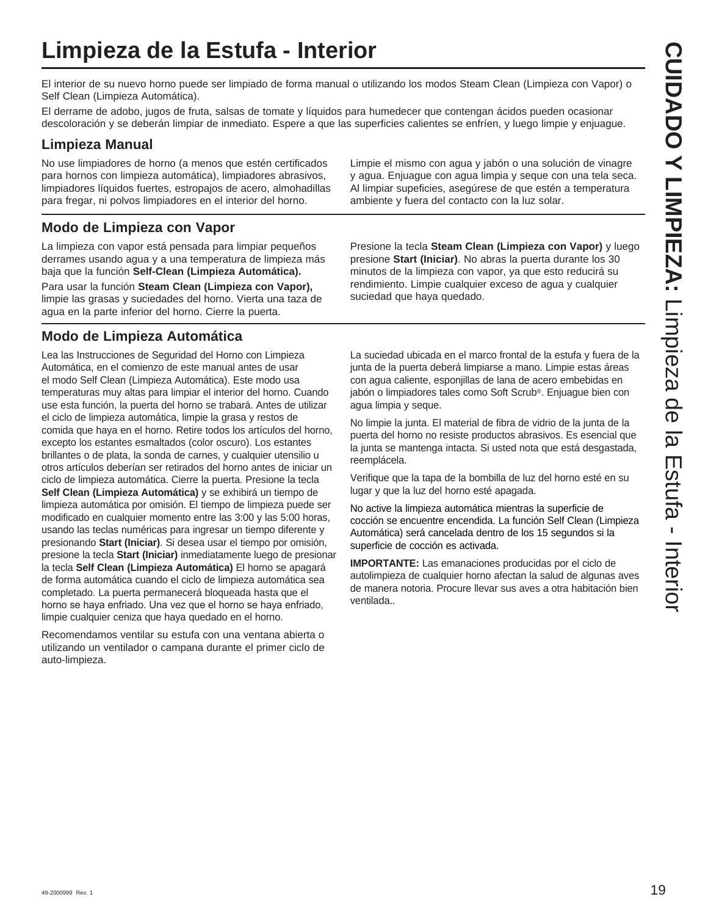# Limpieza de la Estufa - Interior

El interior de su nuevo horno puede ser limpiado de forma manual o utilizando los modos Steam Clean (Limpieza con Vapor) o Self Clean (Limpieza Automática).

El derrame de adobo, jugos de fruta, salsas de tomate y líquidos para humedecer que contengan ácidos pueden ocasionar descoloración y se deberán limpiar de inmediato. Espere a que las superficies calientes se enfríen, y luego limpie y enjuague.

## Limpieza Manual

No use limpiadores de horno (a menos que estén certificados para hornos con limpieza automática), limpiadores abrasivos, limpiadores líquidos fuertes, estropajos de acero, almohadillas para fregar, ni polvos limpiadores en el interior del horno. Limpie el mismo con agua y jabón o una solución de vinagre y agua. Enjuague con agua limpia y seque con una tela seca. Al limpiar supeficies, asegúrese de que estén a temperatura ambiente y fuera del contacto con la luz solar.

## Modo de Limpieza con Vapor

La limpieza con vapor está pensada para limpiar pequeños derrames usando agua y a una temperatura de limpieza más baja que la función **Self-Clean (Limpieza Automática).**

Para usar la función **Steam Clean (Limpieza con Vapor),** limpie las grasas y suciedades del horno. Vierta una taza de agua en la parte inferior del horno. Cierre la puerta.

Presione la tecla **Steam Clean (Limpieza con Vapor)** y luego presione **Start (Iniciar)**. No abras la puerta durante los 30 minutos de la limpieza con vapor, ya que esto reducirá su rendimiento. Limpie cualquier exceso de agua y cualquier suciedad que haya quedado.

## Modo de Limpieza Automática

Lea las Instrucciones de Seguridad del Horno con Limpieza Automática, en el comienzo de este manual antes de usar el modo Self Clean (Limpieza Automática). Este modo usa temperaturas muy altas para limpiar el interior del horno. Cuando use esta función, la puerta del horno se trabará. Antes de utilizar el ciclo de limpieza automática, limpie la grasa y restos de comida que haya en el horno. Retire todos los artículos del horno, excepto los estantes esmaltados (color oscuro). Los estantes brillantes o de plata, la sonda de carnes, y cualquier utensilio u otros artículos deberían ser retirados del horno antes de iniciar un ciclo de limpieza automática. Cierre la puerta. Presione la tecla **Self Clean (Limpieza Automática)** y se exhibirá un tiempo de limpieza automática por omisión. El tiempo de limpieza puede ser modificado en cualquier momento entre las 3:00 y las 5:00 horas, usando las teclas numéricas para ingresar un tiempo diferente y presionando **Start (Iniciar)**. Si desea usar el tiempo por omisión, presione la tecla **Start (Iniciar)** inmediatamente luego de presionar la tecla **Self Clean (Limpieza Automática)** El horno se apagará de forma automática cuando el ciclo de limpieza automática sea completado. La puerta permanecerá bloqueada hasta que el horno se haya enfriado. Una vez que el horno se haya enfriado, limpie cualquier ceniza que haya quedado en el horno.

Recomendamos ventilar su estufa con una ventana abierta o utilizando un ventilador o campana durante el primer ciclo de auto-limpieza.

La suciedad ubicada en el marco frontal de la estufa y fuera de la junta de la puerta deberá limpiarse a mano. Limpie estas áreas con agua caliente, esponjillas de lana de acero embebidas en jabón o limpiadores tales como Soft Scrub®. Enjuague bien con agua limpia y seque.

No limpie la junta. El material de fibra de vidrio de la junta de la puerta del horno no resiste productos abrasivos. Es esencial que la junta se mantenga intacta. Si usted nota que está desgastada, reemplácela.

Verifique que la tapa de la bombilla de luz del horno esté en su lugar y que la luz del horno esté apagada.

No active la limpieza automática mientras la superficie de cocción se encuentre encendida. La función Self Clean (Limpieza Automática) será cancelada dentro de los 15 segundos si la superficie de cocción es activada.

**IMPORTANTE:** Las emanaciones producidas por el ciclo de autolimpieza de cualquier horno afectan la salud de algunas aves de manera notoria. Procure llevar sus aves a otra habitación bien ventilada..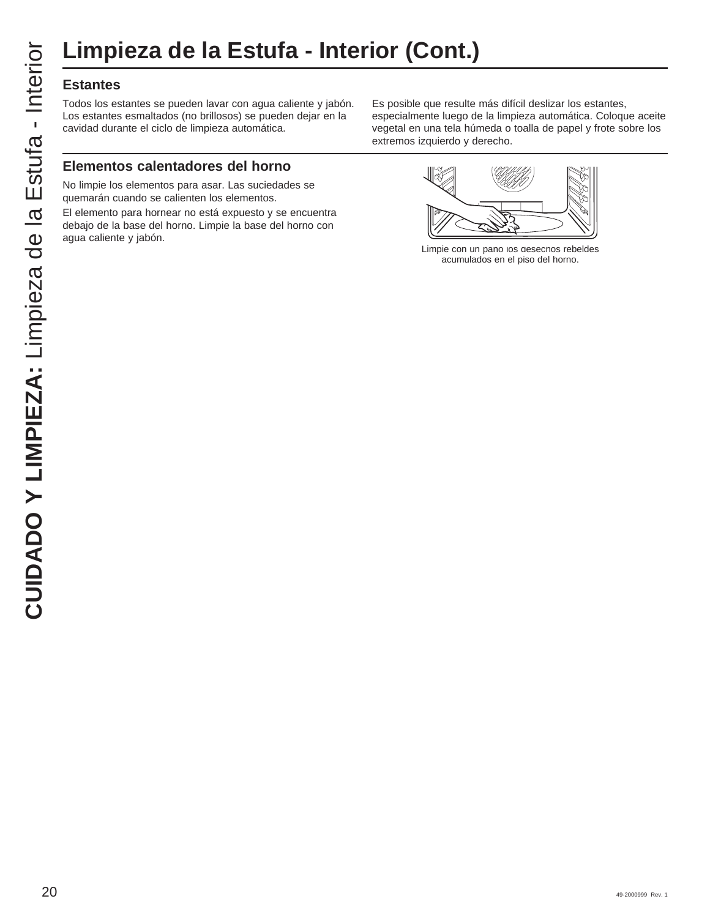# Limpieza de la Estufa - Interior (Cont.)

## Estantes

Todos los estantes se pueden lavar con agua caliente y jabón. Los estantes esmaltados (no brillosos) se pueden dejar en la cavidad durante el ciclo de limpieza automática.

Es posible que resulte más difícil deslizar los estantes, especialmente luego de la limpieza automática. Coloque aceite vegetal en una tela húmeda o toalla de papel y frote sobre los extremos izquierdo y derecho.

## Elementos calentadores del horno

No limpie los elementos para asar. Las suciedades se quemarán cuando se calienten los elementos.

El elemento para hornear no está expuesto y se encuentra debajo de la base del horno. Limpie la base del horno con agua caliente y jabón.

Limpie con un paño los desechos rebeldes acumulados en el piso del horno.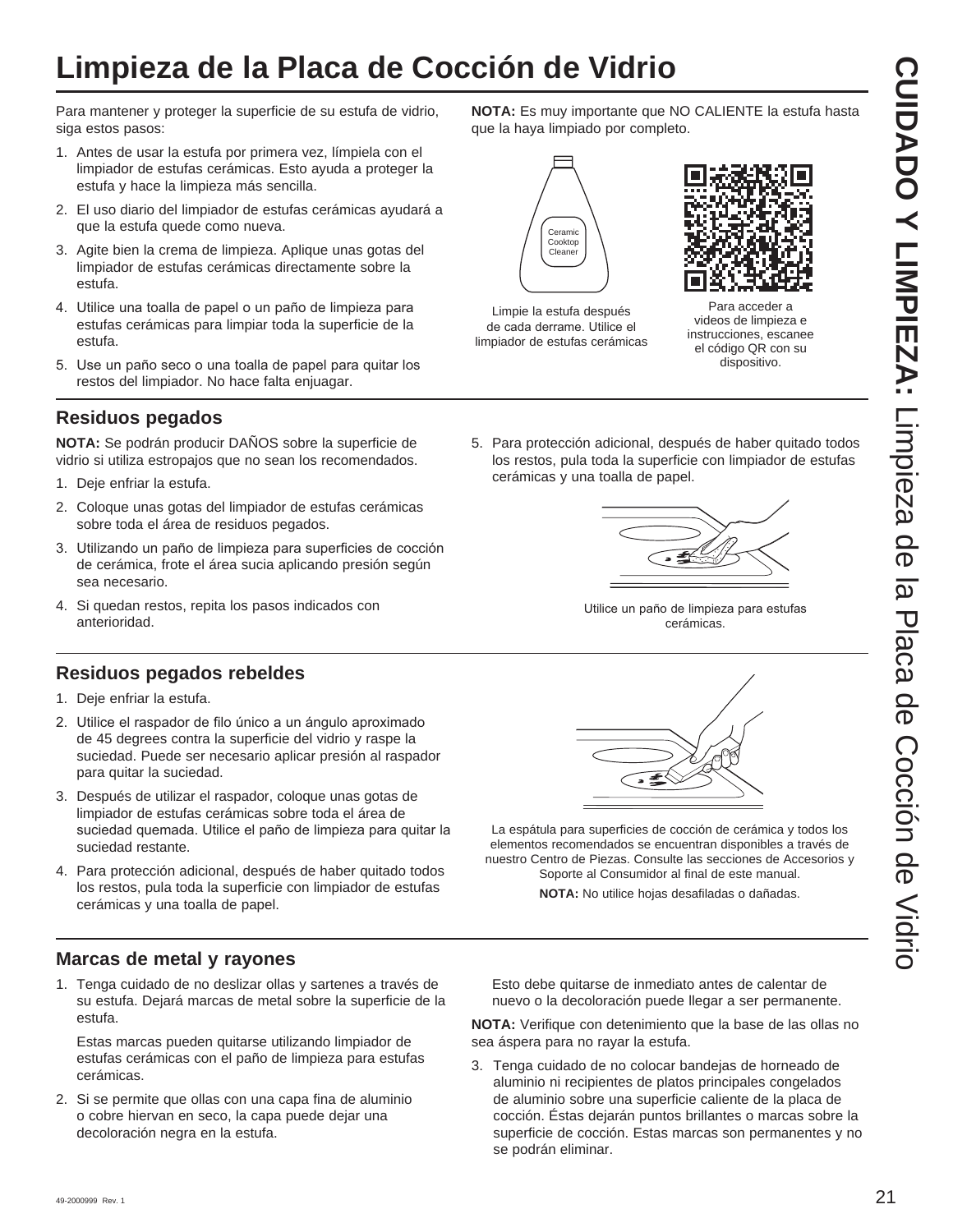# Limpieza de la Placa de Cocción de Vidrio

Para mantener y proteger la superficie de su estufa de vidrio, siga estos pasos:

1. Antes de usar la estufa por primera vez, límpiela con el limpiador de estufas cerámicas. Esto ayuda a proteger la estufa y hace la limpieza más sencilla.
2. El uso diario del limpiador de estufas cerámicas ayudará a que la estufa quede como nueva.
3. Agite bien la crema de limpieza. Aplique unas gotas del limpiador de estufas cerámicas directamente sobre la estufa.
4. Utilice una toalla de papel o un paño de limpieza para estufas cerámicas para limpiar toda la superficie de la estufa.
5. Use un paño seco o una toalla de papel para quitar los restos del limpiador. No hace falta enjuagar.

**NOTA:** Es muy importante que NO CALIENTE la estufa hasta que la haya limpiado por completo.

Ceramic Cooktop Cleaner

Limpie la estufa después de cada derrame. Utilice el limpiador de estufas cerámicas

Para acceder a videos de limpieza e instrucciones, escanee el código QR con su dispositivo.

## Residuos pegados

**NOTA:** Se podrán producir DAÑOS sobre la superficie de vidrio si utiliza estropajos que no sean los recomendados.

1. Deje enfriar la estufa.
2. Coloque unas gotas del limpiador de estufas cerámicas sobre toda el área de residuos pegados.
3. Utilizando un paño de limpieza para superficies de cocción de cerámica, frote el área sucia aplicando presión según sea necesario.
4. Si quedan restos, repita los pasos indicados con anterioridad.
5. Para protección adicional, después de haber quitado todos los restos, pula toda la superficie con limpiador de estufas cerámicas y una toalla de papel.

Utilice un paño de limpieza para estufas cerámicas.

## Residuos pegados rebeldes

1. Deje enfriar la estufa.
2. Utilice el raspador de filo único a un ángulo aproximado de 45 degrees contra la superficie del vidrio y raspe la suciedad. Puede ser necesario aplicar presión al raspador para quitar la suciedad.
3. Después de utilizar el raspador, coloque unas gotas de limpiador de estufas cerámicas sobre toda el área de suciedad quemada. Utilice el paño de limpieza para quitar la suciedad restante.
4. Para protección adicional, después de haber quitado todos los restos, pula toda la superficie con limpiador de estufas cerámicas y una toalla de papel.

La espátula para superficies de cocción de cerámica y todos los elementos recomendados se encuentran disponibles a través de nuestro Centro de Piezas. Consulte las secciones de Accesorios y Soporte al Consumidor al final de este manual.

**NOTA:** No utilice hojas desafiladas o dañadas.

## Marcas de metal y rayones

1. Tenga cuidado de no deslizar ollas y sartenes a través de su estufa. Dejará marcas de metal sobre la superficie de la estufa.

   Estas marcas pueden quitarse utilizando limpiador de estufas cerámicas con el paño de limpieza para estufas cerámicas.

2. Si se permite que ollas con una capa fina de aluminio o cobre hiervan en seco, la capa puede dejar una decoloración negra en la estufa.

   Esto debe quitarse de inmediato antes de calentar de nuevo o la decoloración puede llegar a ser permanente.

**NOTA:** Verifique con detenimiento que la base de las ollas no sea áspera para no rayar la estufa.

3. Tenga cuidado de no colocar bandejas de horneado de aluminio ni recipientes de platos principales congelados de aluminio sobre una superficie caliente de la placa de cocción. Éstas dejarán puntos brillantes o marcas sobre la superficie de cocción. Estas marcas son permanentes y no se podrán eliminar.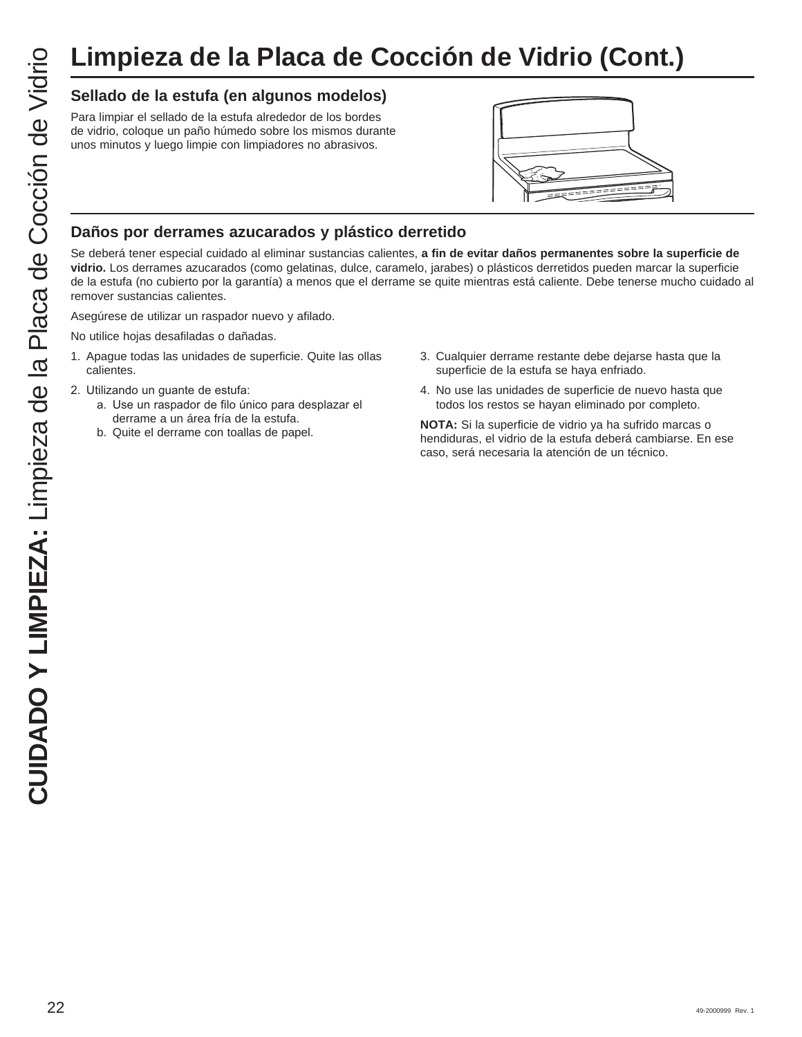# Limpieza de la Placa de Cocción de Vidrio (Cont.)

## Sellado de la estufa (en algunos modelos)

Para limpiar el sellado de la estufa alrededor de los bordes de vidrio, coloque un paño húmedo sobre los mismos durante unos minutos y luego limpie con limpiadores no abrasivos.

## Daños por derrames azucarados y plástico derretido

Se deberá tener especial cuidado al eliminar sustancias calientes, **a fin de evitar daños permanentes sobre la superficie de vidrio.** Los derrames azucarados (como gelatinas, dulce, caramelo, jarabes) o plásticos derretidos pueden marcar la superficie de la estufa (no cubierto por la garantía) a menos que el derrame se quite mientras está caliente. Debe tenerse mucho cuidado al remover sustancias calientes.

Asegúrese de utilizar un raspador nuevo y afilado.

No utilice hojas desafiladas o dañadas.

1. Apague todas las unidades de superficie. Quite las ollas calientes.
2. Utilizando un guante de estufa:
   a. Use un raspador de filo único para desplazar el derrame a un área fría de la estufa.
   b. Quite el derrame con toallas de papel.
3. Cualquier derrame restante debe dejarse hasta que la superficie de la estufa se haya enfriado.
4. No use las unidades de superficie de nuevo hasta que todos los restos se hayan eliminado por completo.

**NOTA:** Si la superficie de vidrio ya ha sufrido marcas o hendiduras, el vidrio de la estufa deberá cambiarse. En ese caso, será necesaria la atención de un técnico.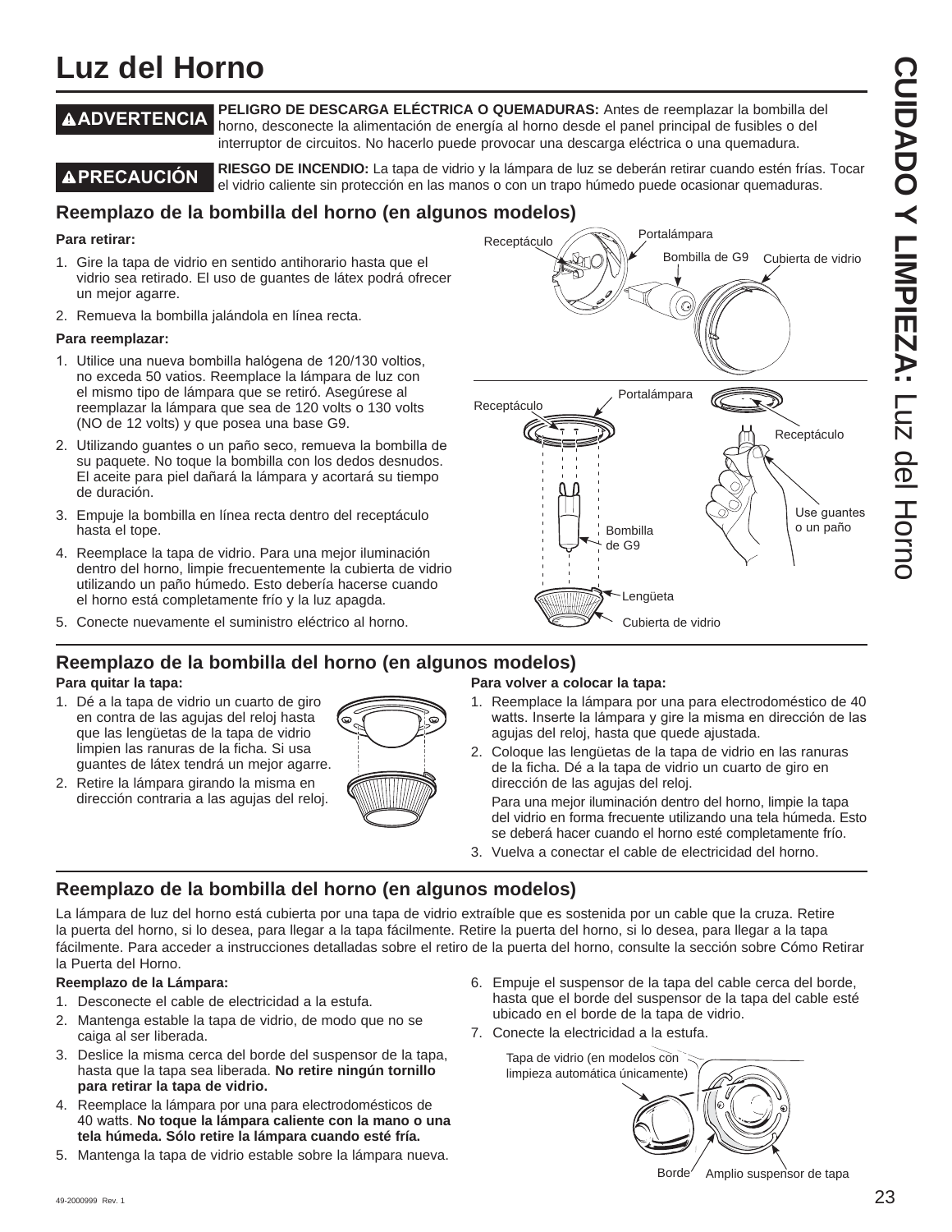# Luz del Horno

**⚠ADVERTENCIA** **PELIGRO DE DESCARGA ELÉCTRICA O QUEMADURAS:** Antes de reemplazar la bombilla del horno, desconecte la alimentación de energía al horno desde el panel principal de fusibles o del interruptor de circuitos. No hacerlo puede provocar una descarga eléctrica o una quemadura.

**⚠PRECAUCIÓN** **RIESGO DE INCENDIO:** La tapa de vidrio y la lámpara de luz se deberán retirar cuando estén frías. Tocar el vidrio caliente sin protección en las manos o con un trapo húmedo puede ocasionar quemaduras.

## Reemplazo de la bombilla del horno (en algunos modelos)

**Para retirar:**

1. Gire la tapa de vidrio en sentido antihorario hasta que el vidrio sea retirado. El uso de guantes de látex podrá ofrecer un mejor agarre.
2. Remueva la bombilla jalándola en línea recta.

**Para reemplazar:**

1. Utilice una nueva bombilla halógena de 120/130 voltios, no exceda 50 vatios. Reemplace la lámpara de luz con el mismo tipo de lámpara que se retiró. Asegúrese al reemplazar la lámpara que sea de 120 volts o 130 volts (NO de 12 volts) y que posea una base G9.
2. Utilizando guantes o un paño seco, remueva la bombilla de su paquete. No toque la bombilla con los dedos desnudos. El aceite para piel dañará la lámpara y acortará su tiempo de duración.
3. Empuje la bombilla en línea recta dentro del receptáculo hasta el tope.
4. Reemplace la tapa de vidrio. Para una mejor iluminación dentro del horno, limpie frecuentemente la cubierta de vidrio utilizando un paño húmedo. Esto debería hacerse cuando el horno está completamente frío y la luz apagada.
5. Conecte nuevamente el suministro eléctrico al horno.

Receptáculo · Portalámpara · Bombilla de G9 · Cubierta de vidrio

Receptáculo · Portalámpara · Bombilla de G9 · Lengüeta · Cubierta de vidrio · Receptáculo · Use guantes o un paño

## Reemplazo de la bombilla del horno (en algunos modelos)

**Para quitar la tapa:**

1. Dé a la tapa de vidrio un cuarto de giro en contra de las agujas del reloj hasta que las lengüetas de la tapa de vidrio limpien las ranuras de la ficha. Si usa guantes de látex tendrá un mejor agarre.
2. Retire la lámpara girando la misma en dirección contraria a las agujas del reloj.

**Para volver a colocar la tapa:**

1. Reemplace la lámpara por una para electrodoméstico de 40 watts. Inserte la lámpara y gire la misma en dirección de las agujas del reloj, hasta que quede ajustada.
2. Coloque las lengüetas de la tapa de vidrio en las ranuras de la ficha. Dé a la tapa de vidrio un cuarto de giro en dirección de las agujas del reloj.

   Para una mejor iluminación dentro del horno, limpie la tapa del vidrio en forma frecuente utilizando una tela húmeda. Esto se deberá hacer cuando el horno esté completamente frío.
3. Vuelva a conectar el cable de electricidad del horno.

## Reemplazo de la bombilla del horno (en algunos modelos)

La lámpara de luz del horno está cubierta por una tapa de vidrio extraíble que es sostenida por un cable que la cruza. Retire la puerta del horno, si lo desea, para llegar a la tapa fácilmente. Retire la puerta del horno, si lo desea, para llegar a la tapa fácilmente. Para acceder a instrucciones detalladas sobre el retiro de la puerta del horno, consulte la sección sobre Cómo Retirar la Puerta del Horno.

**Reemplazo de la Lámpara:**

1. Desconecte el cable de electricidad a la estufa.
2. Mantenga estable la tapa de vidrio, de modo que no se caiga al ser liberada.
3. Deslice la misma cerca del borde del suspensor de la tapa, hasta que la tapa sea liberada. **No retire ningún tornillo para retirar la tapa de vidrio.**
4. Reemplace la lámpara por una para electrodomésticos de 40 watts. **No toque la lámpara caliente con la mano o una tela húmeda. Sólo retire la lámpara cuando esté fría.**
5. Mantenga la tapa de vidrio estable sobre la lámpara nueva.
6. Empuje el suspensor de la tapa del cable cerca del borde, hasta que el borde del suspensor de la tapa del cable esté ubicado en el borde de la tapa de vidrio.
7. Conecte la electricidad a la estufa.

Tapa de vidrio (en modelos con limpieza automática únicamente) · Borde · Amplio suspensor de tapa

CUIDADO Y LIMPIEZA: Luz del Horno

49-2000999 Rev. 1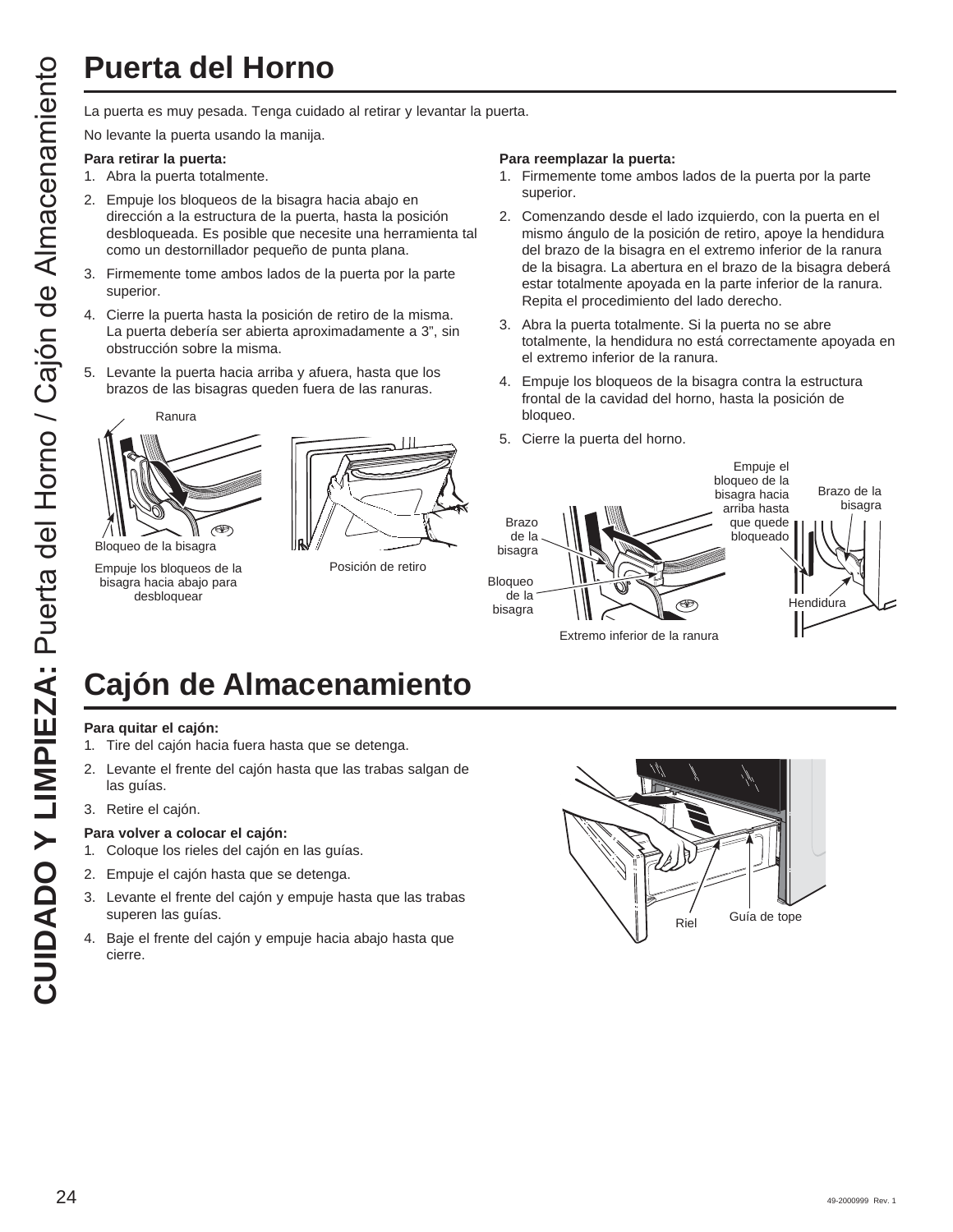# Puerta del Horno

La puerta es muy pesada. Tenga cuidado al retirar y levantar la puerta.

No levante la puerta usando la manija.

**Para retirar la puerta:**

1. Abra la puerta totalmente.
2. Empuje los bloqueos de la bisagra hacia abajo en dirección a la estructura de la puerta, hasta la posición desbloqueada. Es posible que necesite una herramienta tal como un destornillador pequeño de punta plana.
3. Firmemente tome ambos lados de la puerta por la parte superior.
4. Cierre la puerta hasta la posición de retiro de la misma. La puerta debería ser abierta aproximadamente a 3", sin obstrucción sobre la misma.
5. Levante la puerta hacia arriba y afuera, hasta que los brazos de las bisagras queden fuera de las ranuras.

Ranura

Bloqueo de la bisagra

Empuje los bloqueos de la bisagra hacia abajo para desbloquear

Posición de retiro

**Para reemplazar la puerta:**

1. Firmemente tome ambos lados de la puerta por la parte superior.
2. Comenzando desde el lado izquierdo, con la puerta en el mismo ángulo de la posición de retiro, apoye la hendidura del brazo de la bisagra en el extremo inferior de la ranura de la bisagra. La abertura en el brazo de la bisagra deberá estar totalmente apoyada en la parte inferior de la ranura. Repita el procedimiento del lado derecho.
3. Abra la puerta totalmente. Si la puerta no se abre totalmente, la hendidura no está correctamente apoyada en el extremo inferior de la ranura.
4. Empuje los bloqueos de la bisagra contra la estructura frontal de la cavidad del horno, hasta la posición de bloqueo.
5. Cierre la puerta del horno.

Empuje el bloqueo de la bisagra hacia arriba hasta que quede bloqueado

Brazo de la bisagra

Bloqueo de la bisagra

Extremo inferior de la ranura

Brazo de la bisagra

Hendidura

# Cajón de Almacenamiento

**Para quitar el cajón:**

1. Tire del cajón hacia fuera hasta que se detenga.
2. Levante el frente del cajón hasta que las trabas salgan de las guías.
3. Retire el cajón.

**Para volver a colocar el cajón:**

1. Coloque los rieles del cajón en las guías.
2. Empuje el cajón hasta que se detenga.
3. Levante el frente del cajón y empuje hasta que las trabas superen las guías.
4. Baje el frente del cajón y empuje hacia abajo hasta que cierre.

Riel

Guía de tope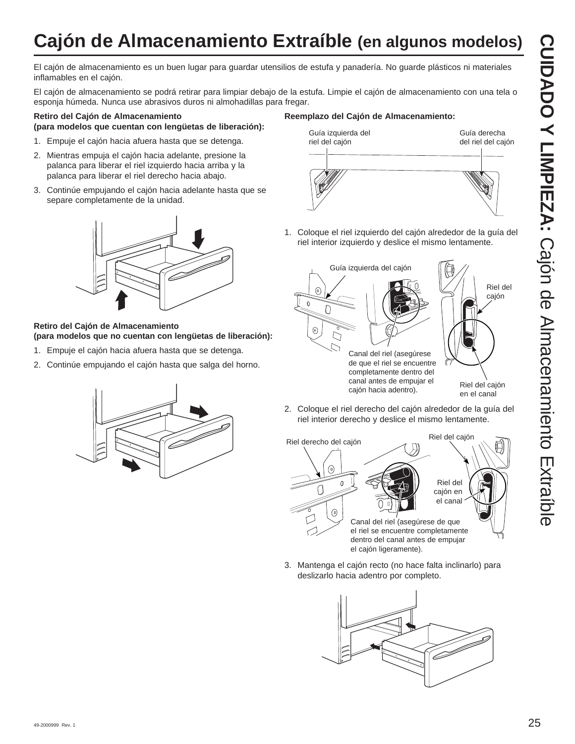# Cajón de Almacenamiento Extraíble (en algunos modelos)

El cajón de almacenamiento es un buen lugar para guardar utensilios de estufa y panadería. No guarde plásticos ni materiales inflamables en el cajón.

El cajón de almacenamiento se podrá retirar para limpiar debajo de la estufa. Limpie el cajón de almacenamiento con una tela o esponja húmeda. Nunca use abrasivos duros ni almohadillas para fregar.

**Retiro del Cajón de Almacenamiento**
**(para modelos que cuentan con lengüetas de liberación):**

1. Empuje el cajón hacia afuera hasta que se detenga.
2. Mientras empuja el cajón hacia adelante, presione la palanca para liberar el riel izquierdo hacia arriba y la palanca para liberar el riel derecho hacia abajo.
3. Continúe empujando el cajón hacia adelante hasta que se separe completamente de la unidad.

**Retiro del Cajón de Almacenamiento**
**(para modelos que no cuentan con lengüetas de liberación):**

1. Empuje el cajón hacia afuera hasta que se detenga.
2. Continúe empujando el cajón hasta que salga del horno.

**Reemplazo del Cajón de Almacenamiento:**

Guía izquierda del riel del cajón

Guía derecha del riel del cajón

1. Coloque el riel izquierdo del cajón alrededor de la guía del riel interior izquierdo y deslice el mismo lentamente.

Guía izquierda del cajón

Riel del cajón

Canal del riel (asegúrese de que el riel se encuentre completamente dentro del canal antes de empujar el cajón hacia adentro).

Riel del cajón en el canal

2. Coloque el riel derecho del cajón alrededor de la guía del riel interior derecho y deslice el mismo lentamente.

Riel derecho del cajón

Riel del cajón

Riel del cajón en el canal

Canal del riel (asegúrese de que el riel se encuentre completamente dentro del canal antes de empujar el cajón ligeramente).

3. Mantenga el cajón recto (no hace falta inclinarlo) para deslizarlo hacia adentro por completo.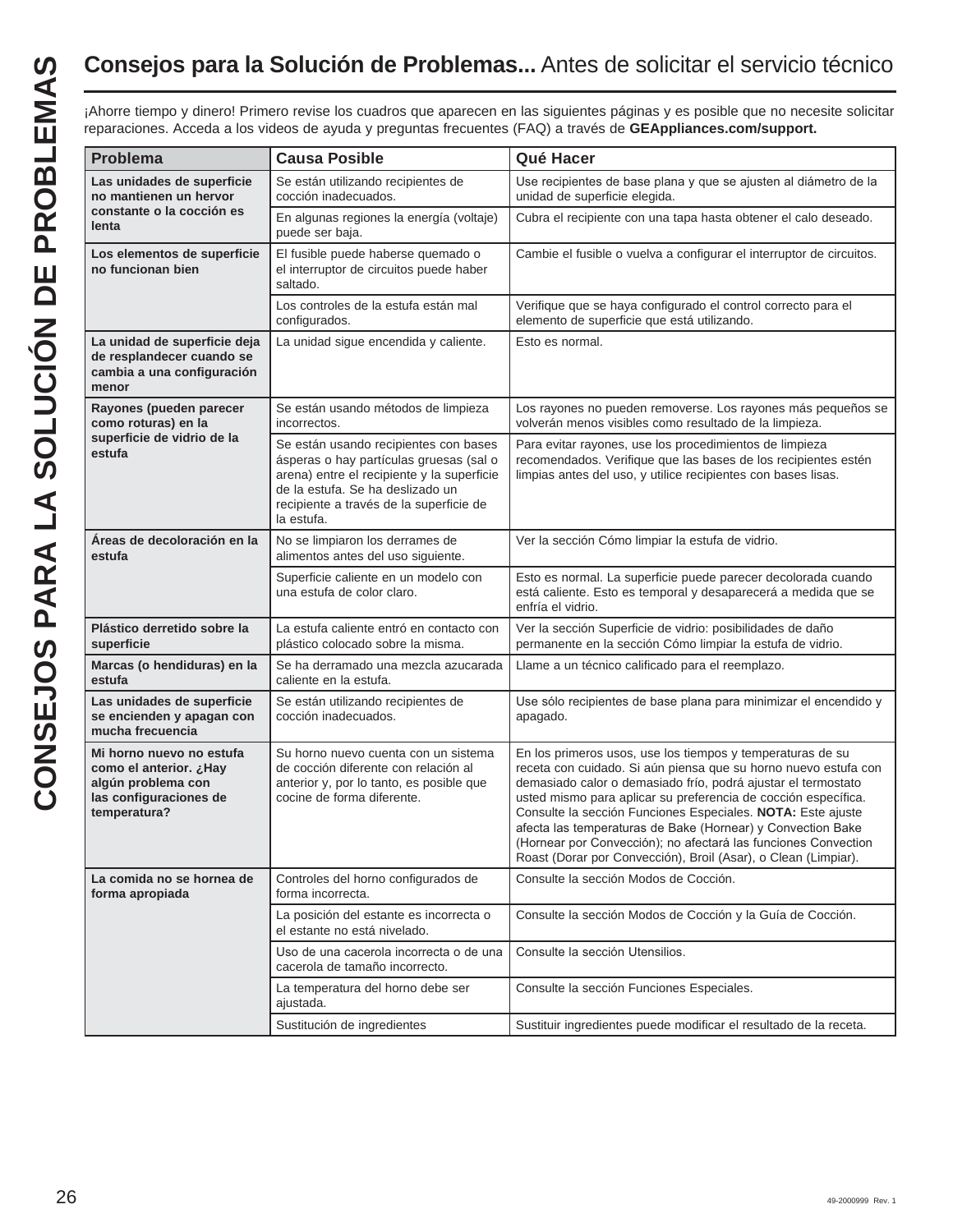# **Consejos para la Solución de Problemas...** Antes de solicitar el servicio técnico

¡Ahorre tiempo y dinero! Primero revise los cuadros que aparecen en las siguientes páginas y es posible que no necesite solicitar reparaciones. Acceda a los videos de ayuda y preguntas frecuentes (FAQ) a través de **GEAppliances.com/support.**

| Problema | Causa Posible | Qué Hacer |
|---|---|---|
| **Las unidades de superficie no mantienen un hervor constante o la cocción es lenta** | Se están utilizando recipientes de cocción inadecuados. | Use recipientes de base plana y que se ajusten al diámetro de la unidad de superficie elegida. |
| | En algunas regiones la energía (voltaje) puede ser baja. | Cubra el recipiente con una tapa hasta obtener el calo deseado. |
| **Los elementos de superficie no funcionan bien** | El fusible puede haberse quemado o el interruptor de circuitos puede haber saltado. | Cambie el fusible o vuelva a configurar el interruptor de circuitos. |
| | Los controles de la estufa están mal configurados. | Verifique que se haya configurado el control correcto para el elemento de superficie que está utilizando. |
| **La unidad de superficie deja de resplandecer cuando se cambia a una configuración menor** | La unidad sigue encendida y caliente. | Esto es normal. |
| **Rayones (pueden parecer como roturas) en la superficie de vidrio de la estufa** | Se están usando métodos de limpieza incorrectos. | Los rayones no pueden removerse. Los rayones más pequeños se volverán menos visibles como resultado de la limpieza. |
| | Se están usando recipientes con bases ásperas o hay partículas gruesas (sal o arena) entre el recipiente y la superficie de la estufa. Se ha deslizado un recipiente a través de la superficie de la estufa. | Para evitar rayones, use los procedimientos de limpieza recomendados. Verifique que las bases de los recipientes estén limpias antes del uso, y utilice recipientes con bases lisas. |
| **Áreas de decoloración en la estufa** | No se limpiaron los derrames de alimentos antes del uso siguiente. | Ver la sección Cómo limpiar la estufa de vidrio. |
| | Superficie caliente en un modelo con una estufa de color claro. | Esto es normal. La superficie puede parecer decolorada cuando está caliente. Esto es temporal y desaparecerá a medida que se enfría el vidrio. |
| **Plástico derretido sobre la superficie** | La estufa caliente entró en contacto con plástico colocado sobre la misma. | Ver la sección Superficie de vidrio: posibilidades de daño permanente en la sección Cómo limpiar la estufa de vidrio. |
| **Marcas (o hendiduras) en la estufa** | Se ha derramado una mezcla azucarada caliente en la estufa. | Llame a un técnico calificado para el reemplazo. |
| **Las unidades de superficie se encienden y apagan con mucha frecuencia** | Se están utilizando recipientes de cocción inadecuados. | Use sólo recipientes de base plana para minimizar el encendido y apagado. |
| **Mi horno nuevo no estufa como el anterior. ¿Hay algún problema con las configuraciones de temperatura?** | Su horno nuevo cuenta con un sistema de cocción diferente con relación al anterior y, por lo tanto, es posible que cocine de forma diferente. | En los primeros usos, use los tiempos y temperaturas de su receta con cuidado. Si aún piensa que su horno nuevo estufa con demasiado calor o demasiado frío, podrá ajustar el termostato usted mismo para aplicar su preferencia de cocción específica. Consulte la sección Funciones Especiales. **NOTA:** Este ajuste afecta las temperaturas de Bake (Hornear) y Convection Bake (Hornear por Convección); no afectará las funciones Convection Roast (Dorar por Convección), Broil (Asar), o Clean (Limpiar). |
| **La comida no se hornea de forma apropiada** | Controles del horno configurados de forma incorrecta. | Consulte la sección Modos de Cocción. |
| | La posición del estante es incorrecta o el estante no está nivelado. | Consulte la sección Modos de Cocción y la Guía de Cocción. |
| | Uso de una cacerola incorrecta o de una cacerola de tamaño incorrecto. | Consulte la sección Utensilios. |
| | La temperatura del horno debe ser ajustada. | Consulte la sección Funciones Especiales. |
| | Sustitución de ingredientes | Sustituir ingredientes puede modificar el resultado de la receta. |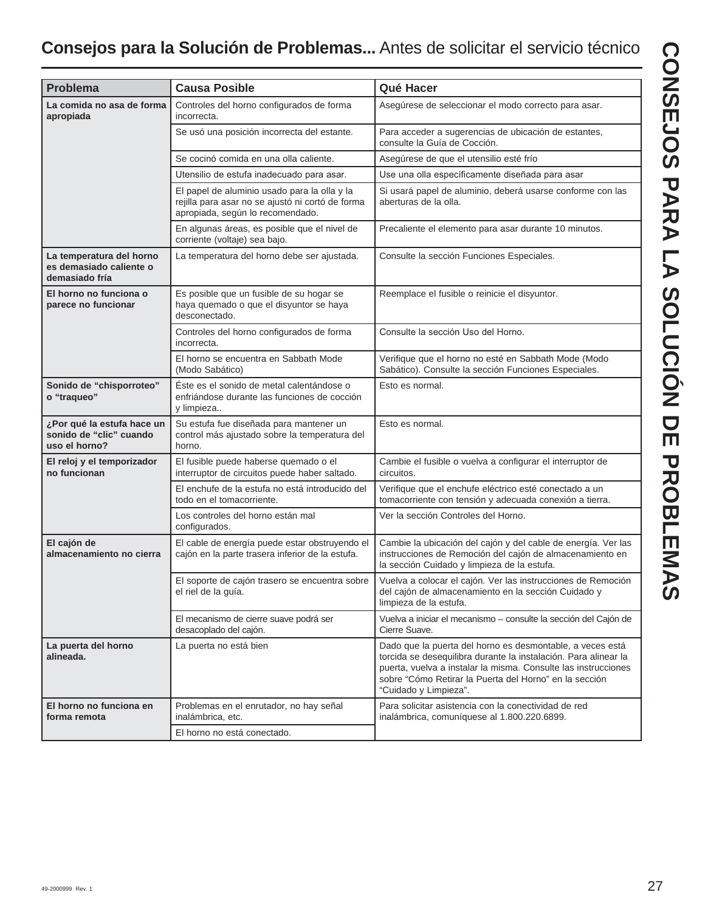## **Consejos para la Solución de Problemas...** Antes de solicitar el servicio técnico

| Problema | Causa Posible | Qué Hacer |
|---|---|---|
| **La comida no asa de forma apropiada** | Controles del horno configurados de forma incorrecta. | Asegúrese de seleccionar el modo correcto para asar. |
| | Se usó una posición incorrecta del estante. | Para acceder a sugerencias de ubicación de estantes, consulte la Guía de Cocción. |
| | Se cocinó comida en una olla caliente. | Asegúrese de que el utensilio esté frío |
| | Utensilio de estufa inadecuado para asar. | Use una olla específicamente diseñada para asar |
| | El papel de aluminio usado para la olla y la rejilla para asar no se ajustó ni cortó de forma apropiada, según lo recomendado. | Si usará papel de aluminio, deberá usarse conforme con las aberturas de la olla. |
| | En algunas áreas, es posible que el nivel de corriente (voltaje) sea bajo. | Precaliente el elemento para asar durante 10 minutos. |
| **La temperatura del horno es demasiado caliente o demasiado fría** | La temperatura del horno debe ser ajustada. | Consulte la sección Funciones Especiales. |
| **El horno no funciona o parece no funcionar** | Es posible que un fusible de su hogar se haya quemado o que el disyuntor se haya desconectado. | Reemplace el fusible o reinicie el disyuntor. |
| | Controles del horno configurados de forma incorrecta. | Consulte la sección Uso del Horno. |
| | El horno se encuentra en Sabbath Mode (Modo Sabático) | Verifique que el horno no esté en Sabbath Mode (Modo Sabático). Consulte la sección Funciones Especiales. |
| **Sonido de "chisporroteo" o "traqueo"** | Éste es el sonido de metal calentándose o enfriándose durante las funciones de cocción y limpieza.. | Esto es normal. |
| **¿Por qué la estufa hace un sonido de "clic" cuando uso el horno?** | Su estufa fue diseñada para mantener un control más ajustado sobre la temperatura del horno. | Esto es normal. |
| **El reloj y el temporizador no funcionan** | El fusible puede haberse quemado o el interruptor de circuitos puede haber saltado. | Cambie el fusible o vuelva a configurar el interruptor de circuitos. |
| | El enchufe de la estufa no está introducido del todo en el tomacorriente. | Verifique que el enchufe eléctrico esté conectado a un tomacorriente con tensión y adecuada conexión a tierra. |
| | Los controles del horno están mal configurados. | Ver la sección Controles del Horno. |
| **El cajón de almacenamiento no cierra** | El cable de energía puede estar obstruyendo el cajón en la parte trasera inferior de la estufa. | Cambie la ubicación del cajón y del cable de energía. Ver las instrucciones de Remoción del cajón de almacenamiento en la sección Cuidado y limpieza de la estufa. |
| | El soporte de cajón trasero se encuentra sobre el riel de la guía. | Vuelva a colocar el cajón. Ver las instrucciones de Remoción del cajón de almacenamiento en la sección Cuidado y limpieza de la estufa. |
| | El mecanismo de cierre suave podrá ser desacoplado del cajón. | Vuelva a iniciar el mecanismo – consulte la sección del Cajón de Cierre Suave. |
| **La puerta del horno alineada.** | La puerta no está bien | Dado que la puerta del horno es desmontable, a veces está torcida se desequilibra durante la instalación. Para alinear la puerta, vuelva a instalar la misma. Consulte las instrucciones sobre "Cómo Retirar la Puerta del Horno" en la sección "Cuidado y Limpieza". |
| **El horno no funciona en forma remota** | Problemas en el enrutador, no hay señal inalámbrica, etc. | Para solicitar asistencia con la conectividad de red inalámbrica, comuníquese al 1.800.220.6899. |
| | El horno no está conectado. | |

49-2000999 Rev. 1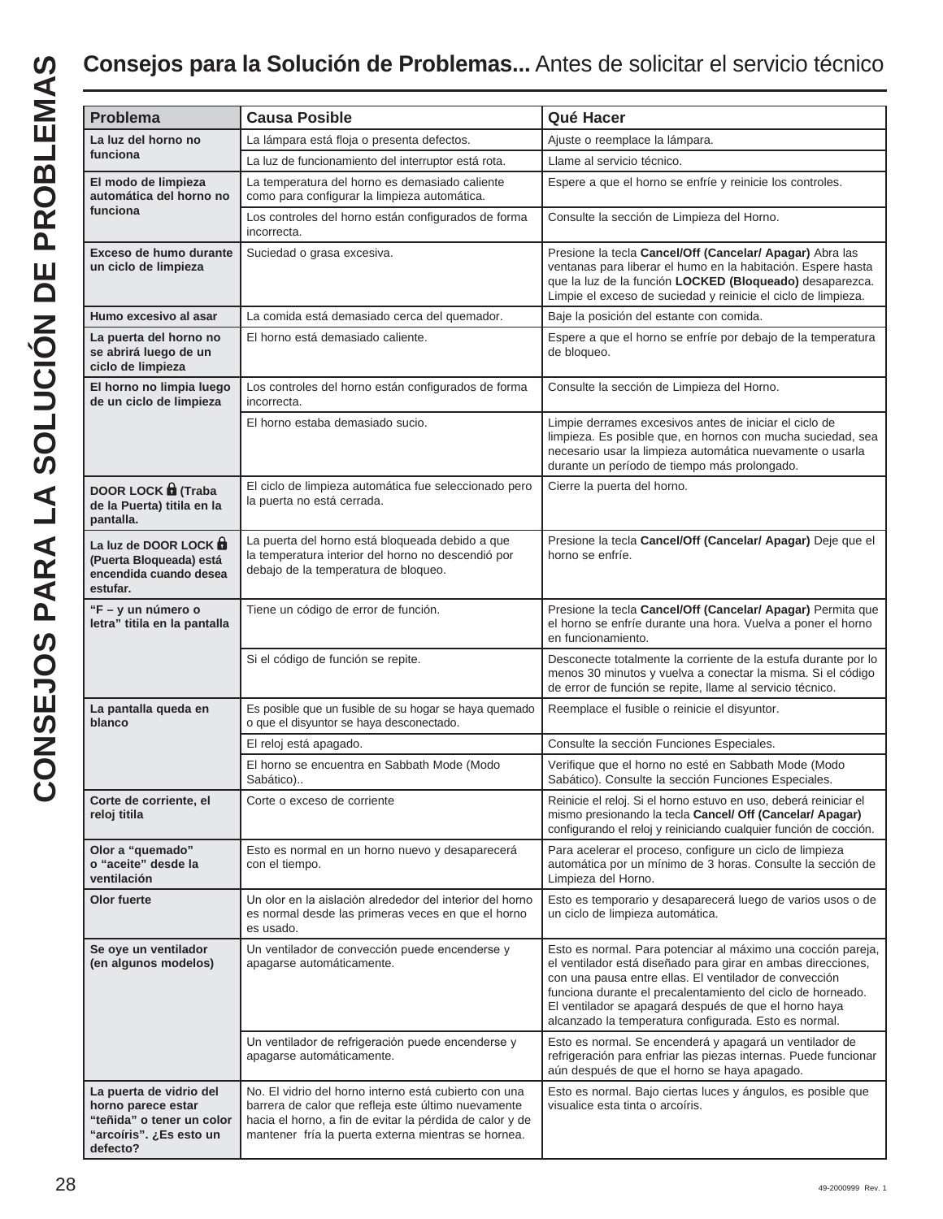# Consejos para la Solución de Problemas... Antes de solicitar el servicio técnico

| Problema | Causa Posible | Qué Hacer |
|---|---|---|
| **La luz del horno no funciona** | La lámpara está floja o presenta defectos. | Ajuste o reemplace la lámpara. |
| | La luz de funcionamiento del interruptor está rota. | Llame al servicio técnico. |
| **El modo de limpieza automática del horno no funciona** | La temperatura del horno es demasiado caliente como para configurar la limpieza automática. | Espere a que el horno se enfríe y reinicie los controles. |
| | Los controles del horno están configurados de forma incorrecta. | Consulte la sección de Limpieza del Horno. |
| **Exceso de humo durante un ciclo de limpieza** | Suciedad o grasa excesiva. | Presione la tecla **Cancel/Off (Cancelar/ Apagar)** Abra las ventanas para liberar el humo en la habitación. Espere hasta que la luz de la función **LOCKED (Bloqueado)** desaparezca. Limpie el exceso de suciedad y reinicie el ciclo de limpieza. |
| **Humo excesivo al asar** | La comida está demasiado cerca del quemador. | Baje la posición del estante con comida. |
| **La puerta del horno no se abrirá luego de un ciclo de limpieza** | El horno está demasiado caliente. | Espere a que el horno se enfríe por debajo de la temperatura de bloqueo. |
| **El horno no limpia luego de un ciclo de limpieza** | Los controles del horno están configurados de forma incorrecta. | Consulte la sección de Limpieza del Horno. |
| | El horno estaba demasiado sucio. | Limpie derrames excesivos antes de iniciar el ciclo de limpieza. Es posible que, en hornos con mucha suciedad, sea necesario usar la limpieza automática nuevamente o usarla durante un período de tiempo más prolongado. |
| **DOOR LOCK 🔒 (Traba de la Puerta) titila en la pantalla.** | El ciclo de limpieza automática fue seleccionado pero la puerta no está cerrada. | Cierre la puerta del horno. |
| **La luz de DOOR LOCK 🔒 (Puerta Bloqueada) está encendida cuando desea estufar.** | La puerta del horno está bloqueada debido a que la temperatura interior del horno no descendió por debajo de la temperatura de bloqueo. | Presione la tecla **Cancel/Off (Cancelar/ Apagar)** Deje que el horno se enfríe. |
| **"F – y un número o letra" titila en la pantalla** | Tiene un código de error de función. | Presione la tecla **Cancel/Off (Cancelar/ Apagar)** Permita que el horno se enfríe durante una hora. Vuelva a poner el horno en funcionamiento. |
| | Si el código de función se repite. | Desconecte totalmente la corriente de la estufa durante por lo menos 30 minutos y vuelva a conectar la misma. Si el código de error de función se repite, llame al servicio técnico. |
| **La pantalla queda en blanco** | Es posible que un fusible de su hogar se haya quemado o que el disyuntor se haya desconectado. | Reemplace el fusible o reinicie el disyuntor. |
| | El reloj está apagado. | Consulte la sección Funciones Especiales. |
| | El horno se encuentra en Sabbath Mode (Modo Sabático).. | Verifique que el horno no esté en Sabbath Mode (Modo Sabático). Consulte la sección Funciones Especiales. |
| **Corte de corriente, el reloj titila** | Corte o exceso de corriente | Reinicie el reloj. Si el horno estuvo en uso, deberá reiniciar el mismo presionando la tecla **Cancel/ Off (Cancelar/ Apagar)** configurando el reloj y reiniciando cualquier función de cocción. |
| **Olor a "quemado" o "aceite" desde la ventilación** | Esto es normal en un horno nuevo y desaparecerá con el tiempo. | Para acelerar el proceso, configure un ciclo de limpieza automática por un mínimo de 3 horas. Consulte la sección de Limpieza del Horno. |
| **Olor fuerte** | Un olor en la aislación alrededor del interior del horno es normal desde las primeras veces en que el horno es usado. | Esto es temporario y desaparecerá luego de varios usos o de un ciclo de limpieza automática. |
| **Se oye un ventilador (en algunos modelos)** | Un ventilador de convección puede encenderse y apagarse automáticamente. | Esto es normal. Para potenciar al máximo una cocción pareja, el ventilador está diseñado para girar en ambas direcciones, con una pausa entre ellas. El ventilador de convección funciona durante el precalentamiento del ciclo de horneado. El ventilador se apagará después de que el horno haya alcanzado la temperatura configurada. Esto es normal. |
| | Un ventilador de refrigeración puede encenderse y apagarse automáticamente. | Esto es normal. Se encenderá y apagará un ventilador de refrigeración para enfriar las piezas internas. Puede funcionar aún después de que el horno se haya apagado. |
| **La puerta de vidrio del horno parece estar "teñida" o tener un color "arcoíris". ¿Es esto un defecto?** | No. El vidrio del horno interno está cubierto con una barrera de calor que refleja este último nuevamente hacia el horno, a fin de evitar la pérdida de calor y de mantener fría la puerta externa mientras se hornea. | Esto es normal. Bajo ciertas luces y ángulos, es posible que visualice esta tinta o arcoíris. |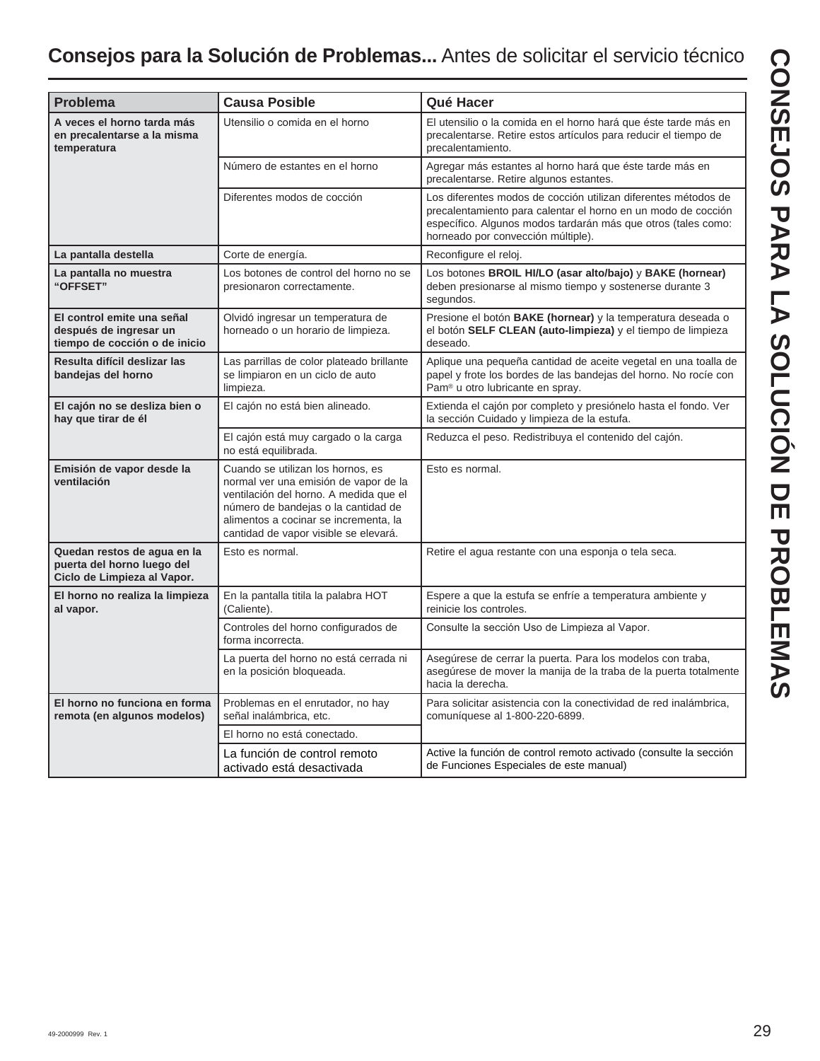## **Consejos para la Solución de Problemas...** Antes de solicitar el servicio técnico

# CONSEJOS PARA LA SOLUCIÓN DE PROBLEMAS

| Problema | Causa Posible | Qué Hacer |
|---|---|---|
| **A veces el horno tarda más en precalentarse a la misma temperatura** | Utensilio o comida en el horno | El utensilio o la comida en el horno hará que éste tarde más en precalentarse. Retire estos artículos para reducir el tiempo de precalentamiento. |
| | Número de estantes en el horno | Agregar más estantes al horno hará que éste tarde más en precalentarse. Retire algunos estantes. |
| | Diferentes modos de cocción | Los diferentes modos de cocción utilizan diferentes métodos de precalentamiento para calentar el horno en un modo de cocción específico. Algunos modos tardarán más que otros (tales como: horneado por convección múltiple). |
| **La pantalla destella** | Corte de energía. | Reconfigure el reloj. |
| **La pantalla no muestra "OFFSET"** | Los botones de control del horno no se presionaron correctamente. | Los botones **BROIL HI/LO (asar alto/bajo)** y **BAKE (hornear)** deben presionarse al mismo tiempo y sostenerse durante 3 segundos. |
| **El control emite una señal después de ingresar un tiempo de cocción o de inicio** | Olvidó ingresar un temperatura de horneado o un horario de limpieza. | Presione el botón **BAKE (hornear)** y la temperatura deseada o el botón **SELF CLEAN (auto-limpieza)** y el tiempo de limpieza deseado. |
| **Resulta difícil deslizar las bandejas del horno** | Las parrillas de color plateado brillante se limpiaron en un ciclo de auto limpieza. | Aplique una pequeña cantidad de aceite vegetal en una toalla de papel y frote los bordes de las bandejas del horno. No rocíe con Pam® u otro lubricante en spray. |
| **El cajón no se desliza bien o hay que tirar de él** | El cajón no está bien alineado. | Extienda el cajón por completo y presiónelo hasta el fondo. Ver la sección Cuidado y limpieza de la estufa. |
| | El cajón está muy cargado o la carga no está equilibrada. | Reduzca el peso. Redistribuya el contenido del cajón. |
| **Emisión de vapor desde la ventilación** | Cuando se utilizan los hornos, es normal ver una emisión de vapor de la ventilación del horno. A medida que el número de bandejas o la cantidad de alimentos a cocinar se incrementa, la cantidad de vapor visible se elevará. | Esto es normal. |
| **Quedan restos de agua en la puerta del horno luego del Ciclo de Limpieza al Vapor.** | Esto es normal. | Retire el agua restante con una esponja o tela seca. |
| **El horno no realiza la limpieza al vapor.** | En la pantalla titila la palabra HOT (Caliente). | Espere a que la estufa se enfríe a temperatura ambiente y reinicie los controles. |
| | Controles del horno configurados de forma incorrecta. | Consulte la sección Uso de Limpieza al Vapor. |
| | La puerta del horno no está cerrada ni en la posición bloqueada. | Asegúrese de cerrar la puerta. Para los modelos con traba, asegúrese de mover la manija de la traba de la puerta totalmente hacia la derecha. |
| **El horno no funciona en forma remota (en algunos modelos)** | Problemas en el enrutador, no hay señal inalámbrica, etc. | Para solicitar asistencia con la conectividad de red inalámbrica, comuníquese al 1-800-220-6899. |
| | El horno no está conectado. | |
| | La función de control remoto activado está desactivada | Active la función de control remoto activado (consulte la sección de Funciones Especiales de este manual) |

49-2000999 Rev. 1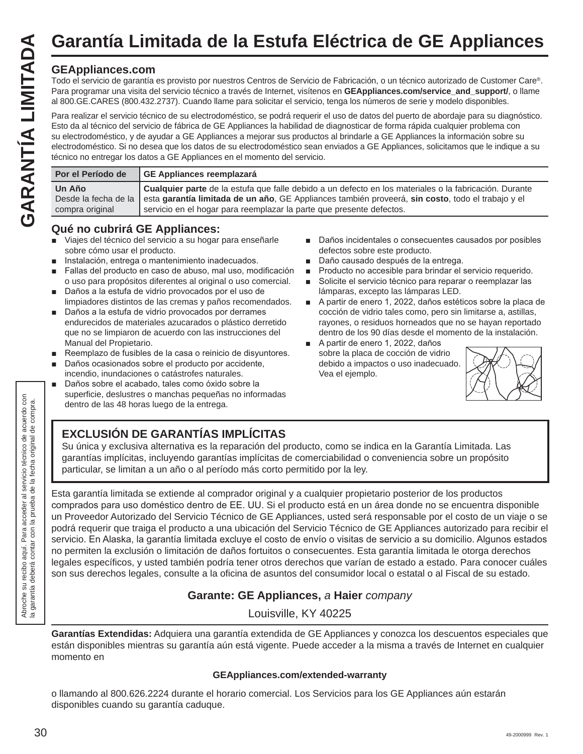# Garantía Limitada de la Estufa Eléctrica de GE Appliances

GARANTÍA LIMITADA

### GEAppliances.com

Todo el servicio de garantía es provisto por nuestros Centros de Servicio de Fabricación, o un técnico autorizado de Customer Care®. Para programar una visita del servicio técnico a través de Internet, visítenos en **GEAppliances.com/service_and_support/**, o llame al 800.GE.CARES (800.432.2737). Cuando llame para solicitar el servicio, tenga los números de serie y modelo disponibles.

Para realizar el servicio técnico de su electrodoméstico, se podrá requerir el uso de datos del puerto de abordaje para su diagnóstico. Esto da al técnico del servicio de fábrica de GE Appliances la habilidad de diagnosticar de forma rápida cualquier problema con su electrodoméstico, y de ayudar a GE Appliances a mejorar sus productos al brindarle a GE Appliances la información sobre su electrodoméstico. Si no desea que los datos de su electrodoméstico sean enviados a GE Appliances, solicitamos que le indique a su técnico no entregar los datos a GE Appliances en el momento del servicio.

| Por el Período de | GE Appliances reemplazará |
|---|---|
| **Un Año** Desde la fecha de la compra original | **Cualquier parte** de la estufa que falle debido a un defecto en los materiales o la fabricación. Durante esta **garantía limitada de un año**, GE Appliances también proveerá, **sin costo**, todo el trabajo y el servicio en el hogar para reemplazar la parte que presente defectos. |

### Qué no cubrirá GE Appliances:

- Viajes del técnico del servicio a su hogar para enseñarle sobre cómo usar el producto.
- Instalación, entrega o mantenimiento inadecuados.
- Fallas del producto en caso de abuso, mal uso, modificación o uso para propósitos diferentes al original o uso comercial.
- Daños a la estufa de vidrio provocados por el uso de limpiadores distintos de las cremas y paños recomendados.
- Daños a la estufa de vidrio provocados por derrames endurecidos de materiales azucarados o plástico derretido que no se limpiaron de acuerdo con las instrucciones del Manual del Propietario.
- Reemplazo de fusibles de la casa o reinicio de disyuntores.
- Daños ocasionados sobre el producto por accidente, incendio, inundaciones o catástrofes naturales.
- Daños sobre el acabado, tales como óxido sobre la superficie, deslustres o manchas pequeñas no informadas dentro de las 48 horas luego de la entrega.
- Daños incidentales o consecuentes causados por posibles defectos sobre este producto.
- Daño causado después de la entrega.
- Producto no accesible para brindar el servicio requerido.
- Solicite el servicio técnico para reparar o reemplazar las lámparas, excepto las lámparas LED.
- A partir de enero 1, 2022, daños estéticos sobre la placa de cocción de vidrio tales como, pero sin limitarse a, astillas, rayones, o residuos horneados que no se hayan reportado dentro de los 90 días desde el momento de la instalación.
- A partir de enero 1, 2022, daños sobre la placa de cocción de vidrio debido a impactos o uso inadecuado. Vea el ejemplo.

### EXCLUSIÓN DE GARANTÍAS IMPLÍCITAS

Su única y exclusiva alternativa es la reparación del producto, como se indica en la Garantía Limitada. Las garantías implícitas, incluyendo garantías implícitas de comerciabilidad o conveniencia sobre un propósito particular, se limitan a un año o al período más corto permitido por la ley.

Esta garantía limitada se extiende al comprador original y a cualquier propietario posterior de los productos comprados para uso doméstico dentro de EE. UU. Si el producto está en un área donde no se encuentra disponible un Proveedor Autorizado del Servicio Técnico de GE Appliances, usted será responsable por el costo de un viaje o se podrá requerir que traiga el producto a una ubicación del Servicio Técnico de GE Appliances autorizado para recibir el servicio. En Alaska, la garantía limitada excluye el costo de envío o visitas de servicio a su domicilio. Algunos estados no permiten la exclusión o limitación de daños fortuitos o consecuentes. Esta garantía limitada le otorga derechos legales específicos, y usted también podría tener otros derechos que varían de estado a estado. Para conocer cuáles son sus derechos legales, consulte a la oficina de asuntos del consumidor local o estatal o al Fiscal de su estado.

**Garante: GE Appliances,** *a* **Haier** *company*

Louisville, KY 40225

Abroche su recibo aquí. Para acceder al servicio técnico de acuerdo con la garantía deberá contar con la prueba de la fecha original de compra.

**Garantías Extendidas:** Adquiera una garantía extendida de GE Appliances y conozca los descuentos especiales que están disponibles mientras su garantía aún está vigente. Puede acceder a la misma a través de Internet en cualquier momento en

**GEAppliances.com/extended-warranty**

o llamando al 800.626.2224 durante el horario comercial. Los Servicios para los GE Appliances aún estarán disponibles cuando su garantía caduque.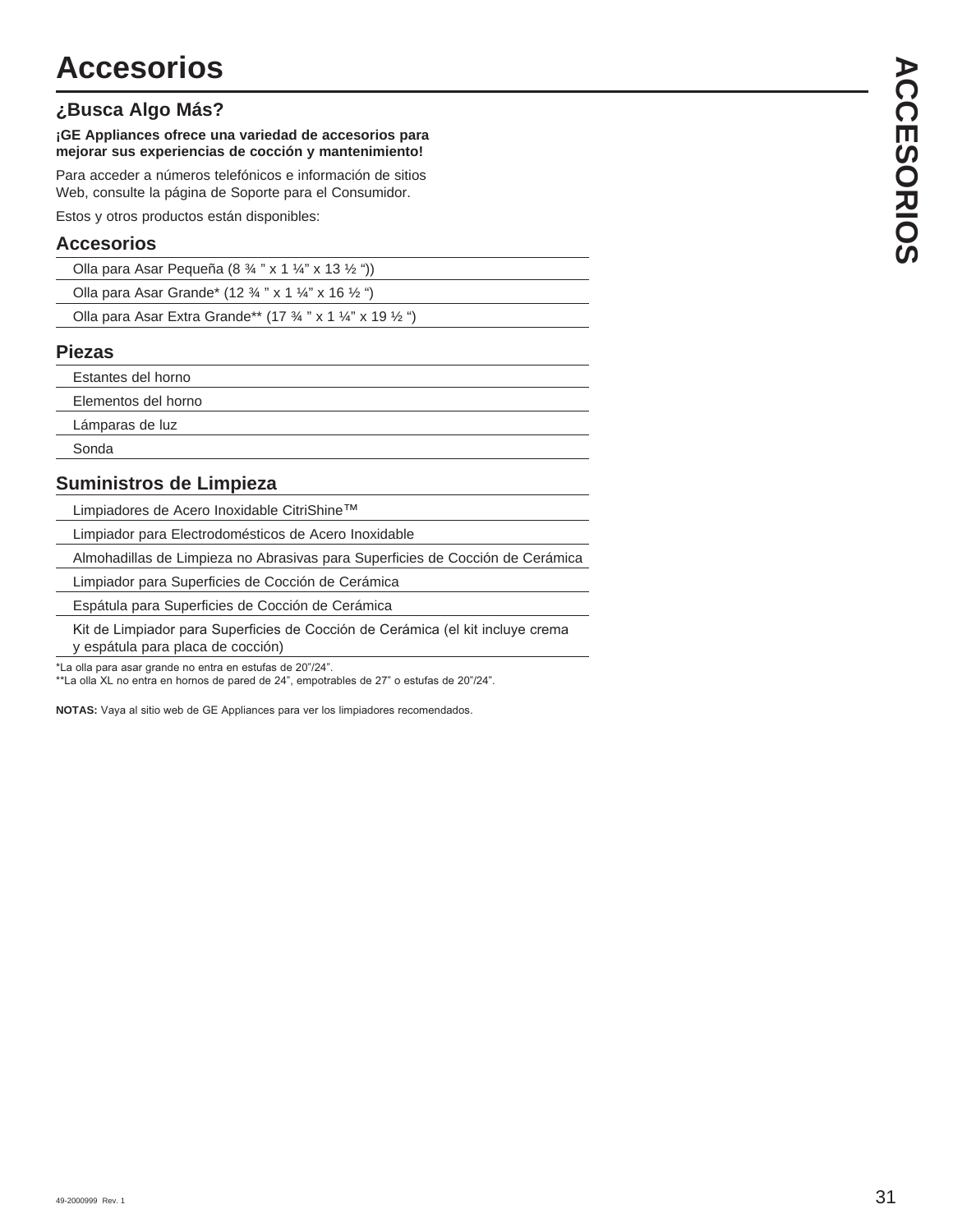# Accesorios

## ¿Busca Algo Más?

**¡GE Appliances ofrece una variedad de accesorios para mejorar sus experiencias de cocción y mantenimiento!**

Para acceder a números telefónicos e información de sitios Web, consulte la página de Soporte para el Consumidor.

Estos y otros productos están disponibles:

### Accesorios

- Olla para Asar Pequeña (8 ¾ ” x 1 ¼” x 13 ½ “))
- Olla para Asar Grande* (12 ¾ ” x 1 ¼” x 16 ½ “)
- Olla para Asar Extra Grande** (17 ¾ ” x 1 ¼” x 19 ½ “)

### Piezas

- Estantes del horno
- Elementos del horno
- Lámparas de luz
- Sonda

### Suministros de Limpieza

- Limpiadores de Acero Inoxidable CitriShine™
- Limpiador para Electrodomésticos de Acero Inoxidable
- Almohadillas de Limpieza no Abrasivas para Superficies de Cocción de Cerámica
- Limpiador para Superficies de Cocción de Cerámica
- Espátula para Superficies de Cocción de Cerámica
- Kit de Limpiador para Superficies de Cocción de Cerámica (el kit incluye crema y espátula para placa de cocción)

*La olla para asar grande no entra en estufas de 20”/24”.
**La olla XL no entra en hornos de pared de 24”, empotrables de 27” o estufas de 20”/24”.

**NOTAS:** Vaya al sitio web de GE Appliances para ver los limpiadores recomendados.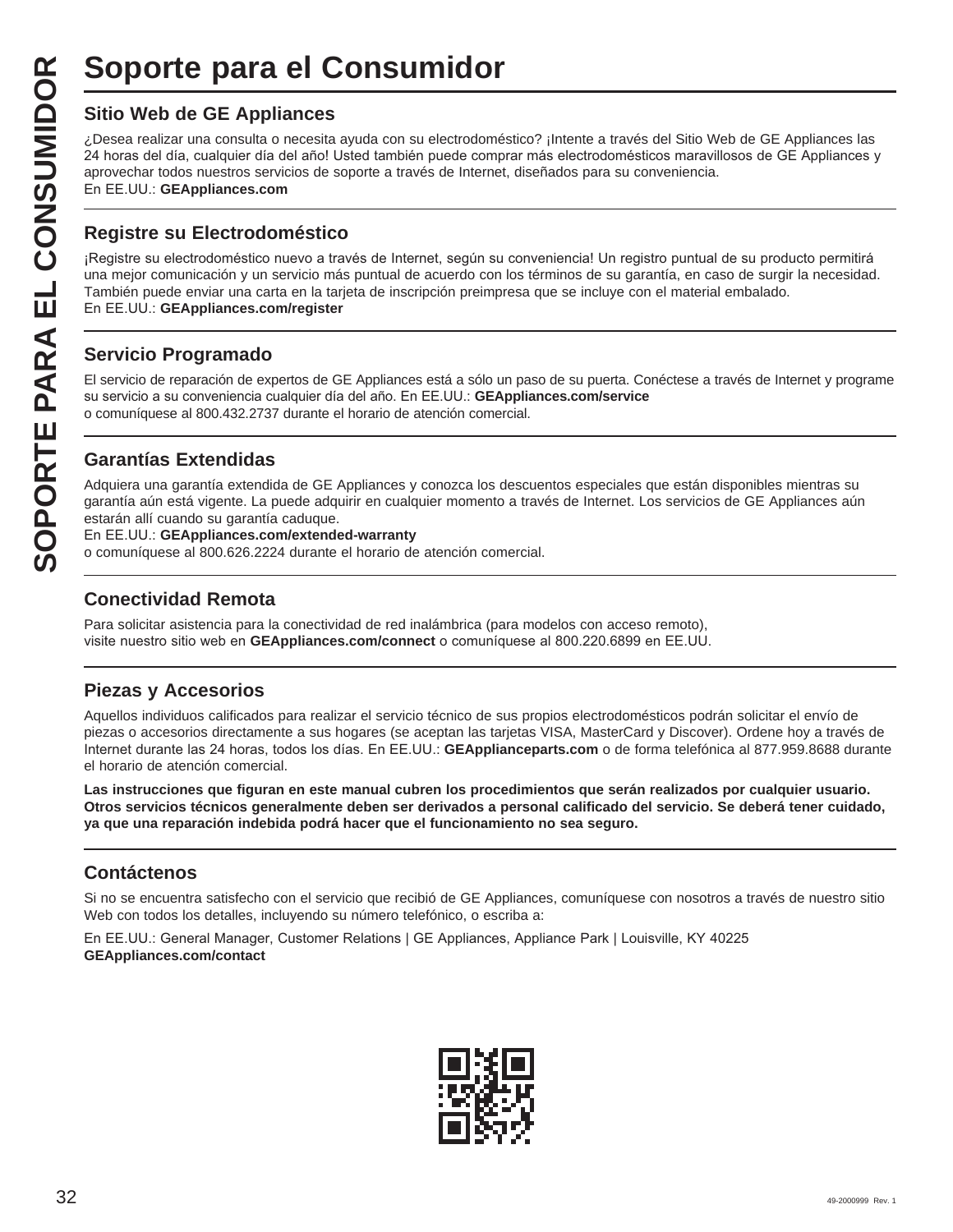# Soporte para el Consumidor

## Sitio Web de GE Appliances

¿Desea realizar una consulta o necesita ayuda con su electrodoméstico? ¡Intente a través del Sitio Web de GE Appliances las 24 horas del día, cualquier día del año! Usted también puede comprar más electrodomésticos maravillosos de GE Appliances y aprovechar todos nuestros servicios de soporte a través de Internet, diseñados para su conveniencia.
En EE.UU.: **GEAppliances.com**

## Registre su Electrodoméstico

¡Registre su electrodoméstico nuevo a través de Internet, según su conveniencia! Un registro puntual de su producto permitirá una mejor comunicación y un servicio más puntual de acuerdo con los términos de su garantía, en caso de surgir la necesidad. También puede enviar una carta en la tarjeta de inscripción preimpresa que se incluye con el material embalado.
En EE.UU.: **GEAppliances.com/register**

## Servicio Programado

El servicio de reparación de expertos de GE Appliances está a sólo un paso de su puerta. Conéctese a través de Internet y programe su servicio a su conveniencia cualquier día del año. En EE.UU.: **GEAppliances.com/service**
o comuníquese al 800.432.2737 durante el horario de atención comercial.

## Garantías Extendidas

Adquiera una garantía extendida de GE Appliances y conozca los descuentos especiales que están disponibles mientras su garantía aún está vigente. La puede adquirir en cualquier momento a través de Internet. Los servicios de GE Appliances aún estarán allí cuando su garantía caduque.
En EE.UU.: **GEAppliances.com/extended-warranty**
o comuníquese al 800.626.2224 durante el horario de atención comercial.

## Conectividad Remota

Para solicitar asistencia para la conectividad de red inalámbrica (para modelos con acceso remoto), visite nuestro sitio web en **GEAppliances.com/connect** o comuníquese al 800.220.6899 en EE.UU.

## Piezas y Accesorios

Aquellos individuos calificados para realizar el servicio técnico de sus propios electrodomésticos podrán solicitar el envío de piezas o accesorios directamente a sus hogares (se aceptan las tarjetas VISA, MasterCard y Discover). Ordene hoy a través de Internet durante las 24 horas, todos los días. En EE.UU.: **GEApplianceparts.com** o de forma telefónica al 877.959.8688 durante el horario de atención comercial.

**Las instrucciones que figuran en este manual cubren los procedimientos que serán realizados por cualquier usuario. Otros servicios técnicos generalmente deben ser derivados a personal calificado del servicio. Se deberá tener cuidado, ya que una reparación indebida podrá hacer que el funcionamiento no sea seguro.**

## Contáctenos

Si no se encuentra satisfecho con el servicio que recibió de GE Appliances, comuníquese con nosotros a través de nuestro sitio Web con todos los detalles, incluyendo su número telefónico, o escriba a:

En EE.UU.: General Manager, Customer Relations | GE Appliances, Appliance Park | Louisville, KY 40225
**GEAppliances.com/contact**

49-2000999 Rev. 1